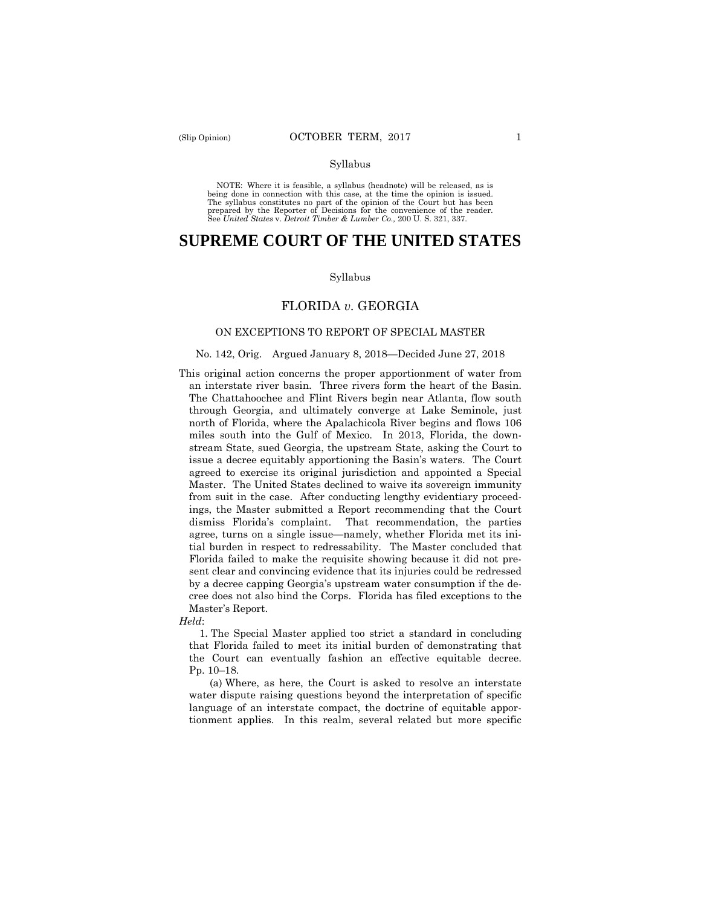Syllabus

NOTE: Where it is feasible, a syllabus (headnote) will be released, as is being done in connection with this case, at the time the opinion is issued. The syllabus constitutes no part of the opinion of the Court but has been prepared by the Reporter of Decisions for the convenience of the reader. See *United States* v. *Detroit Timber & Lumber Co.,* 200 U. S. 321, 337.

# SUPREME COURT OF THE UNITED STATES

Syllabus

## FLORIDA *v.* GEORGIA

### ON EXCEPTIONS TO REPORT OF SPECIAL MASTER

No. 142, Orig. Argued January 8, 2018—Decided June 27, 2018

This original action concerns the proper apportionment of water from an interstate river basin. Three rivers form the heart of the Basin. The Chattahoochee and Flint Rivers begin near Atlanta, flow south through Georgia, and ultimately converge at Lake Seminole, just north of Florida, where the Apalachicola River begins and flows 106 miles south into the Gulf of Mexico. In 2013, Florida, the downstream State, sued Georgia, the upstream State, asking the Court to issue a decree equitably apportioning the Basin's waters. The Court agreed to exercise its original jurisdiction and appointed a Special Master. The United States declined to waive its sovereign immunity from suit in the case. After conducting lengthy evidentiary proceedings, the Master submitted a Report recommending that the Court dismiss Florida's complaint. That recommendation, the parties agree, turns on a single issue—namely, whether Florida met its initial burden in respect to redressability. The Master concluded that Florida failed to make the requisite showing because it did not present clear and convincing evidence that its injuries could be redressed by a decree capping Georgia's upstream water consumption if the decree does not also bind the Corps. Florida has filed exceptions to the Master's Report.

*Held*:

1. The Special Master applied too strict a standard in concluding that Florida failed to meet its initial burden of demonstrating that the Court can eventually fashion an effective equitable decree. Pp. 10–18.

(a) Where, as here, the Court is asked to resolve an interstate water dispute raising questions beyond the interpretation of specific language of an interstate compact, the doctrine of equitable apportionment applies. In this realm, several related but more specific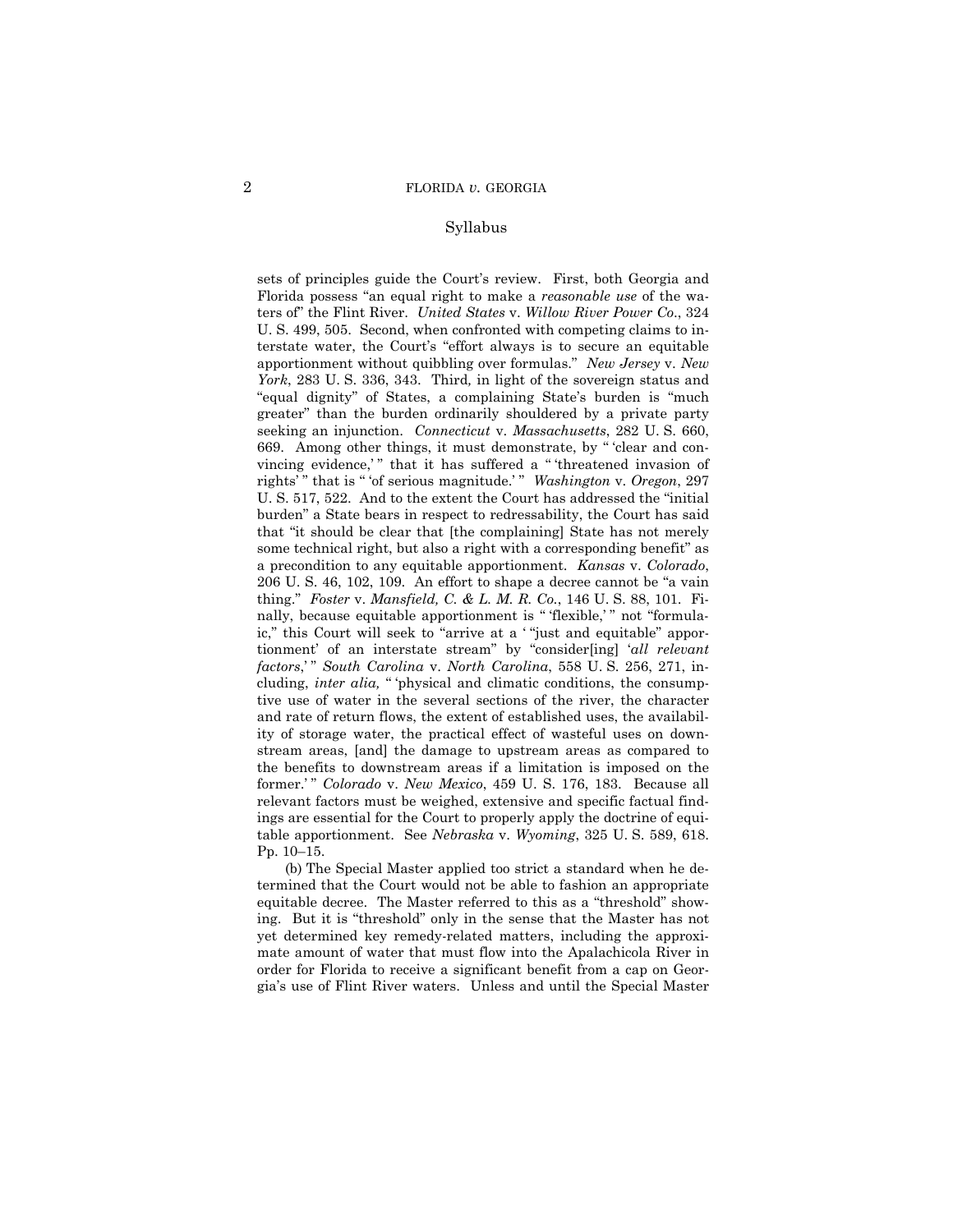Syllabus

sets of principles guide the Court's review. First, both Georgia and Florida possess "an equal right to make a *reasonable use* of the waters of" the Flint River. *United States* v. *Willow River Power Co*., 324 U. S. 499, 505. Second, when confronted with competing claims to interstate water, the Court's "effort always is to secure an equitable apportionment without quibbling over formulas." *New Jersey* v. *New York*, 283 U. S. 336, 343. Third, in light of the sovereign status and "equal dignity" of States, a complaining State's burden is "much greater" than the burden ordinarily shouldered by a private party seeking an injunction. *Connecticut* v. *Massachusetts*, 282 U. S. 660, 669. Among other things, it must demonstrate, by " 'clear and convincing evidence,' " that it has suffered a " 'threatened invasion of rights' " that is " 'of serious magnitude.' " *Washington* v. *Oregon*, 297 U. S. 517, 522. And to the extent the Court has addressed the "initial burden" a State bears in respect to redressability, the Court has said that "it should be clear that [the complaining] State has not merely some technical right, but also a right with a corresponding benefit" as a precondition to any equitable apportionment. *Kansas* v. *Colorado*, 206 U. S. 46, 102, 109. An effort to shape a decree cannot be "a vain thing." *Foster* v. *Mansfield, C. & L. M. R. Co*., 146 U. S. 88, 101. Finally, because equitable apportionment is " 'flexible,' " not "formulaic," this Court will seek to "arrive at a ' "just and equitable" apportionment' of an interstate stream" by "consider[ing] '*all relevant factors*,' " *South Carolina* v. *North Carolina*, 558 U. S. 256, 271, including, *inter alia,* " 'physical and climatic conditions, the consumptive use of water in the several sections of the river, the character and rate of return flows, the extent of established uses, the availability of storage water, the practical effect of wasteful uses on downstream areas, [and] the damage to upstream areas as compared to the benefits to downstream areas if a limitation is imposed on the former.' " *Colorado* v. *New Mexico*, 459 U. S. 176, 183. Because all relevant factors must be weighed, extensive and specific factual findings are essential for the Court to properly apply the doctrine of equitable apportionment. See *Nebraska* v. *Wyoming*, 325 U. S. 589, 618. Pp. 10–15.

(b) The Special Master applied too strict a standard when he determined that the Court would not be able to fashion an appropriate equitable decree. The Master referred to this as a "threshold" showing. But it is "threshold" only in the sense that the Master has not yet determined key remedy-related matters, including the approximate amount of water that must flow into the Apalachicola River in order for Florida to receive a significant benefit from a cap on Georgia's use of Flint River waters. Unless and until the Special Master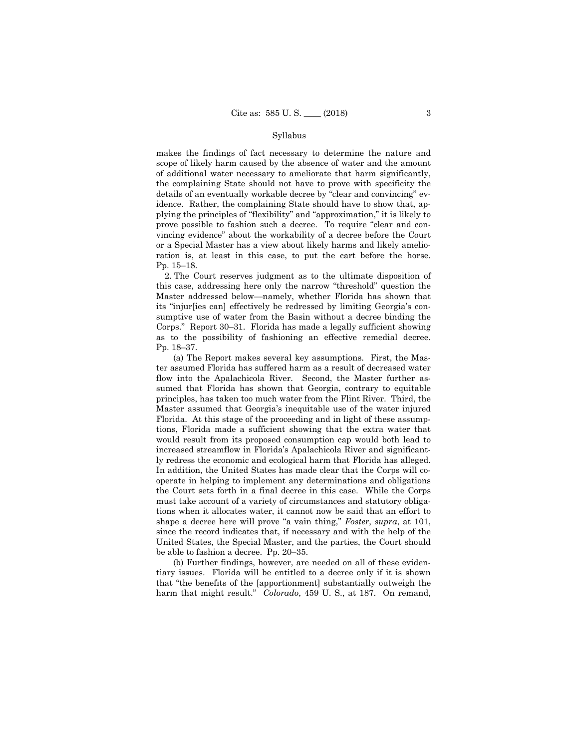makes the findings of fact necessary to determine the nature and scope of likely harm caused by the absence of water and the amount of additional water necessary to ameliorate that harm significantly, the complaining State should not have to prove with specificity the details of an eventually workable decree by "clear and convincing" evidence. Rather, the complaining State should have to show that, applying the principles of "flexibility" and "approximation," it is likely to prove possible to fashion such a decree. To require "clear and convincing evidence" about the workability of a decree before the Court or a Special Master has a view about likely harms and likely amelioration is, at least in this case, to put the cart before the horse. Pp. 15–18.

2. The Court reserves judgment as to the ultimate disposition of this case, addressing here only the narrow "threshold" question the Master addressed below—namely, whether Florida has shown that its "injur[ies can] effectively be redressed by limiting Georgia's consumptive use of water from the Basin without a decree binding the Corps." Report 30–31. Florida has made a legally sufficient showing as to the possibility of fashioning an effective remedial decree. Pp. 18–37.

(a) The Report makes several key assumptions. First, the Master assumed Florida has suffered harm as a result of decreased water flow into the Apalachicola River. Second, the Master further assumed that Florida has shown that Georgia, contrary to equitable principles, has taken too much water from the Flint River. Third, the Master assumed that Georgia's inequitable use of the water injured Florida. At this stage of the proceeding and in light of these assumptions, Florida made a sufficient showing that the extra water that would result from its proposed consumption cap would both lead to increased streamflow in Florida's Apalachicola River and significantly redress the economic and ecological harm that Florida has alleged. In addition, the United States has made clear that the Corps will cooperate in helping to implement any determinations and obligations the Court sets forth in a final decree in this case. While the Corps must take account of a variety of circumstances and statutory obligations when it allocates water, it cannot now be said that an effort to shape a decree here will prove "a vain thing," *Foster*, *supra*, at 101, since the record indicates that, if necessary and with the help of the United States, the Special Master, and the parties, the Court should be able to fashion a decree. Pp. 20–35.

(b) Further findings, however, are needed on all of these evidentiary issues. Florida will be entitled to a decree only if it is shown that "the benefits of the [apportionment] substantially outweigh the harm that might result." *Colorado*, 459 U. S., at 187. On remand,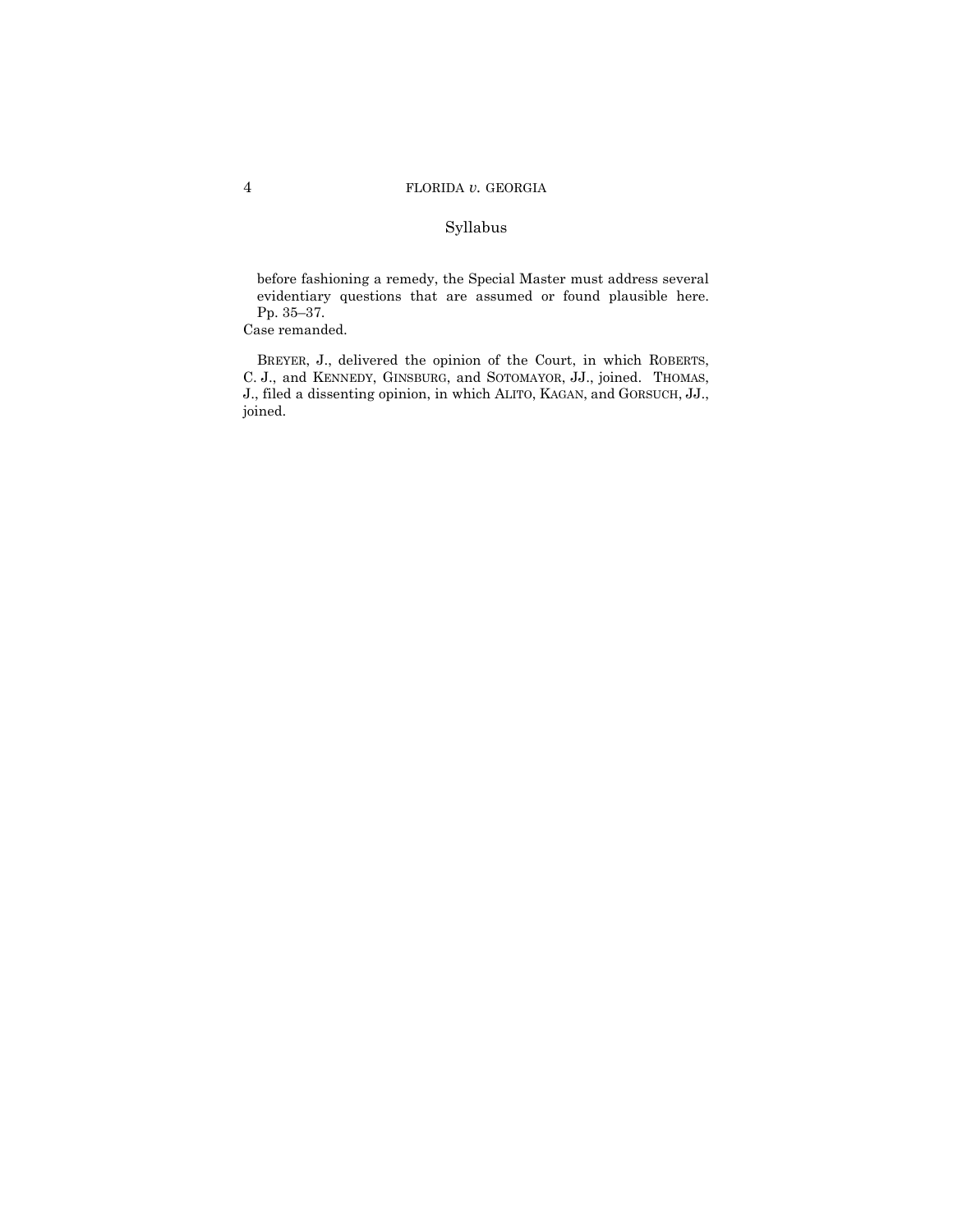## Syllabus

before fashioning a remedy, the Special Master must address several evidentiary questions that are assumed or found plausible here. Pp. 35–37.

Case remanded.

BREYER, J., delivered the opinion of the Court, in which ROBERTS, C. J., and KENNEDY, GINSBURG, and SOTOMAYOR, JJ., joined. THOMAS, J., filed a dissenting opinion, in which ALITO, KAGAN, and GORSUCH, JJ., joined.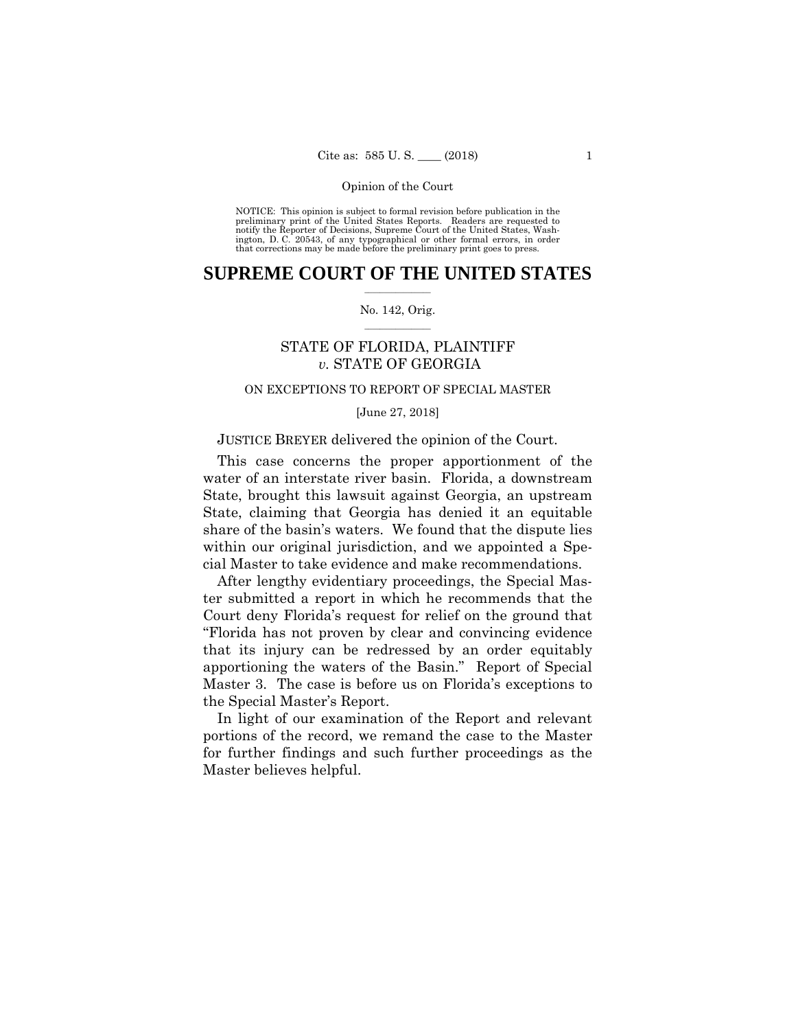NOTICE: This opinion is subject to formal revision before publication in the preliminary print of the United States Reports. Readers are requested to notify the Reporter of Decisions, Supreme Court of the United States, Washington, D. C. 20543, of any typographical or other formal errors, in order that corrections may be made before the preliminary print goes to press.

# SUPREME COURT OF THE UNITED STATES

No. 142, Orig.

STATE OF FLORIDA, PLAINTIFF *v.* STATE OF GEORGIA

ON EXCEPTIONS TO REPORT OF SPECIAL MASTER

[June 27, 2018]

JUSTICE BREYER delivered the opinion of the Court.

This case concerns the proper apportionment of the water of an interstate river basin. Florida, a downstream State, brought this lawsuit against Georgia, an upstream State, claiming that Georgia has denied it an equitable share of the basin's waters. We found that the dispute lies within our original jurisdiction, and we appointed a Special Master to take evidence and make recommendations.

After lengthy evidentiary proceedings, the Special Master submitted a report in which he recommends that the Court deny Florida's request for relief on the ground that "Florida has not proven by clear and convincing evidence that its injury can be redressed by an order equitably apportioning the waters of the Basin." Report of Special Master 3. The case is before us on Florida's exceptions to the Special Master's Report.

In light of our examination of the Report and relevant portions of the record, we remand the case to the Master for further findings and such further proceedings as the Master believes helpful.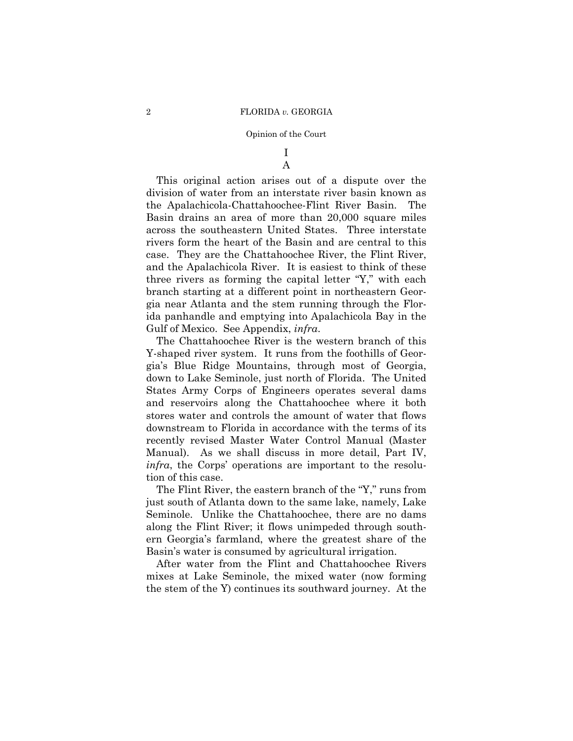# I

## A

This original action arises out of a dispute over the division of water from an interstate river basin known as the Apalachicola-Chattahoochee-Flint River Basin. The Basin drains an area of more than 20,000 square miles across the southeastern United States. Three interstate rivers form the heart of the Basin and are central to this case. They are the Chattahoochee River, the Flint River, and the Apalachicola River. It is easiest to think of these three rivers as forming the capital letter "Y," with each branch starting at a different point in northeastern Georgia near Atlanta and the stem running through the Florida panhandle and emptying into Apalachicola Bay in the Gulf of Mexico. See Appendix, *infra*.

The Chattahoochee River is the western branch of this Y-shaped river system. It runs from the foothills of Georgia's Blue Ridge Mountains, through most of Georgia, down to Lake Seminole, just north of Florida. The United States Army Corps of Engineers operates several dams and reservoirs along the Chattahoochee where it both stores water and controls the amount of water that flows downstream to Florida in accordance with the terms of its recently revised Master Water Control Manual (Master Manual). As we shall discuss in more detail, Part IV, *infra*, the Corps' operations are important to the resolution of this case.

The Flint River, the eastern branch of the "Y," runs from just south of Atlanta down to the same lake, namely, Lake Seminole. Unlike the Chattahoochee, there are no dams along the Flint River; it flows unimpeded through southern Georgia's farmland, where the greatest share of the Basin's water is consumed by agricultural irrigation.

After water from the Flint and Chattahoochee Rivers mixes at Lake Seminole, the mixed water (now forming the stem of the Y) continues its southward journey. At the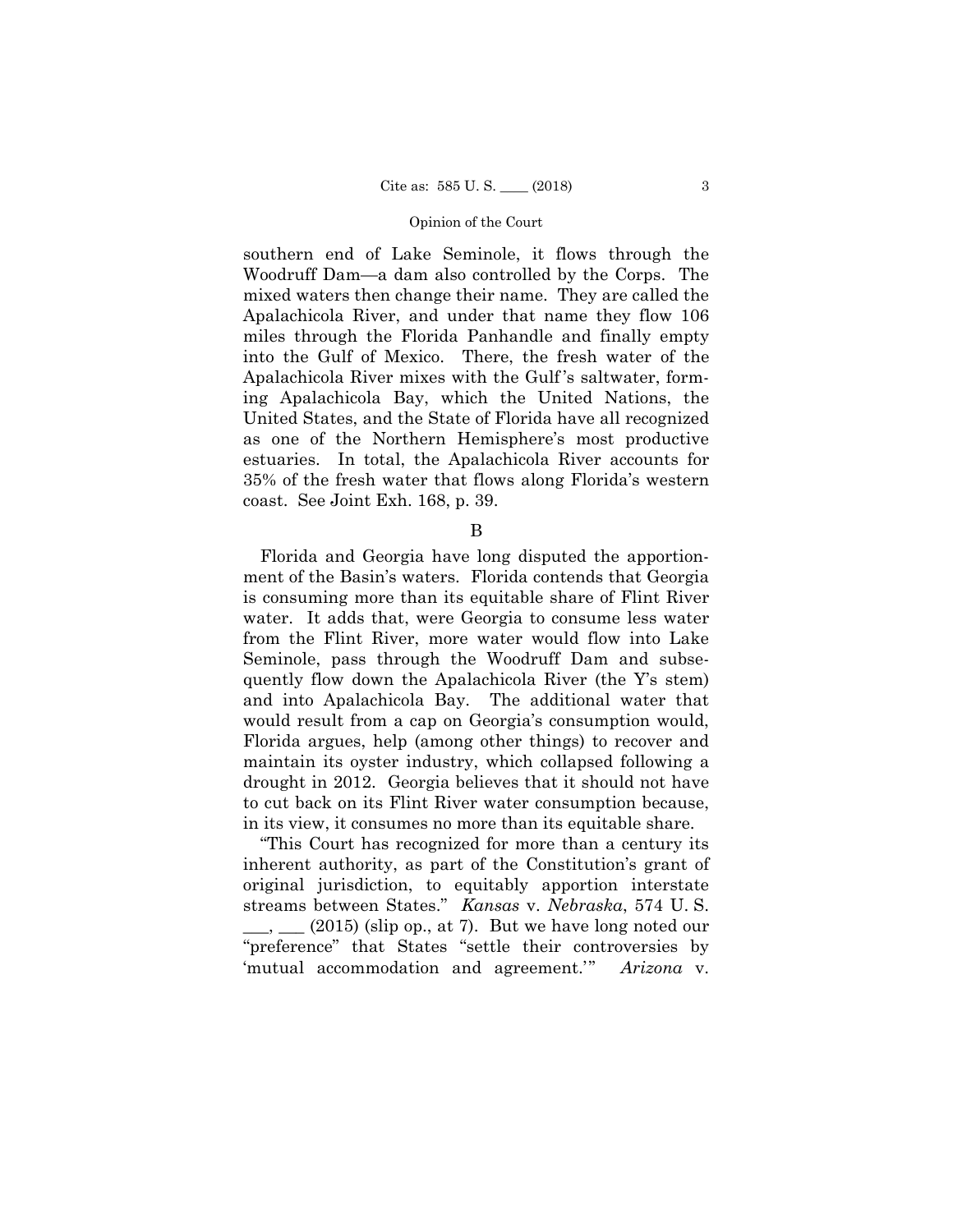southern end of Lake Seminole, it flows through the Woodruff Dam—a dam also controlled by the Corps. The mixed waters then change their name. They are called the Apalachicola River, and under that name they flow 106 miles through the Florida Panhandle and finally empty into the Gulf of Mexico. There, the fresh water of the Apalachicola River mixes with the Gulf's saltwater, forming Apalachicola Bay, which the United Nations, the United States, and the State of Florida have all recognized as one of the Northern Hemisphere's most productive estuaries. In total, the Apalachicola River accounts for 35% of the fresh water that flows along Florida's western coast. See Joint Exh. 168, p. 39.

B

Florida and Georgia have long disputed the apportionment of the Basin's waters. Florida contends that Georgia is consuming more than its equitable share of Flint River water. It adds that, were Georgia to consume less water from the Flint River, more water would flow into Lake Seminole, pass through the Woodruff Dam and subsequently flow down the Apalachicola River (the Y's stem) and into Apalachicola Bay. The additional water that would result from a cap on Georgia's consumption would, Florida argues, help (among other things) to recover and maintain its oyster industry, which collapsed following a drought in 2012. Georgia believes that it should not have to cut back on its Flint River water consumption because, in its view, it consumes no more than its equitable share.

"This Court has recognized for more than a century its inherent authority, as part of the Constitution's grant of original jurisdiction, to equitably apportion interstate streams between States." *Kansas* v. *Nebraska*, 574 U. S. \_\_\_, \_\_\_ (2015) (slip op., at 7). But we have long noted our "preference" that States "settle their controversies by 'mutual accommodation and agreement.'" *Arizona* v.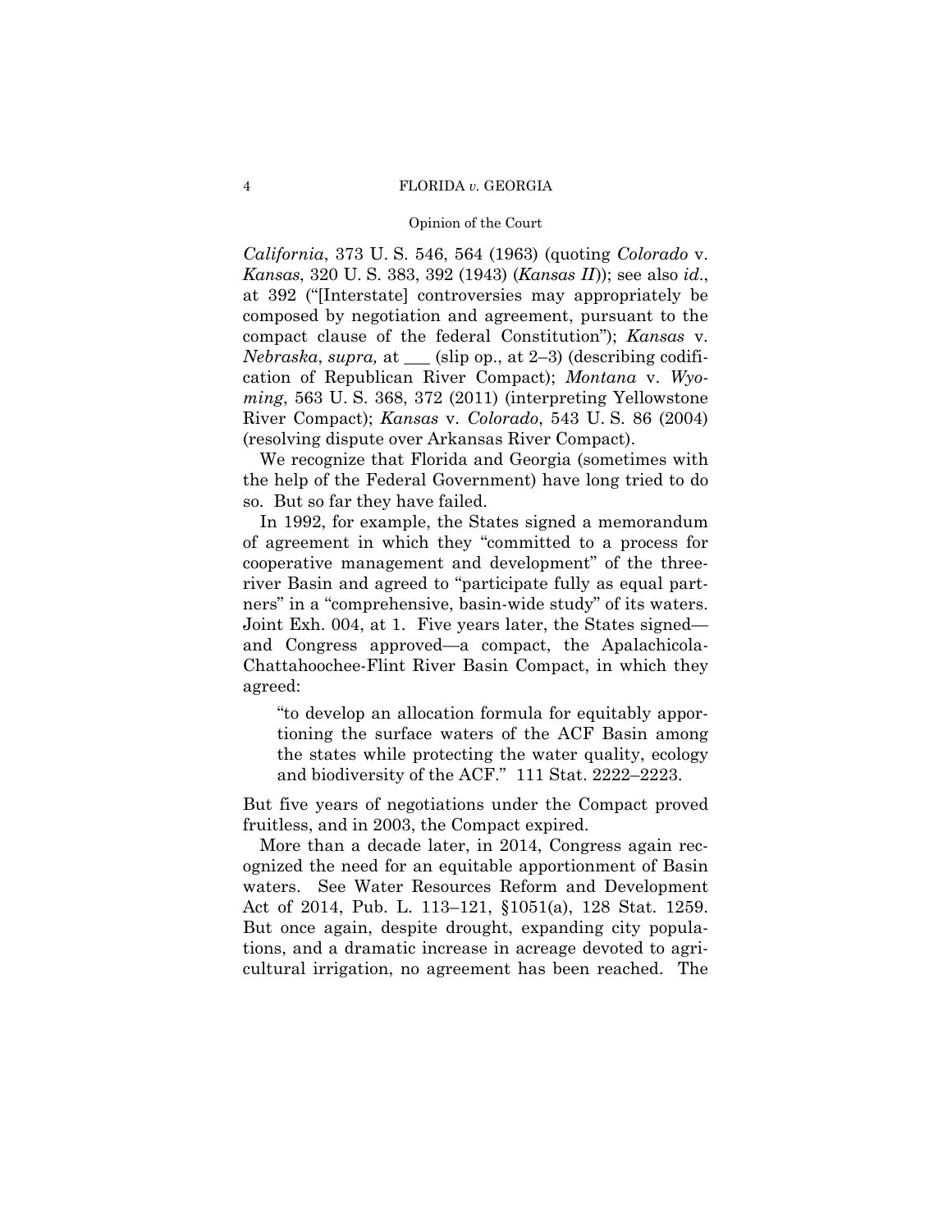*California*, 373 U. S. 546, 564 (1963) (quoting *Colorado* v. *Kansas*, 320 U. S. 383, 392 (1943) (*Kansas II*)); see also *id*., at 392 ("[Interstate] controversies may appropriately be composed by negotiation and agreement, pursuant to the compact clause of the federal Constitution"); *Kansas* v. *Nebraska*, *supra,* at ___ (slip op., at 2–3) (describing codification of Republican River Compact); *Montana* v. *Wyoming*, 563 U. S. 368, 372 (2011) (interpreting Yellowstone River Compact); *Kansas* v. *Colorado*, 543 U. S. 86 (2004) (resolving dispute over Arkansas River Compact).

We recognize that Florida and Georgia (sometimes with the help of the Federal Government) have long tried to do so. But so far they have failed.

In 1992, for example, the States signed a memorandum of agreement in which they "committed to a process for cooperative management and development" of the three-river Basin and agreed to "participate fully as equal partners" in a "comprehensive, basin-wide study" of its waters. Joint Exh. 004, at 1. Five years later, the States signed—and Congress approved—a compact, the Apalachicola-Chattahoochee-Flint River Basin Compact, in which they agreed:

> "to develop an allocation formula for equitably apportioning the surface waters of the ACF Basin among the states while protecting the water quality, ecology and biodiversity of the ACF." 111 Stat. 2222–2223.

But five years of negotiations under the Compact proved fruitless, and in 2003, the Compact expired.

More than a decade later, in 2014, Congress again recognized the need for an equitable apportionment of Basin waters. See Water Resources Reform and Development Act of 2014, Pub. L. 113–121, §1051(a), 128 Stat. 1259. But once again, despite drought, expanding city populations, and a dramatic increase in acreage devoted to agricultural irrigation, no agreement has been reached. The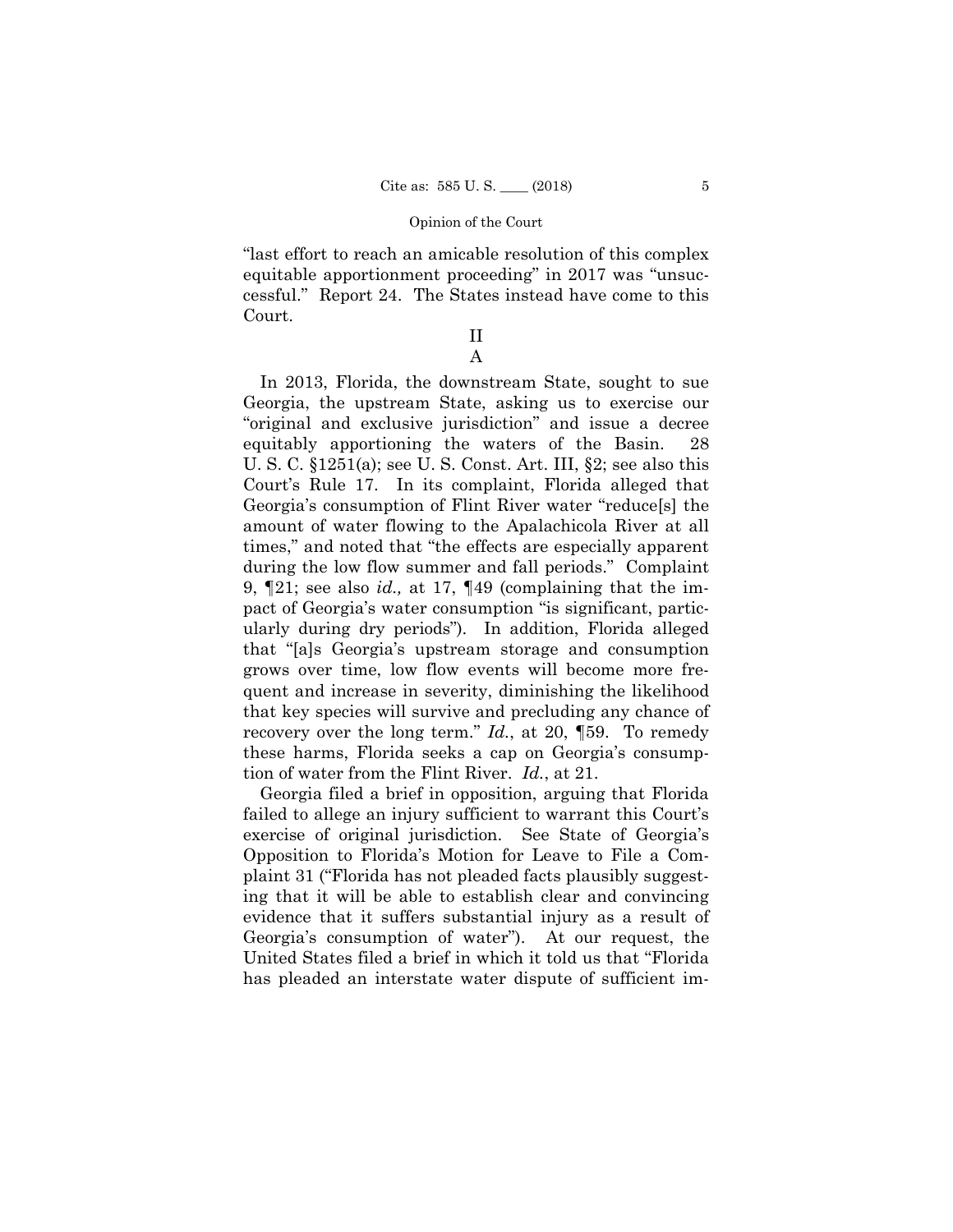"last effort to reach an amicable resolution of this complex equitable apportionment proceeding" in 2017 was "unsuccessful." Report 24. The States instead have come to this Court.

## II

### A

In 2013, Florida, the downstream State, sought to sue Georgia, the upstream State, asking us to exercise our "original and exclusive jurisdiction" and issue a decree equitably apportioning the waters of the Basin. 28 U. S. C. §1251(a); see U. S. Const. Art. III, §2; see also this Court's Rule 17. In its complaint, Florida alleged that Georgia's consumption of Flint River water "reduce[s] the amount of water flowing to the Apalachicola River at all times," and noted that "the effects are especially apparent during the low flow summer and fall periods." Complaint 9, ¶21; see also *id.,* at 17, ¶49 (complaining that the impact of Georgia's water consumption "is significant, particularly during dry periods"). In addition, Florida alleged that "[a]s Georgia's upstream storage and consumption grows over time, low flow events will become more frequent and increase in severity, diminishing the likelihood that key species will survive and precluding any chance of recovery over the long term." *Id.*, at 20, ¶59. To remedy these harms, Florida seeks a cap on Georgia's consumption of water from the Flint River. *Id.*, at 21.

Georgia filed a brief in opposition, arguing that Florida failed to allege an injury sufficient to warrant this Court's exercise of original jurisdiction. See State of Georgia's Opposition to Florida's Motion for Leave to File a Complaint 31 ("Florida has not pleaded facts plausibly suggesting that it will be able to establish clear and convincing evidence that it suffers substantial injury as a result of Georgia's consumption of water"). At our request, the United States filed a brief in which it told us that "Florida has pleaded an interstate water dispute of sufficient im-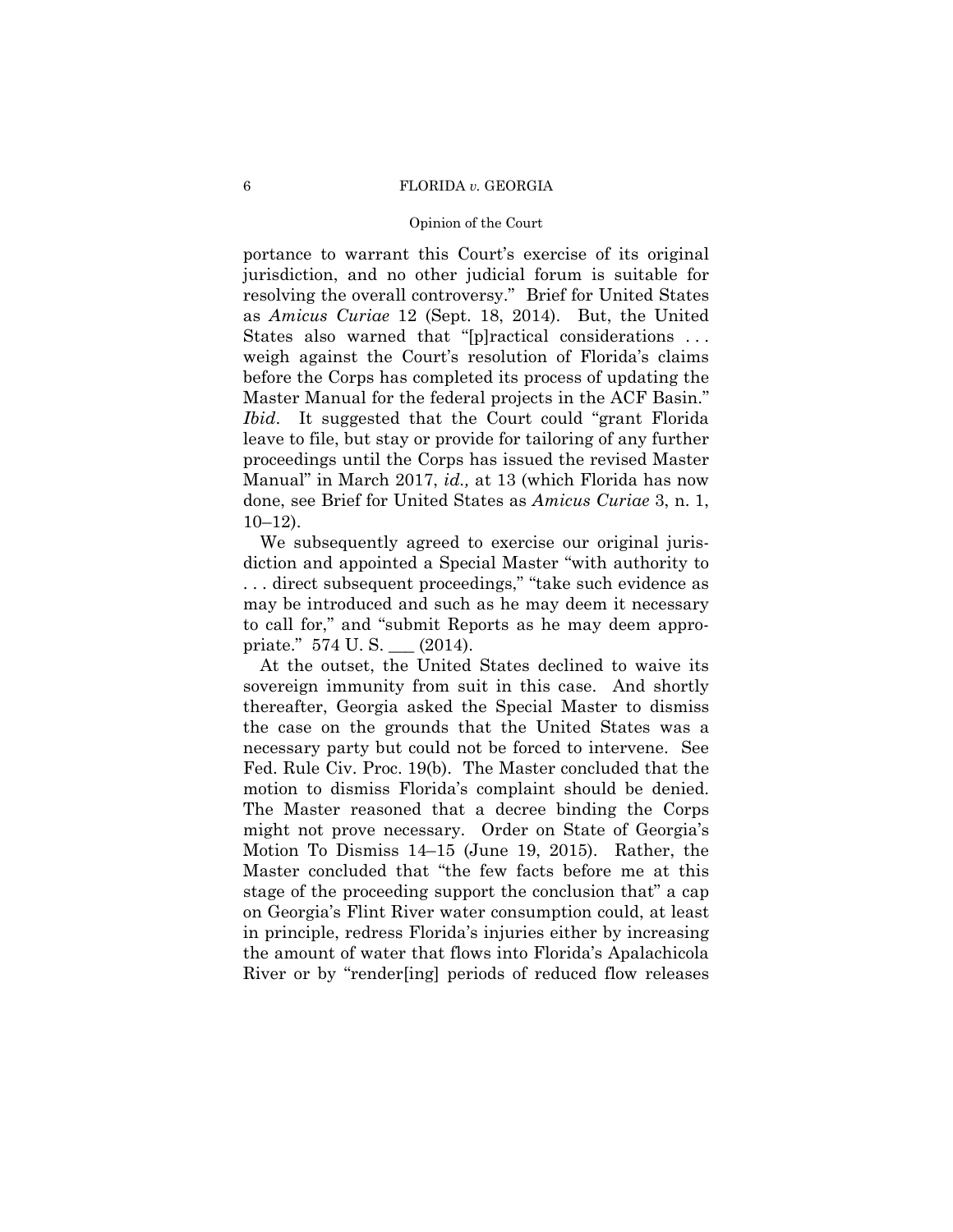portance to warrant this Court's exercise of its original jurisdiction, and no other judicial forum is suitable for resolving the overall controversy." Brief for United States as *Amicus Curiae* 12 (Sept. 18, 2014). But, the United States also warned that "[p]ractical considerations . . . weigh against the Court's resolution of Florida's claims before the Corps has completed its process of updating the Master Manual for the federal projects in the ACF Basin." *Ibid*. It suggested that the Court could "grant Florida leave to file, but stay or provide for tailoring of any further proceedings until the Corps has issued the revised Master Manual" in March 2017, *id.,* at 13 (which Florida has now done, see Brief for United States as *Amicus Curiae* 3, n. 1, 10–12).

We subsequently agreed to exercise our original jurisdiction and appointed a Special Master "with authority to . . . direct subsequent proceedings," "take such evidence as may be introduced and such as he may deem it necessary to call for," and "submit Reports as he may deem appropriate." 574 U. S. ___ (2014).

At the outset, the United States declined to waive its sovereign immunity from suit in this case. And shortly thereafter, Georgia asked the Special Master to dismiss the case on the grounds that the United States was a necessary party but could not be forced to intervene. See Fed. Rule Civ. Proc. 19(b). The Master concluded that the motion to dismiss Florida's complaint should be denied. The Master reasoned that a decree binding the Corps might not prove necessary. Order on State of Georgia's Motion To Dismiss 14–15 (June 19, 2015). Rather, the Master concluded that "the few facts before me at this stage of the proceeding support the conclusion that" a cap on Georgia's Flint River water consumption could, at least in principle, redress Florida's injuries either by increasing the amount of water that flows into Florida's Apalachicola River or by "render[ing] periods of reduced flow releases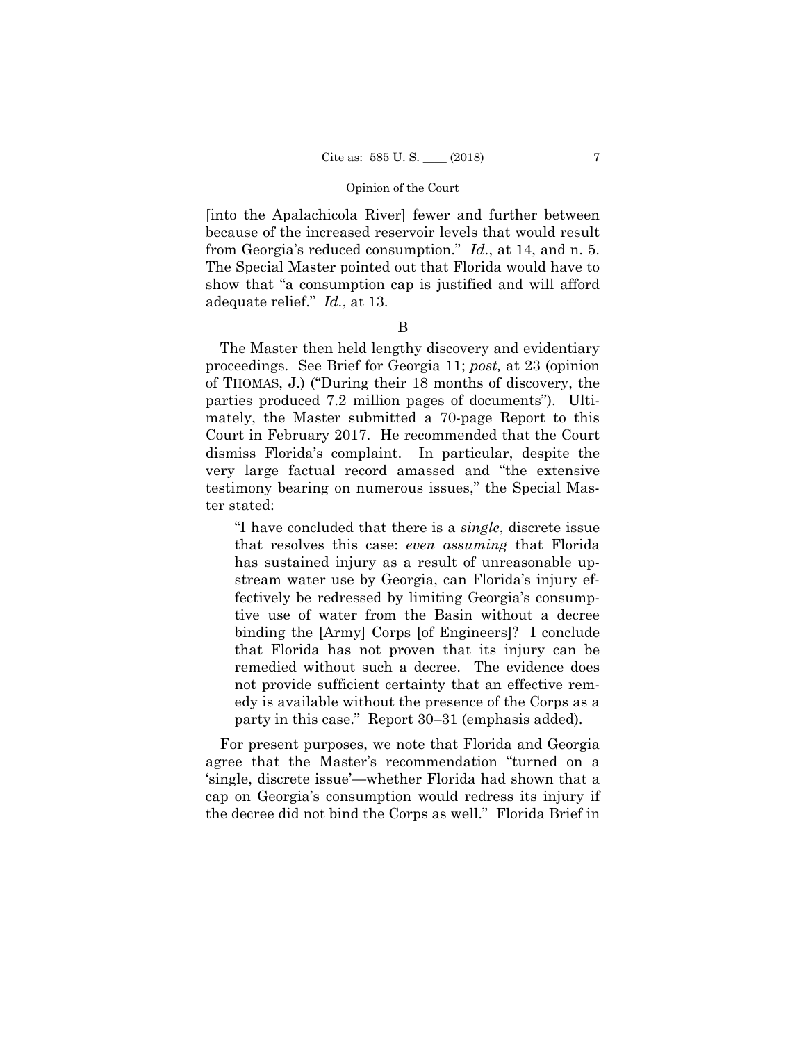[into the Apalachicola River] fewer and further between because of the increased reservoir levels that would result from Georgia's reduced consumption." *Id.*, at 14, and n. 5. The Special Master pointed out that Florida would have to show that "a consumption cap is justified and will afford adequate relief." *Id.*, at 13.

B

The Master then held lengthy discovery and evidentiary proceedings. See Brief for Georgia 11; *post,* at 23 (opinion of THOMAS, J.) ("During their 18 months of discovery, the parties produced 7.2 million pages of documents"). Ultimately, the Master submitted a 70-page Report to this Court in February 2017. He recommended that the Court dismiss Florida's complaint. In particular, despite the very large factual record amassed and "the extensive testimony bearing on numerous issues," the Special Master stated:

> "I have concluded that there is a *single*, discrete issue that resolves this case: *even assuming* that Florida has sustained injury as a result of unreasonable upstream water use by Georgia, can Florida's injury effectively be redressed by limiting Georgia's consumptive use of water from the Basin without a decree binding the [Army] Corps [of Engineers]? I conclude that Florida has not proven that its injury can be remedied without such a decree. The evidence does not provide sufficient certainty that an effective remedy is available without the presence of the Corps as a party in this case." Report 30–31 (emphasis added).

For present purposes, we note that Florida and Georgia agree that the Master's recommendation "turned on a 'single, discrete issue'—whether Florida had shown that a cap on Georgia's consumption would redress its injury if the decree did not bind the Corps as well." Florida Brief in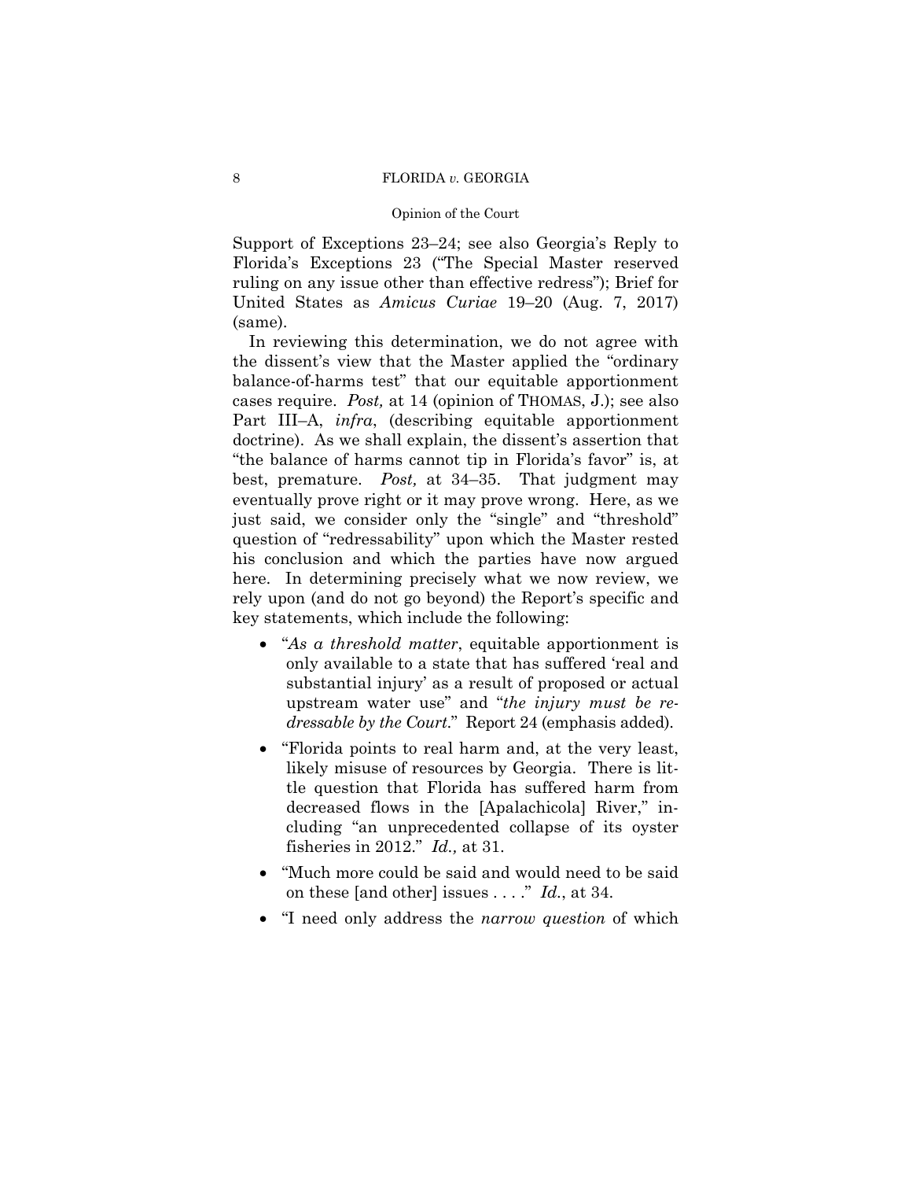Support of Exceptions 23–24; see also Georgia's Reply to Florida's Exceptions 23 ("The Special Master reserved ruling on any issue other than effective redress"); Brief for United States as *Amicus Curiae* 19–20 (Aug. 7, 2017) (same).

In reviewing this determination, we do not agree with the dissent's view that the Master applied the "ordinary balance-of-harms test" that our equitable apportionment cases require. *Post,* at 14 (opinion of THOMAS, J.); see also Part III–A, *infra*, (describing equitable apportionment doctrine). As we shall explain, the dissent's assertion that "the balance of harms cannot tip in Florida's favor" is, at best, premature. *Post,* at 34–35. That judgment may eventually prove right or it may prove wrong. Here, as we just said, we consider only the "single" and "threshold" question of "redressability" upon which the Master rested his conclusion and which the parties have now argued here. In determining precisely what we now review, we rely upon (and do not go beyond) the Report's specific and key statements, which include the following:

- "*As a threshold matter*, equitable apportionment is only available to a state that has suffered 'real and substantial injury' as a result of proposed or actual upstream water use" and "*the injury must be redressable by the Court*." Report 24 (emphasis added).
- "Florida points to real harm and, at the very least, likely misuse of resources by Georgia. There is little question that Florida has suffered harm from decreased flows in the [Apalachicola] River," including "an unprecedented collapse of its oyster fisheries in 2012." *Id.,* at 31.
- "Much more could be said and would need to be said on these [and other] issues . . . ." *Id.*, at 34.
- "I need only address the *narrow question* of which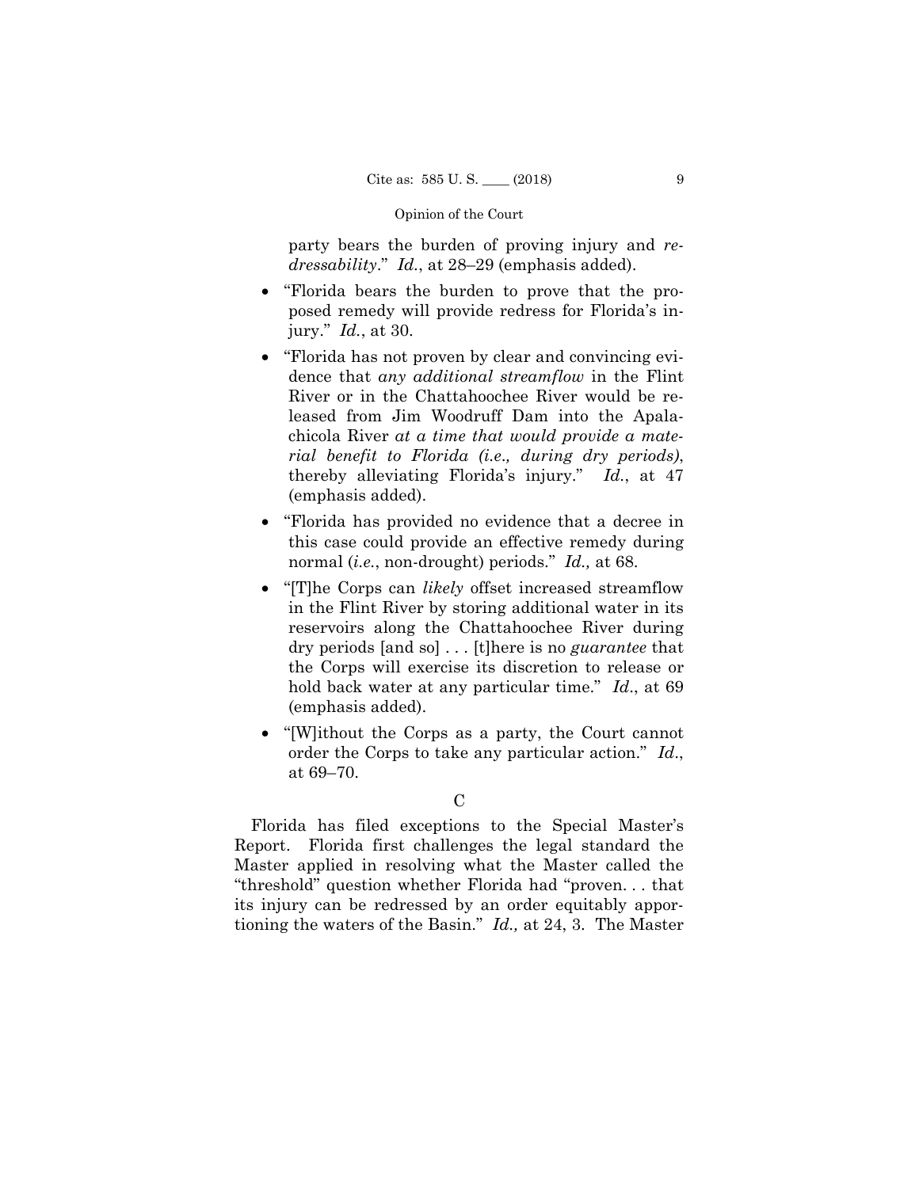party bears the burden of proving injury and *redressability*." *Id.*, at 28–29 (emphasis added).

- "Florida bears the burden to prove that the proposed remedy will provide redress for Florida's injury." *Id.*, at 30.
- "Florida has not proven by clear and convincing evidence that *any additional streamflow* in the Flint River or in the Chattahoochee River would be released from Jim Woodruff Dam into the Apalachicola River *at a time that would provide a material benefit to Florida (i.e., during dry periods)*, thereby alleviating Florida's injury." *Id.*, at 47 (emphasis added).
- "Florida has provided no evidence that a decree in this case could provide an effective remedy during normal (*i.e.*, non-drought) periods." *Id.,* at 68.
- "[T]he Corps can *likely* offset increased streamflow in the Flint River by storing additional water in its reservoirs along the Chattahoochee River during dry periods [and so] . . . [t]here is no *guarantee* that the Corps will exercise its discretion to release or hold back water at any particular time." *Id*., at 69 (emphasis added).
- "[W]ithout the Corps as a party, the Court cannot order the Corps to take any particular action." *Id*., at 69–70.

C

Florida has filed exceptions to the Special Master's Report. Florida first challenges the legal standard the Master applied in resolving what the Master called the "threshold" question whether Florida had "proven. . . that its injury can be redressed by an order equitably apportioning the waters of the Basin." *Id.,* at 24, 3. The Master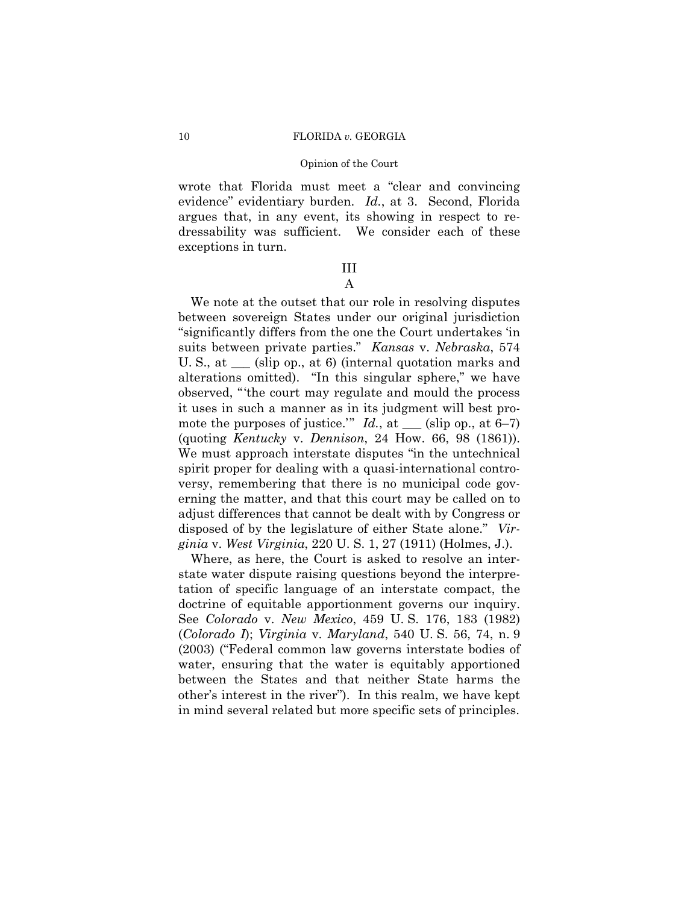wrote that Florida must meet a "clear and convincing evidence" evidentiary burden. *Id.*, at 3. Second, Florida argues that, in any event, its showing in respect to redressability was sufficient. We consider each of these exceptions in turn.

## III

### A

We note at the outset that our role in resolving disputes between sovereign States under our original jurisdiction "significantly differs from the one the Court undertakes 'in suits between private parties.'" *Kansas* v. *Nebraska*, 574 U. S., at ___ (slip op., at 6) (internal quotation marks and alterations omitted). "In this singular sphere," we have observed, "'the court may regulate and mould the process it uses in such a manner as in its judgment will best promote the purposes of justice.'" *Id.*, at ___ (slip op., at 6–7) (quoting *Kentucky* v. *Dennison*, 24 How. 66, 98 (1861)). We must approach interstate disputes "in the untechnical spirit proper for dealing with a quasi-international controversy, remembering that there is no municipal code governing the matter, and that this court may be called on to adjust differences that cannot be dealt with by Congress or disposed of by the legislature of either State alone." *Virginia* v. *West Virginia*, 220 U. S. 1, 27 (1911) (Holmes, J.).

Where, as here, the Court is asked to resolve an interstate water dispute raising questions beyond the interpretation of specific language of an interstate compact, the doctrine of equitable apportionment governs our inquiry. See *Colorado* v. *New Mexico*, 459 U. S. 176, 183 (1982) (*Colorado I*); *Virginia* v. *Maryland*, 540 U. S. 56, 74, n. 9 (2003) ("Federal common law governs interstate bodies of water, ensuring that the water is equitably apportioned between the States and that neither State harms the other's interest in the river"). In this realm, we have kept in mind several related but more specific sets of principles.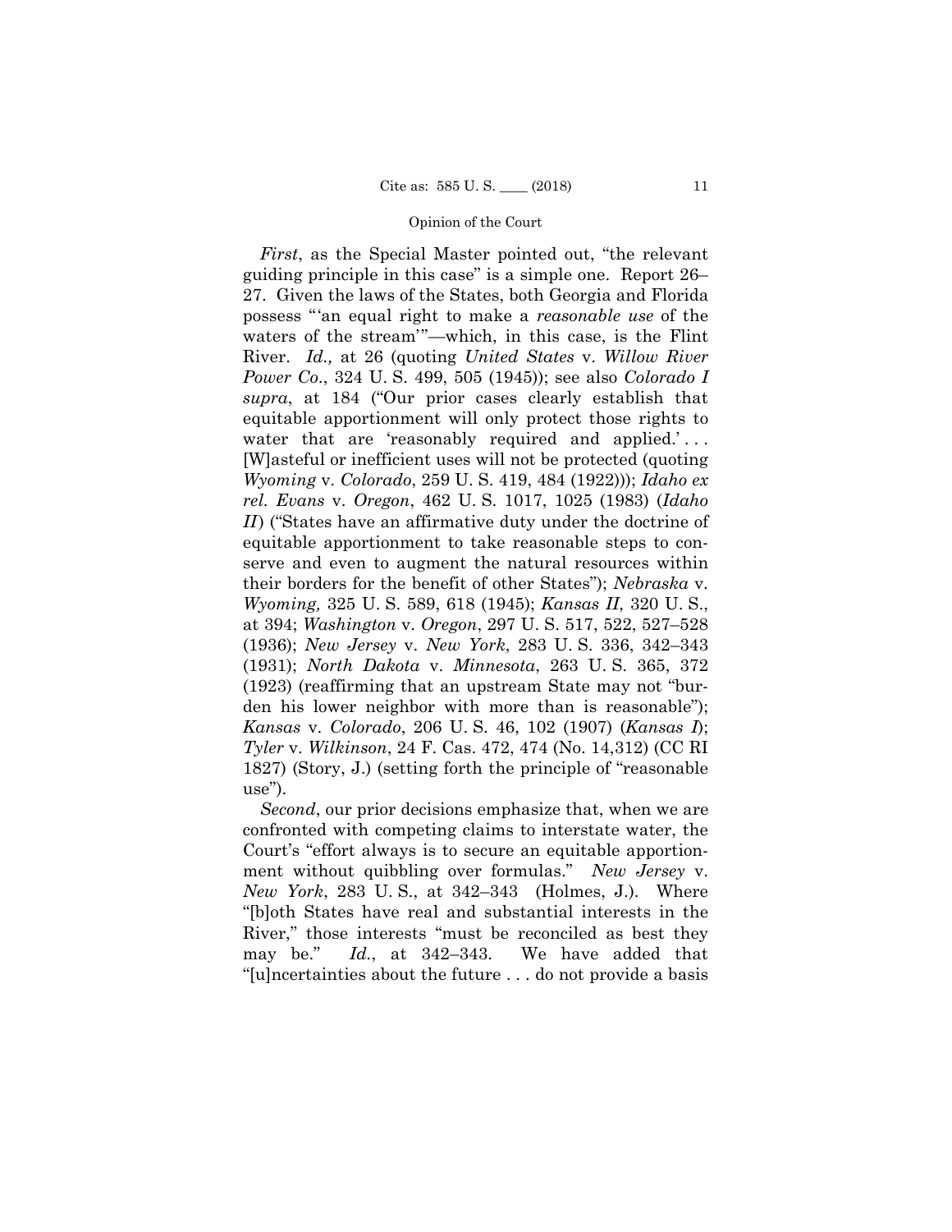*First*, as the Special Master pointed out, "the relevant guiding principle in this case" is a simple one. Report 26–27. Given the laws of the States, both Georgia and Florida possess "'an equal right to make a *reasonable use* of the waters of the stream'"—which, in this case, is the Flint River. *Id.,* at 26 (quoting *United States* v. *Willow River Power Co*., 324 U. S. 499, 505 (1945)); see also *Colorado I supra*, at 184 ("Our prior cases clearly establish that equitable apportionment will only protect those rights to water that are 'reasonably required and applied.' . . . [W]asteful or inefficient uses will not be protected (quoting *Wyoming* v. *Colorado*, 259 U. S. 419, 484 (1922))); *Idaho ex rel. Evans* v. *Oregon*, 462 U. S. 1017, 1025 (1983) (*Idaho II*) ("States have an affirmative duty under the doctrine of equitable apportionment to take reasonable steps to conserve and even to augment the natural resources within their borders for the benefit of other States"); *Nebraska* v. *Wyoming,* 325 U. S. 589, 618 (1945); *Kansas II*, 320 U. S., at 394; *Washington* v. *Oregon*, 297 U. S. 517, 522, 527–528 (1936); *New Jersey* v. *New York*, 283 U. S. 336, 342–343 (1931); *North Dakota* v. *Minnesota*, 263 U. S. 365, 372 (1923) (reaffirming that an upstream State may not "burden his lower neighbor with more than is reasonable"); *Kansas* v. *Colorado*, 206 U. S. 46, 102 (1907) (*Kansas I*); *Tyler* v. *Wilkinson*, 24 F. Cas. 472, 474 (No. 14,312) (CC RI 1827) (Story, J.) (setting forth the principle of "reasonable use").

*Second*, our prior decisions emphasize that, when we are confronted with competing claims to interstate water, the Court's "effort always is to secure an equitable apportionment without quibbling over formulas." *New Jersey* v. *New York*, 283 U. S., at 342–343 (Holmes, J.). Where "[b]oth States have real and substantial interests in the River," those interests "must be reconciled as best they may be." *Id.*, at 342–343. We have added that "[u]ncertainties about the future . . . do not provide a basis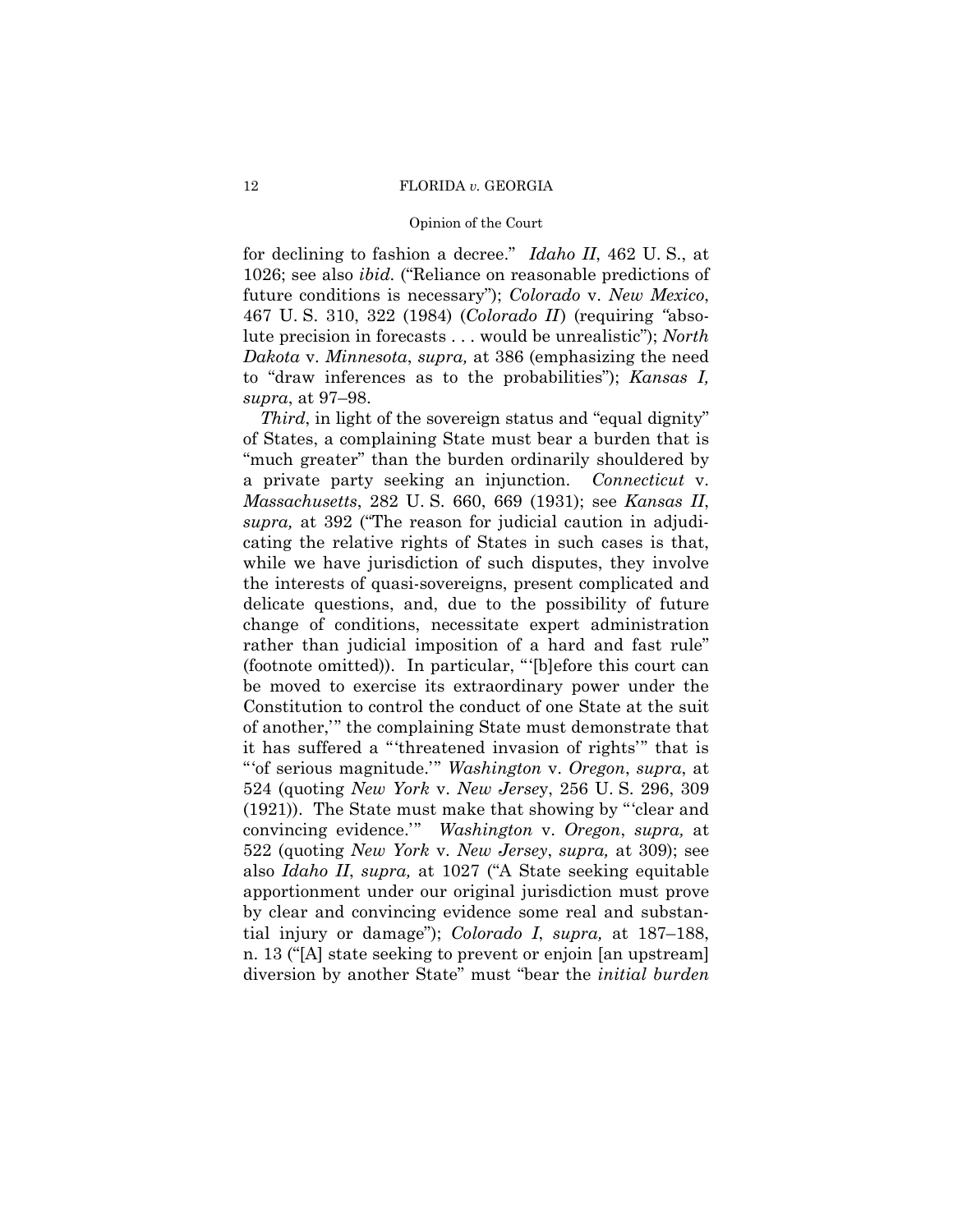for declining to fashion a decree." *Idaho II*, 462 U. S., at 1026; see also *ibid.* ("Reliance on reasonable predictions of future conditions is necessary"); *Colorado* v. *New Mexico*, 467 U. S. 310, 322 (1984) (*Colorado II*) (requiring "absolute precision in forecasts . . . would be unrealistic"); *North Dakota* v. *Minnesota*, *supra,* at 386 (emphasizing the need to "draw inferences as to the probabilities"); *Kansas I, supra*, at 97–98.

*Third*, in light of the sovereign status and "equal dignity" of States, a complaining State must bear a burden that is "much greater" than the burden ordinarily shouldered by a private party seeking an injunction. *Connecticut* v. *Massachusetts*, 282 U. S. 660, 669 (1931); see *Kansas II*, *supra,* at 392 ("The reason for judicial caution in adjudicating the relative rights of States in such cases is that, while we have jurisdiction of such disputes, they involve the interests of quasi-sovereigns, present complicated and delicate questions, and, due to the possibility of future change of conditions, necessitate expert administration rather than judicial imposition of a hard and fast rule" (footnote omitted)). In particular, "'[b]efore this court can be moved to exercise its extraordinary power under the Constitution to control the conduct of one State at the suit of another,'" the complaining State must demonstrate that it has suffered a "'threatened invasion of rights'" that is "'of serious magnitude.'" *Washington* v. *Oregon*, *supra*, at 524 (quoting *New York* v. *New Jersey*, 256 U. S. 296, 309 (1921)). The State must make that showing by "'clear and convincing evidence.'" *Washington* v. *Oregon*, *supra,* at 522 (quoting *New York* v. *New Jersey*, *supra,* at 309); see also *Idaho II*, *supra,* at 1027 ("A State seeking equitable apportionment under our original jurisdiction must prove by clear and convincing evidence some real and substantial injury or damage"); *Colorado I*, *supra,* at 187–188, n. 13 ("[A] state seeking to prevent or enjoin [an upstream] diversion by another State" must "bear the *initial burden*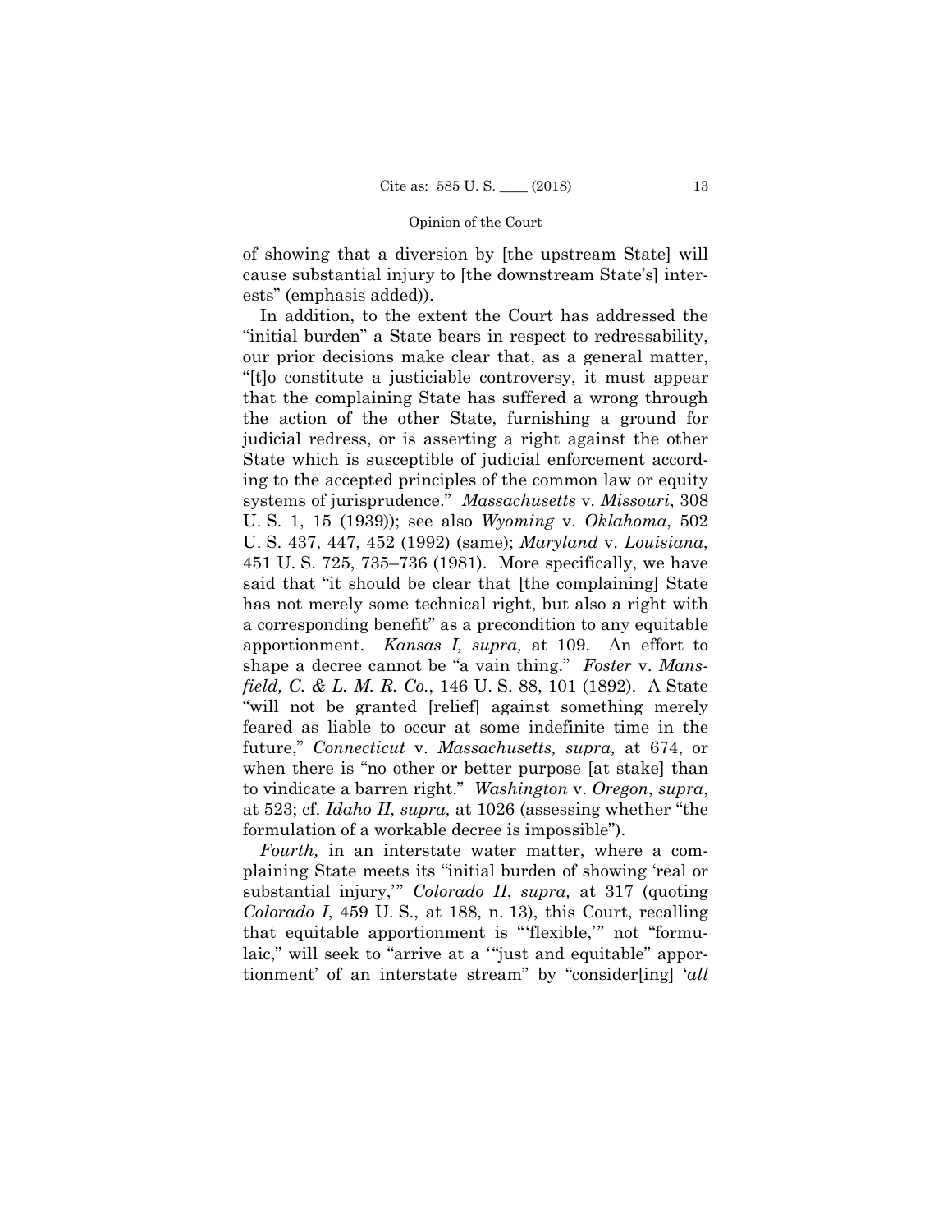of showing that a diversion by [the upstream State] will cause substantial injury to [the downstream State's] interests" (emphasis added)).

In addition, to the extent the Court has addressed the "initial burden" a State bears in respect to redressability, our prior decisions make clear that, as a general matter, "[t]o constitute a justiciable controversy, it must appear that the complaining State has suffered a wrong through the action of the other State, furnishing a ground for judicial redress, or is asserting a right against the other State which is susceptible of judicial enforcement according to the accepted principles of the common law or equity systems of jurisprudence." *Massachusetts* v. *Missouri*, 308 U. S. 1, 15 (1939)); see also *Wyoming* v. *Oklahoma*, 502 U. S. 437, 447, 452 (1992) (same); *Maryland* v. *Louisiana*, 451 U. S. 725, 735–736 (1981). More specifically, we have said that "it should be clear that [the complaining] State has not merely some technical right, but also a right with a corresponding benefit" as a precondition to any equitable apportionment. *Kansas I, supra,* at 109. An effort to shape a decree cannot be "a vain thing." *Foster* v. *Mansfield, C. & L. M. R. Co.*, 146 U. S. 88, 101 (1892). A State "will not be granted [relief] against something merely feared as liable to occur at some indefinite time in the future," *Connecticut* v. *Massachusetts, supra,* at 674, or when there is "no other or better purpose [at stake] than to vindicate a barren right." *Washington* v. *Oregon*, *supra*, at 523; cf. *Idaho II, supra,* at 1026 (assessing whether "the formulation of a workable decree is impossible").

*Fourth,* in an interstate water matter, where a complaining State meets its "initial burden of showing 'real or substantial injury,'" *Colorado II*, *supra,* at 317 (quoting *Colorado I*, 459 U. S., at 188, n. 13), this Court, recalling that equitable apportionment is "'flexible,'" not "formulaic," will seek to "arrive at a '"just and equitable" apportionment' of an interstate stream" by "consider[ing] '*all*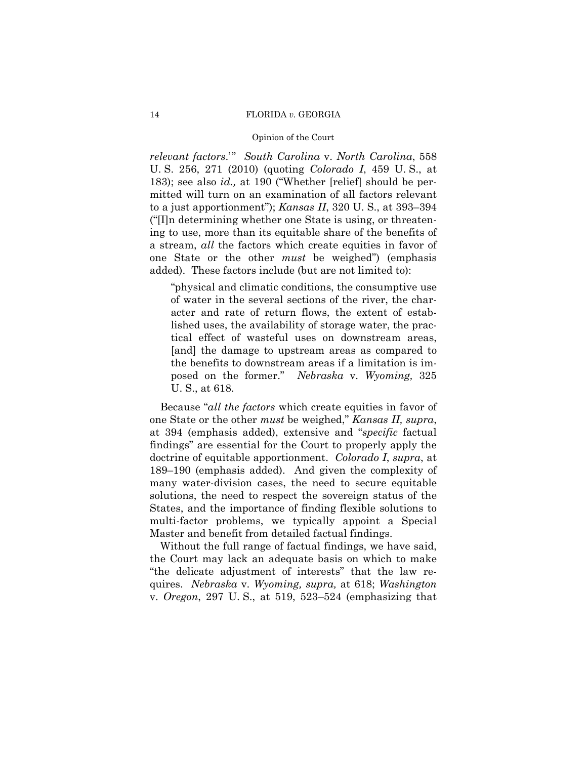*relevant factors*.'" *South Carolina* v. *North Carolina*, 558 U. S. 256, 271 (2010) (quoting *Colorado I*, 459 U. S., at 183); see also *id.,* at 190 ("Whether [relief] should be permitted will turn on an examination of all factors relevant to a just apportionment"); *Kansas II*, 320 U. S., at 393–394 ("[I]n determining whether one State is using, or threatening to use, more than its equitable share of the benefits of a stream, *all* the factors which create equities in favor of one State or the other *must* be weighed") (emphasis added). These factors include (but are not limited to):

> "physical and climatic conditions, the consumptive use of water in the several sections of the river, the character and rate of return flows, the extent of established uses, the availability of storage water, the practical effect of wasteful uses on downstream areas, [and] the damage to upstream areas as compared to the benefits to downstream areas if a limitation is imposed on the former." *Nebraska* v. *Wyoming,* 325 U. S., at 618.

Because "*all the factors* which create equities in favor of one State or the other *must* be weighed," *Kansas II, supra*, at 394 (emphasis added), extensive and "*specific* factual findings" are essential for the Court to properly apply the doctrine of equitable apportionment. *Colorado I*, *supra*, at 189–190 (emphasis added). And given the complexity of many water-division cases, the need to secure equitable solutions, the need to respect the sovereign status of the States, and the importance of finding flexible solutions to multi-factor problems, we typically appoint a Special Master and benefit from detailed factual findings.

Without the full range of factual findings, we have said, the Court may lack an adequate basis on which to make "the delicate adjustment of interests" that the law requires. *Nebraska* v. *Wyoming, supra,* at 618; *Washington* v. *Oregon*, 297 U. S., at 519, 523–524 (emphasizing that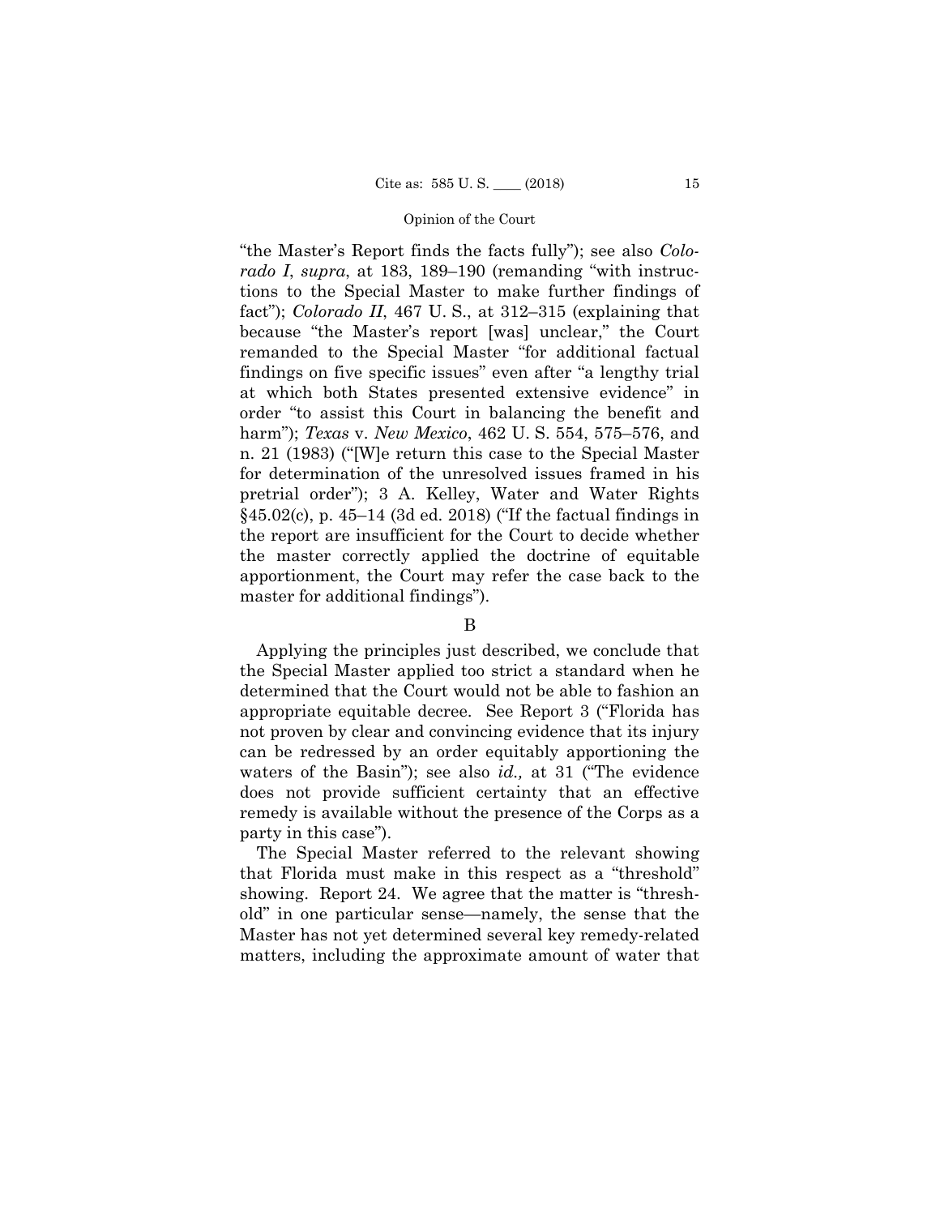"the Master's Report finds the facts fully"); see also *Colorado I*, *supra*, at 183, 189–190 (remanding "with instructions to the Special Master to make further findings of fact"); *Colorado II*, 467 U. S., at 312–315 (explaining that because "the Master's report [was] unclear," the Court remanded to the Special Master "for additional factual findings on five specific issues" even after "a lengthy trial at which both States presented extensive evidence" in order "to assist this Court in balancing the benefit and harm"); *Texas* v. *New Mexico*, 462 U. S. 554, 575–576, and n. 21 (1983) ("[W]e return this case to the Special Master for determination of the unresolved issues framed in his pretrial order"); 3 A. Kelley, Water and Water Rights §45.02(c), p. 45–14 (3d ed. 2018) ("If the factual findings in the report are insufficient for the Court to decide whether the master correctly applied the doctrine of equitable apportionment, the Court may refer the case back to the master for additional findings").

### B

Applying the principles just described, we conclude that the Special Master applied too strict a standard when he determined that the Court would not be able to fashion an appropriate equitable decree. See Report 3 ("Florida has not proven by clear and convincing evidence that its injury can be redressed by an order equitably apportioning the waters of the Basin"); see also *id.,* at 31 ("The evidence does not provide sufficient certainty that an effective remedy is available without the presence of the Corps as a party in this case").

The Special Master referred to the relevant showing that Florida must make in this respect as a "threshold" showing. Report 24. We agree that the matter is "threshold" in one particular sense—namely, the sense that the Master has not yet determined several key remedy-related matters, including the approximate amount of water that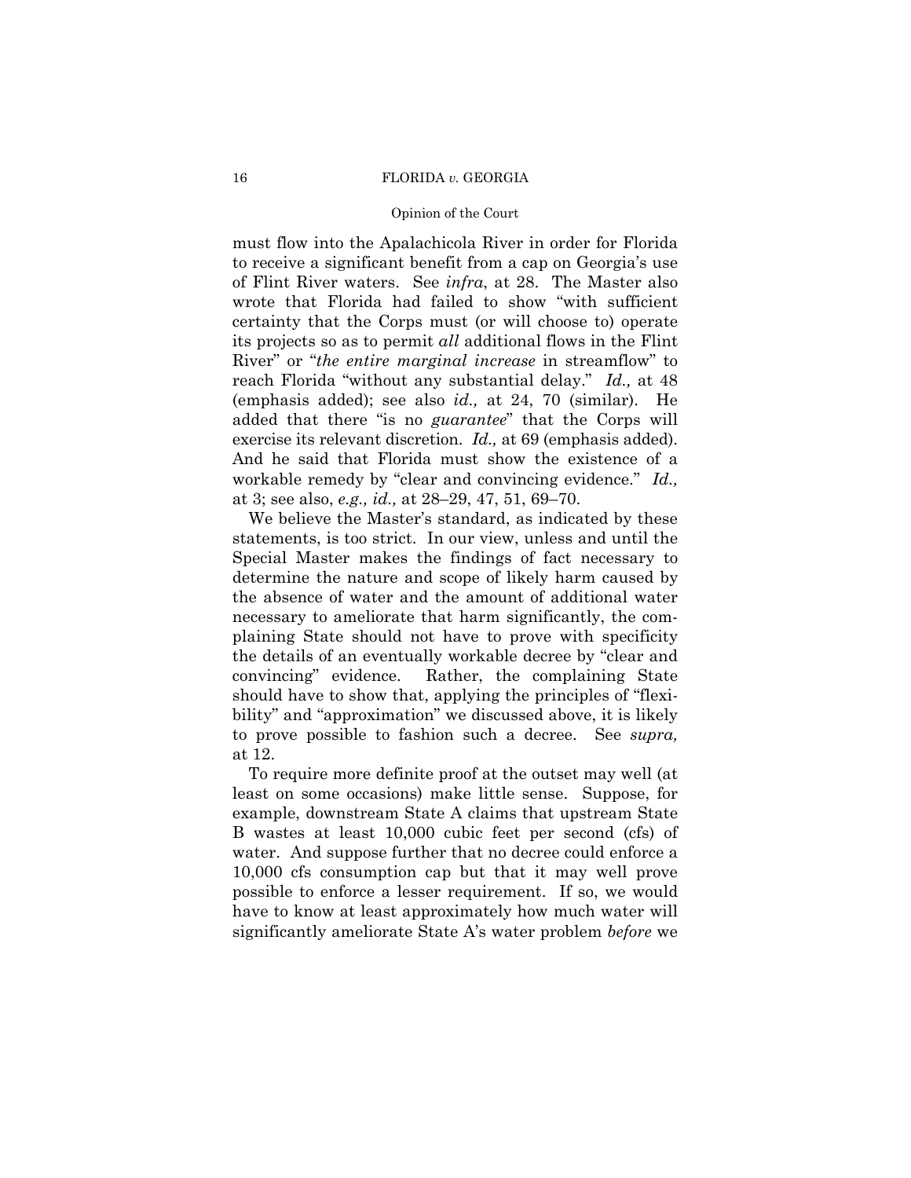must flow into the Apalachicola River in order for Florida to receive a significant benefit from a cap on Georgia's use of Flint River waters. See *infra*, at 28. The Master also wrote that Florida had failed to show "with sufficient certainty that the Corps must (or will choose to) operate its projects so as to permit *all* additional flows in the Flint River" or "*the entire marginal increase* in streamflow" to reach Florida "without any substantial delay." *Id.,* at 48 (emphasis added); see also *id.,* at 24, 70 (similar). He added that there "is no *guarantee*" that the Corps will exercise its relevant discretion. *Id.,* at 69 (emphasis added). And he said that Florida must show the existence of a workable remedy by "clear and convincing evidence." *Id.,* at 3; see also, *e.g., id.,* at 28–29, 47, 51, 69–70.

We believe the Master's standard, as indicated by these statements, is too strict. In our view, unless and until the Special Master makes the findings of fact necessary to determine the nature and scope of likely harm caused by the absence of water and the amount of additional water necessary to ameliorate that harm significantly, the complaining State should not have to prove with specificity the details of an eventually workable decree by "clear and convincing" evidence. Rather, the complaining State should have to show that, applying the principles of "flexibility" and "approximation" we discussed above, it is likely to prove possible to fashion such a decree. See *supra,* at 12.

To require more definite proof at the outset may well (at least on some occasions) make little sense. Suppose, for example, downstream State A claims that upstream State B wastes at least 10,000 cubic feet per second (cfs) of water. And suppose further that no decree could enforce a 10,000 cfs consumption cap but that it may well prove possible to enforce a lesser requirement. If so, we would have to know at least approximately how much water will significantly ameliorate State A's water problem *before* we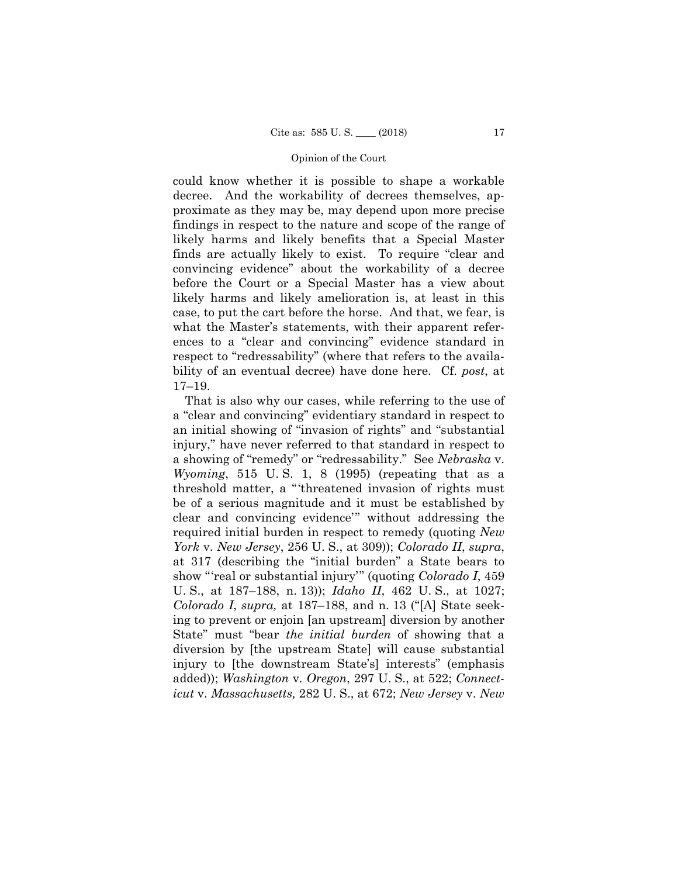could know whether it is possible to shape a workable decree. And the workability of decrees themselves, approximate as they may be, may depend upon more precise findings in respect to the nature and scope of the range of likely harms and likely benefits that a Special Master finds are actually likely to exist. To require "clear and convincing evidence" about the workability of a decree before the Court or a Special Master has a view about likely harms and likely amelioration is, at least in this case, to put the cart before the horse. And that, we fear, is what the Master's statements, with their apparent references to a "clear and convincing" evidence standard in respect to "redressability" (where that refers to the availability of an eventual decree) have done here. Cf. *post*, at 17–19.

That is also why our cases, while referring to the use of a "clear and convincing" evidentiary standard in respect to an initial showing of "invasion of rights" and "substantial injury," have never referred to that standard in respect to a showing of "remedy" or "redressability." See *Nebraska* v. *Wyoming*, 515 U. S. 1, 8 (1995) (repeating that as a threshold matter, a "'threatened invasion of rights must be of a serious magnitude and it must be established by clear and convincing evidence'" without addressing the required initial burden in respect to remedy (quoting *New York* v. *New Jersey*, 256 U. S., at 309)); *Colorado II*, *supra*, at 317 (describing the "initial burden" a State bears to show "'real or substantial injury'" (quoting *Colorado I*, 459 U. S., at 187–188, n. 13)); *Idaho II*, 462 U. S., at 1027; *Colorado I*, *supra,* at 187–188, and n. 13 ("[A] State seeking to prevent or enjoin [an upstream] diversion by another State" must "bear *the initial burden* of showing that a diversion by [the upstream State] will cause substantial injury to [the downstream State's] interests" (emphasis added)); *Washington* v. *Oregon*, 297 U. S., at 522; *Connecticut* v. *Massachusetts,* 282 U. S., at 672; *New Jersey* v. *New*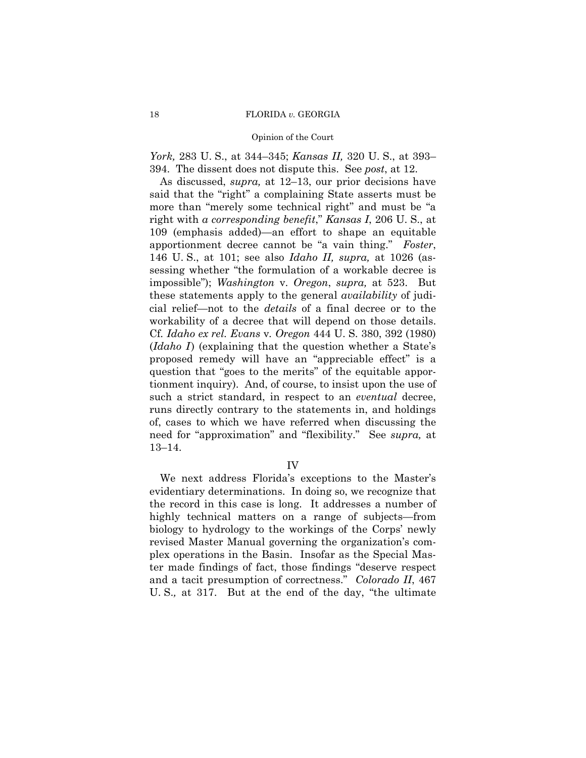*York,* 283 U. S., at 344–345; *Kansas II,* 320 U. S., at 393–394. The dissent does not dispute this. See *post*, at 12.

As discussed, *supra,* at 12–13, our prior decisions have said that the "right" a complaining State asserts must be more than "merely some technical right" and must be "a right with *a corresponding benefit*," *Kansas I*, 206 U. S., at 109 (emphasis added)—an effort to shape an equitable apportionment decree cannot be "a vain thing." *Foster*, 146 U. S., at 101; see also *Idaho II, supra,* at 1026 (assessing whether "the formulation of a workable decree is impossible"); *Washington* v. *Oregon*, *supra,* at 523. But these statements apply to the general *availability* of judicial relief—not to the *details* of a final decree or to the workability of a decree that will depend on those details. Cf. *Idaho ex rel. Evans* v. *Oregon* 444 U. S. 380, 392 (1980) (*Idaho I*) (explaining that the question whether a State's proposed remedy will have an "appreciable effect" is a question that "goes to the merits" of the equitable apportionment inquiry). And, of course, to insist upon the use of such a strict standard, in respect to an *eventual* decree, runs directly contrary to the statements in, and holdings of, cases to which we have referred when discussing the need for "approximation" and "flexibility." See *supra,* at 13–14.

## IV

We next address Florida's exceptions to the Master's evidentiary determinations. In doing so, we recognize that the record in this case is long. It addresses a number of highly technical matters on a range of subjects—from biology to hydrology to the workings of the Corps' newly revised Master Manual governing the organization's complex operations in the Basin. Insofar as the Special Master made findings of fact, those findings "deserve respect and a tacit presumption of correctness." *Colorado II*, 467 U. S.*,* at 317. But at the end of the day, "the ultimate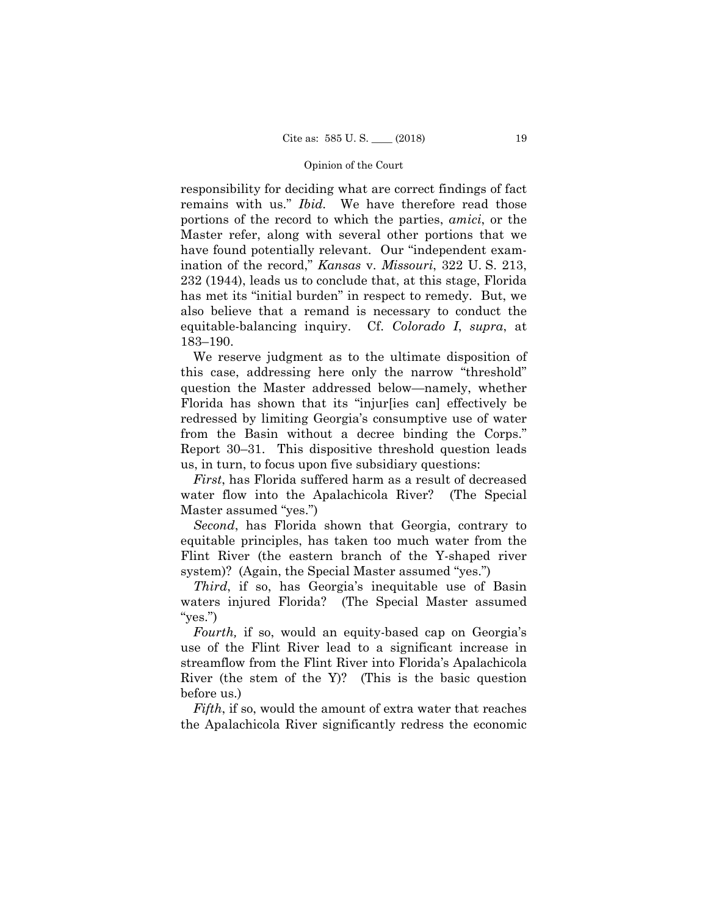responsibility for deciding what are correct findings of fact remains with us." *Ibid.* We have therefore read those portions of the record to which the parties, *amici*, or the Master refer, along with several other portions that we have found potentially relevant. Our "independent examination of the record," *Kansas* v. *Missouri*, 322 U. S. 213, 232 (1944), leads us to conclude that, at this stage, Florida has met its "initial burden" in respect to remedy. But, we also believe that a remand is necessary to conduct the equitable-balancing inquiry. Cf. *Colorado I*, *supra*, at 183–190.

We reserve judgment as to the ultimate disposition of this case, addressing here only the narrow "threshold" question the Master addressed below—namely, whether Florida has shown that its "injur[ies can] effectively be redressed by limiting Georgia's consumptive use of water from the Basin without a decree binding the Corps." Report 30–31. This dispositive threshold question leads us, in turn, to focus upon five subsidiary questions:

*First*, has Florida suffered harm as a result of decreased water flow into the Apalachicola River? (The Special Master assumed "yes.")

*Second*, has Florida shown that Georgia, contrary to equitable principles, has taken too much water from the Flint River (the eastern branch of the Y-shaped river system)? (Again, the Special Master assumed "yes.")

*Third*, if so, has Georgia's inequitable use of Basin waters injured Florida? (The Special Master assumed "yes.")

*Fourth,* if so, would an equity-based cap on Georgia's use of the Flint River lead to a significant increase in streamflow from the Flint River into Florida's Apalachicola River (the stem of the Y)? (This is the basic question before us.)

*Fifth*, if so, would the amount of extra water that reaches the Apalachicola River significantly redress the economic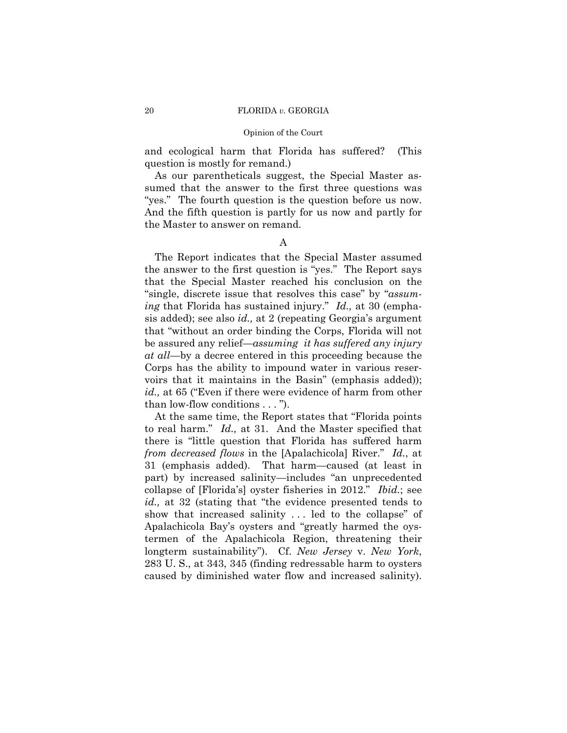and ecological harm that Florida has suffered? (This question is mostly for remand.)

As our parentheticals suggest, the Special Master assumed that the answer to the first three questions was "yes." The fourth question is the question before us now. And the fifth question is partly for us now and partly for the Master to answer on remand.

A

The Report indicates that the Special Master assumed the answer to the first question is "yes." The Report says that the Special Master reached his conclusion on the "single, discrete issue that resolves this case" by "*assuming* that Florida has sustained injury." *Id.,* at 30 (emphasis added); see also *id.,* at 2 (repeating Georgia's argument that "without an order binding the Corps, Florida will not be assured any relief—*assuming it has suffered any injury at all*—by a decree entered in this proceeding because the Corps has the ability to impound water in various reservoirs that it maintains in the Basin" (emphasis added)); *id.,* at 65 ("Even if there were evidence of harm from other than low-flow conditions . . . ").

At the same time, the Report states that "Florida points to real harm." *Id.,* at 31. And the Master specified that there is "little question that Florida has suffered harm *from decreased flows* in the [Apalachicola] River." *Id.*, at 31 (emphasis added). That harm—caused (at least in part) by increased salinity—includes "an unprecedented collapse of [Florida's] oyster fisheries in 2012." *Ibid.*; see *id.,* at 32 (stating that "the evidence presented tends to show that increased salinity . . . led to the collapse" of Apalachicola Bay's oysters and "greatly harmed the oystermen of the Apalachicola Region, threatening their longterm sustainability"). Cf. *New Jersey* v. *New York*, 283 U. S., at 343, 345 (finding redressable harm to oysters caused by diminished water flow and increased salinity).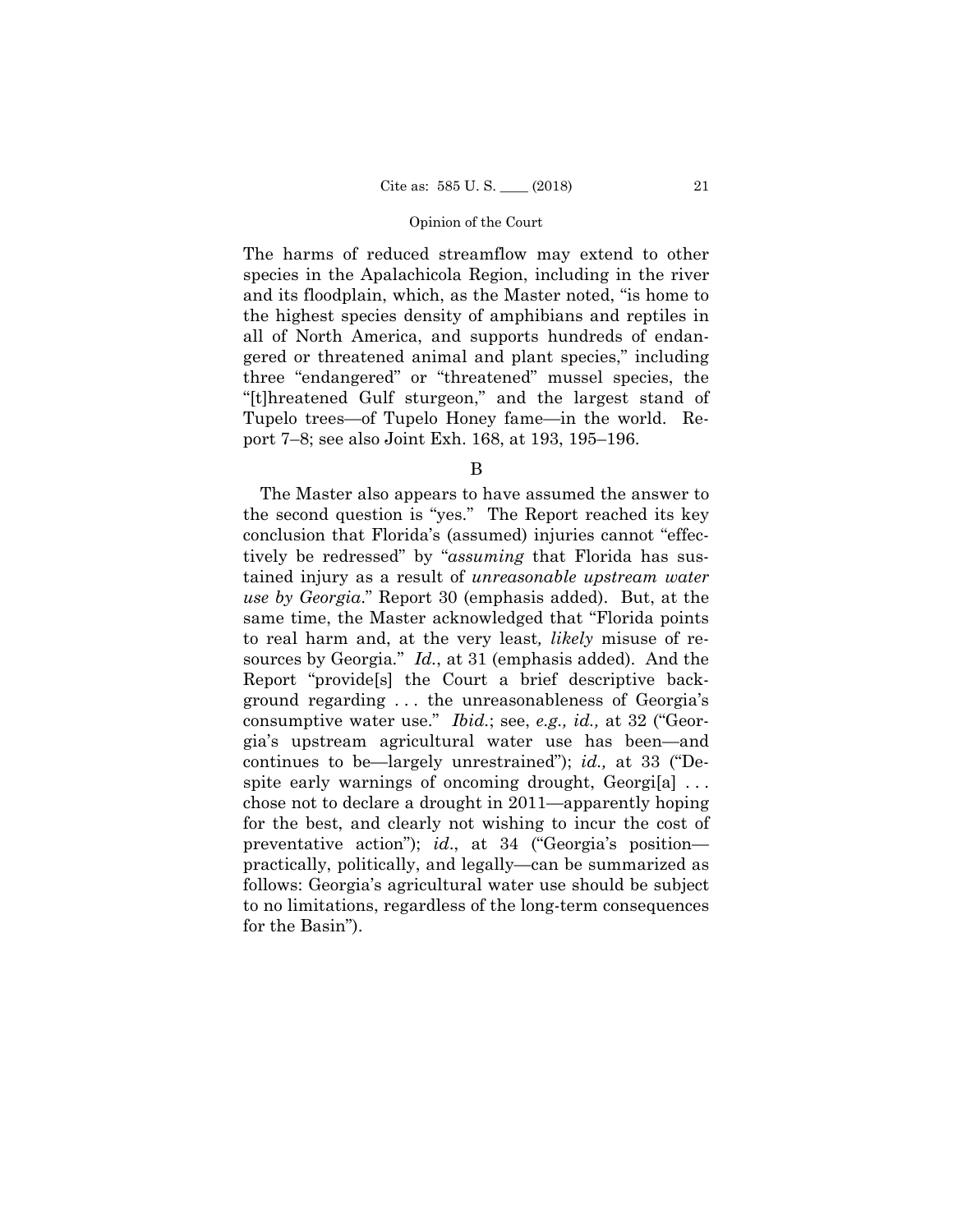The harms of reduced streamflow may extend to other species in the Apalachicola Region, including in the river and its floodplain, which, as the Master noted, "is home to the highest species density of amphibians and reptiles in all of North America, and supports hundreds of endangered or threatened animal and plant species," including three "endangered" or "threatened" mussel species, the "[t]hreatened Gulf sturgeon," and the largest stand of Tupelo trees—of Tupelo Honey fame—in the world. Report 7–8; see also Joint Exh. 168, at 193, 195–196.

B

The Master also appears to have assumed the answer to the second question is "yes." The Report reached its key conclusion that Florida's (assumed) injuries cannot "effectively be redressed" by "*assuming* that Florida has sustained injury as a result of *unreasonable upstream water use by Georgia*." Report 30 (emphasis added). But, at the same time, the Master acknowledged that "Florida points to real harm and, at the very least, *likely* misuse of resources by Georgia." *Id.*, at 31 (emphasis added). And the Report "provide[s] the Court a brief descriptive background regarding . . . the unreasonableness of Georgia's consumptive water use." *Ibid.*; see, *e.g., id.,* at 32 ("Georgia's upstream agricultural water use has been—and continues to be—largely unrestrained"); *id.,* at 33 ("Despite early warnings of oncoming drought, Georgi[a] . . . chose not to declare a drought in 2011—apparently hoping for the best, and clearly not wishing to incur the cost of preventative action"); *id.*, at 34 ("Georgia's position—practically, politically, and legally—can be summarized as follows: Georgia's agricultural water use should be subject to no limitations, regardless of the long-term consequences for the Basin").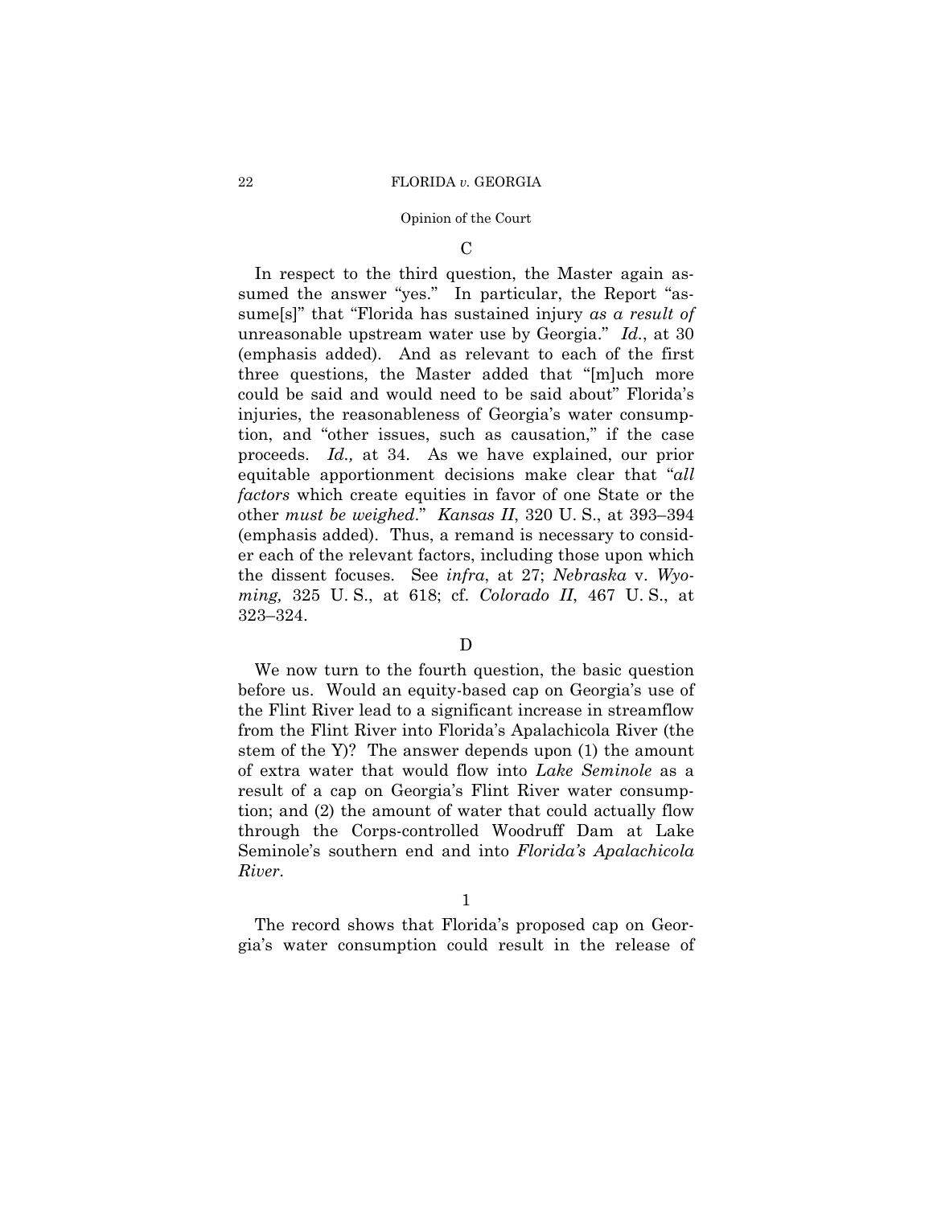### C

In respect to the third question, the Master again assumed the answer "yes." In particular, the Report "assume[s]" that "Florida has sustained injury *as a result of* unreasonable upstream water use by Georgia." *Id.*, at 30 (emphasis added). And as relevant to each of the first three questions, the Master added that "[m]uch more could be said and would need to be said about" Florida's injuries, the reasonableness of Georgia's water consumption, and "other issues, such as causation," if the case proceeds. *Id.,* at 34. As we have explained, our prior equitable apportionment decisions make clear that "*all factors* which create equities in favor of one State or the other *must be weighed*." *Kansas II*, 320 U. S., at 393–394 (emphasis added). Thus, a remand is necessary to consider each of the relevant factors, including those upon which the dissent focuses. See *infra*, at 27; *Nebraska* v. *Wyoming,* 325 U. S., at 618; cf. *Colorado II*, 467 U. S., at 323–324.

### D

We now turn to the fourth question, the basic question before us. Would an equity-based cap on Georgia's use of the Flint River lead to a significant increase in streamflow from the Flint River into Florida's Apalachicola River (the stem of the Y)? The answer depends upon (1) the amount of extra water that would flow into *Lake Seminole* as a result of a cap on Georgia's Flint River water consumption; and (2) the amount of water that could actually flow through the Corps-controlled Woodruff Dam at Lake Seminole's southern end and into *Florida's Apalachicola River*.

#### 1

The record shows that Florida's proposed cap on Georgia's water consumption could result in the release of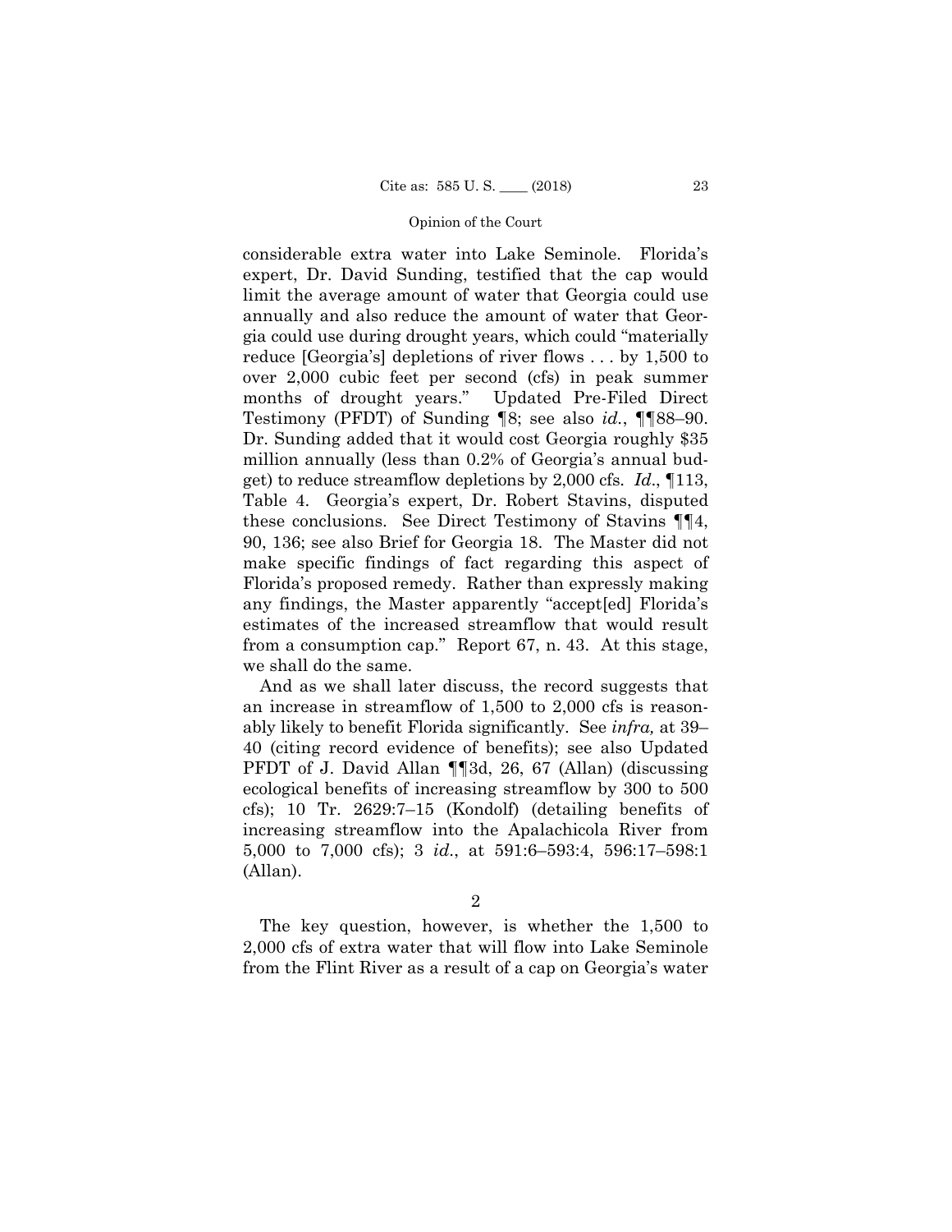considerable extra water into Lake Seminole. Florida's expert, Dr. David Sunding, testified that the cap would limit the average amount of water that Georgia could use annually and also reduce the amount of water that Georgia could use during drought years, which could "materially reduce [Georgia's] depletions of river flows . . . by 1,500 to over 2,000 cubic feet per second (cfs) in peak summer months of drought years." Updated Pre-Filed Direct Testimony (PFDT) of Sunding ¶8; see also *id.*, ¶¶88–90. Dr. Sunding added that it would cost Georgia roughly $35 million annually (less than 0.2% of Georgia's annual budget) to reduce streamflow depletions by 2,000 cfs. *Id.*, ¶113, Table 4. Georgia's expert, Dr. Robert Stavins, disputed these conclusions. See Direct Testimony of Stavins ¶¶4, 90, 136; see also Brief for Georgia 18. The Master did not make specific findings of fact regarding this aspect of Florida's proposed remedy. Rather than expressly making any findings, the Master apparently "accept[ed] Florida's estimates of the increased streamflow that would result from a consumption cap." Report 67, n. 43. At this stage, we shall do the same.

And as we shall later discuss, the record suggests that an increase in streamflow of 1,500 to 2,000 cfs is reasonably likely to benefit Florida significantly. See *infra,* at 39–40 (citing record evidence of benefits); see also Updated PFDT of J. David Allan ¶¶3d, 26, 67 (Allan) (discussing ecological benefits of increasing streamflow by 300 to 500 cfs); 10 Tr. 2629:7–15 (Kondolf) (detailing benefits of increasing streamflow into the Apalachicola River from 5,000 to 7,000 cfs); 3 *id.*, at 591:6–593:4, 596:17–598:1 (Allan).

2

The key question, however, is whether the 1,500 to 2,000 cfs of extra water that will flow into Lake Seminole from the Flint River as a result of a cap on Georgia's water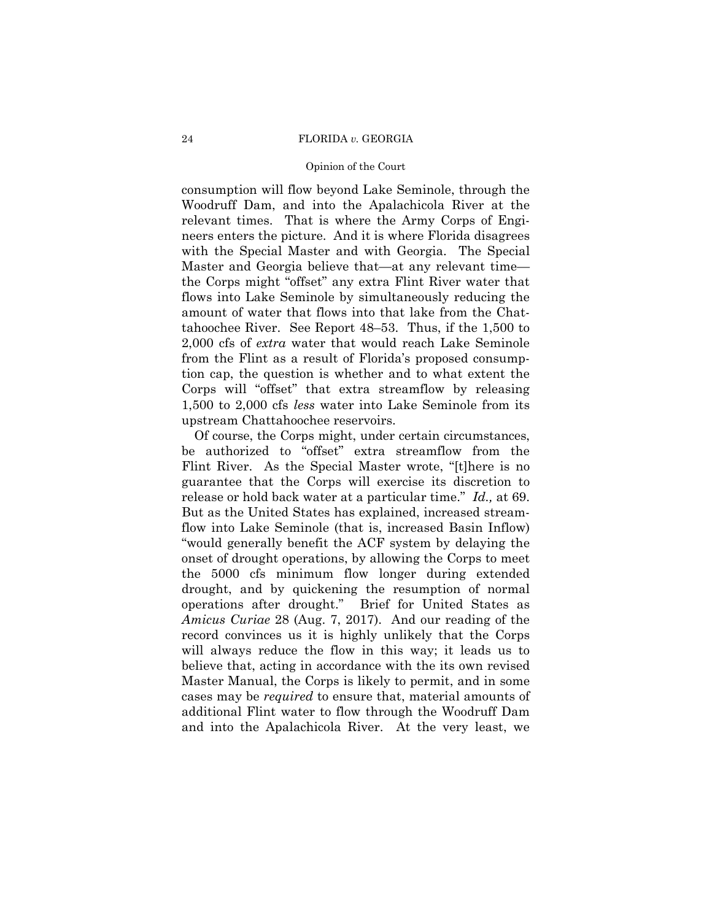consumption will flow beyond Lake Seminole, through the Woodruff Dam, and into the Apalachicola River at the relevant times. That is where the Army Corps of Engineers enters the picture. And it is where Florida disagrees with the Special Master and with Georgia. The Special Master and Georgia believe that—at any relevant time—the Corps might "offset" any extra Flint River water that flows into Lake Seminole by simultaneously reducing the amount of water that flows into that lake from the Chattahoochee River. See Report 48–53. Thus, if the 1,500 to 2,000 cfs of *extra* water that would reach Lake Seminole from the Flint as a result of Florida's proposed consumption cap, the question is whether and to what extent the Corps will "offset" that extra streamflow by releasing 1,500 to 2,000 cfs *less* water into Lake Seminole from its upstream Chattahoochee reservoirs.

Of course, the Corps might, under certain circumstances, be authorized to "offset" extra streamflow from the Flint River. As the Special Master wrote, "[t]here is no guarantee that the Corps will exercise its discretion to release or hold back water at a particular time." *Id.,* at 69. But as the United States has explained, increased streamflow into Lake Seminole (that is, increased Basin Inflow) "would generally benefit the ACF system by delaying the onset of drought operations, by allowing the Corps to meet the 5000 cfs minimum flow longer during extended drought, and by quickening the resumption of normal operations after drought." Brief for United States as *Amicus Curiae* 28 (Aug. 7, 2017). And our reading of the record convinces us it is highly unlikely that the Corps will always reduce the flow in this way; it leads us to believe that, acting in accordance with the its own revised Master Manual, the Corps is likely to permit, and in some cases may be *required* to ensure that, material amounts of additional Flint water to flow through the Woodruff Dam and into the Apalachicola River. At the very least, we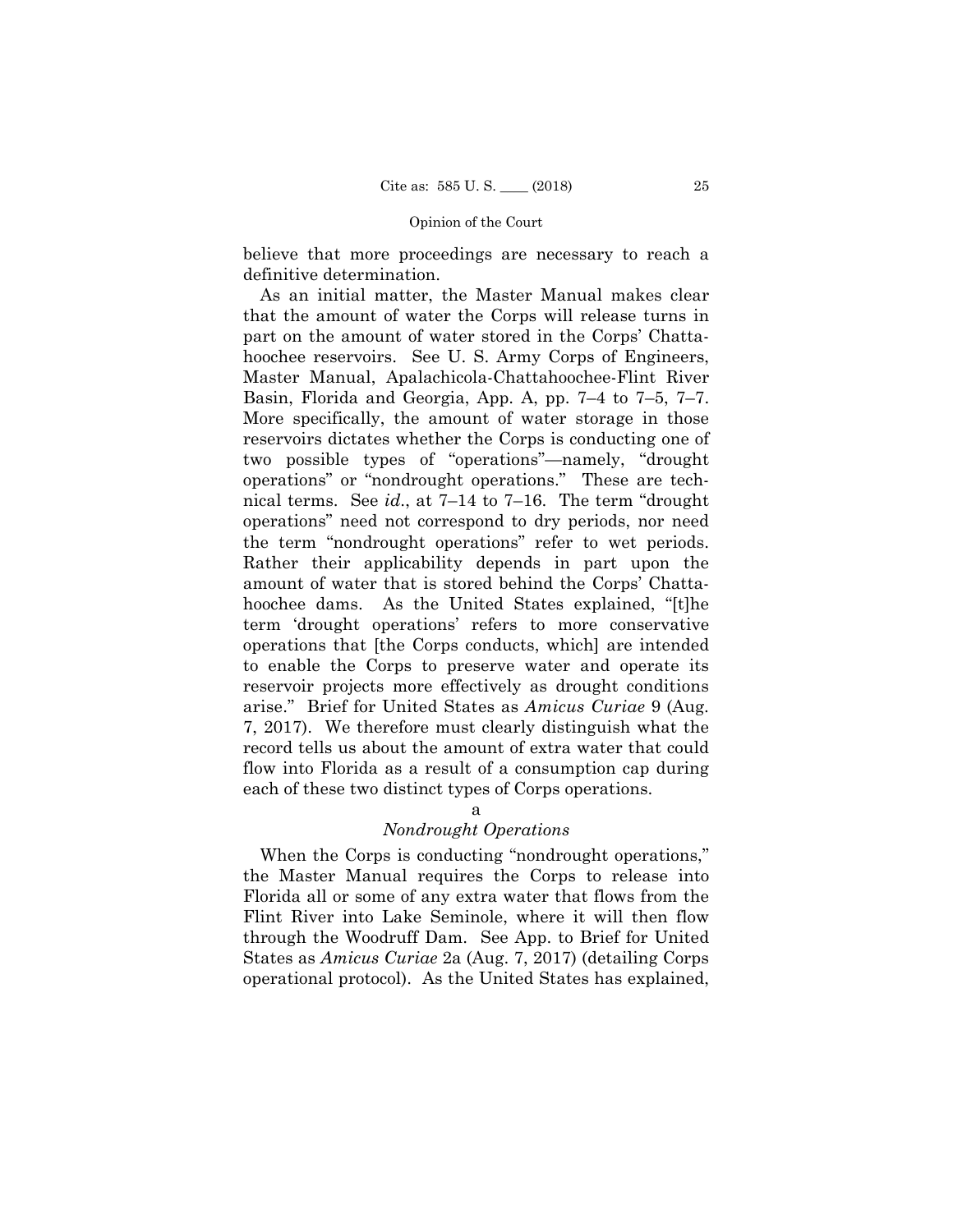believe that more proceedings are necessary to reach a definitive determination.

As an initial matter, the Master Manual makes clear that the amount of water the Corps will release turns in part on the amount of water stored in the Corps' Chattahoochee reservoirs. See U. S. Army Corps of Engineers, Master Manual, Apalachicola-Chattahoochee-Flint River Basin, Florida and Georgia, App. A, pp. 7–4 to 7–5, 7–7. More specifically, the amount of water storage in those reservoirs dictates whether the Corps is conducting one of two possible types of "operations"—namely, "drought operations" or "nondrought operations." These are technical terms. See *id.*, at 7–14 to 7–16. The term "drought operations" need not correspond to dry periods, nor need the term "nondrought operations" refer to wet periods. Rather their applicability depends in part upon the amount of water that is stored behind the Corps' Chattahoochee dams. As the United States explained, "[t]he term 'drought operations' refers to more conservative operations that [the Corps conducts, which] are intended to enable the Corps to preserve water and operate its reservoir projects more effectively as drought conditions arise." Brief for United States as *Amicus Curiae* 9 (Aug. 7, 2017). We therefore must clearly distinguish what the record tells us about the amount of extra water that could flow into Florida as a result of a consumption cap during each of these two distinct types of Corps operations.

a

*Nondrought Operations*

When the Corps is conducting "nondrought operations," the Master Manual requires the Corps to release into Florida all or some of any extra water that flows from the Flint River into Lake Seminole, where it will then flow through the Woodruff Dam. See App. to Brief for United States as *Amicus Curiae* 2a (Aug. 7, 2017) (detailing Corps operational protocol). As the United States has explained,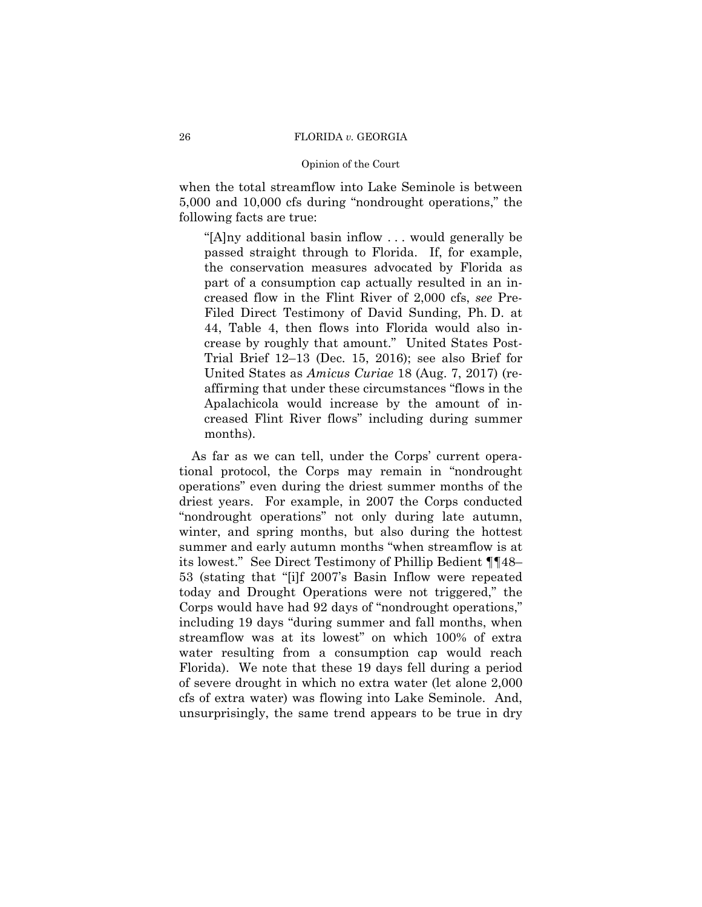when the total streamflow into Lake Seminole is between 5,000 and 10,000 cfs during "nondrought operations," the following facts are true:

> "[A]ny additional basin inflow . . . would generally be passed straight through to Florida. If, for example, the conservation measures advocated by Florida as part of a consumption cap actually resulted in an increased flow in the Flint River of 2,000 cfs, *see* Pre-Filed Direct Testimony of David Sunding, Ph. D. at 44, Table 4, then flows into Florida would also increase by roughly that amount." United States Post-Trial Brief 12–13 (Dec. 15, 2016); see also Brief for United States as *Amicus Curiae* 18 (Aug. 7, 2017) (reaffirming that under these circumstances "flows in the Apalachicola would increase by the amount of increased Flint River flows" including during summer months).

As far as we can tell, under the Corps' current operational protocol, the Corps may remain in "nondrought operations" even during the driest summer months of the driest years. For example, in 2007 the Corps conducted "nondrought operations" not only during late autumn, winter, and spring months, but also during the hottest summer and early autumn months "when streamflow is at its lowest." See Direct Testimony of Phillip Bedient ¶¶48–53 (stating that "[i]f 2007's Basin Inflow were repeated today and Drought Operations were not triggered," the Corps would have had 92 days of "nondrought operations," including 19 days "during summer and fall months, when streamflow was at its lowest" on which 100% of extra water resulting from a consumption cap would reach Florida). We note that these 19 days fell during a period of severe drought in which no extra water (let alone 2,000 cfs of extra water) was flowing into Lake Seminole. And, unsurprisingly, the same trend appears to be true in dry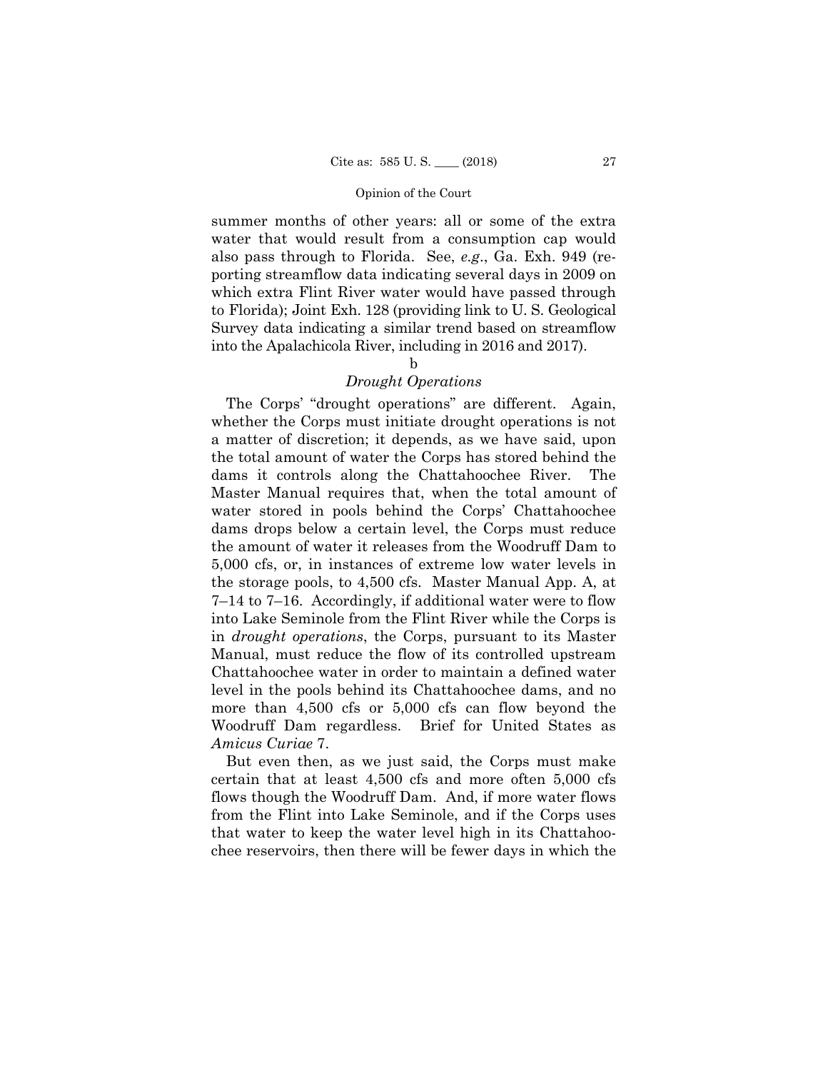summer months of other years: all or some of the extra water that would result from a consumption cap would also pass through to Florida. See, *e.g*., Ga. Exh. 949 (reporting streamflow data indicating several days in 2009 on which extra Flint River water would have passed through to Florida); Joint Exh. 128 (providing link to U. S. Geological Survey data indicating a similar trend based on streamflow into the Apalachicola River, including in 2016 and 2017).

b

*Drought Operations*

The Corps' "drought operations" are different. Again, whether the Corps must initiate drought operations is not a matter of discretion; it depends, as we have said, upon the total amount of water the Corps has stored behind the dams it controls along the Chattahoochee River. The Master Manual requires that, when the total amount of water stored in pools behind the Corps' Chattahoochee dams drops below a certain level, the Corps must reduce the amount of water it releases from the Woodruff Dam to 5,000 cfs, or, in instances of extreme low water levels in the storage pools, to 4,500 cfs. Master Manual App. A, at 7–14 to 7–16. Accordingly, if additional water were to flow into Lake Seminole from the Flint River while the Corps is in *drought operations*, the Corps, pursuant to its Master Manual, must reduce the flow of its controlled upstream Chattahoochee water in order to maintain a defined water level in the pools behind its Chattahoochee dams, and no more than 4,500 cfs or 5,000 cfs can flow beyond the Woodruff Dam regardless. Brief for United States as *Amicus Curiae* 7.

But even then, as we just said, the Corps must make certain that at least 4,500 cfs and more often 5,000 cfs flows though the Woodruff Dam. And, if more water flows from the Flint into Lake Seminole, and if the Corps uses that water to keep the water level high in its Chattahoochee reservoirs, then there will be fewer days in which the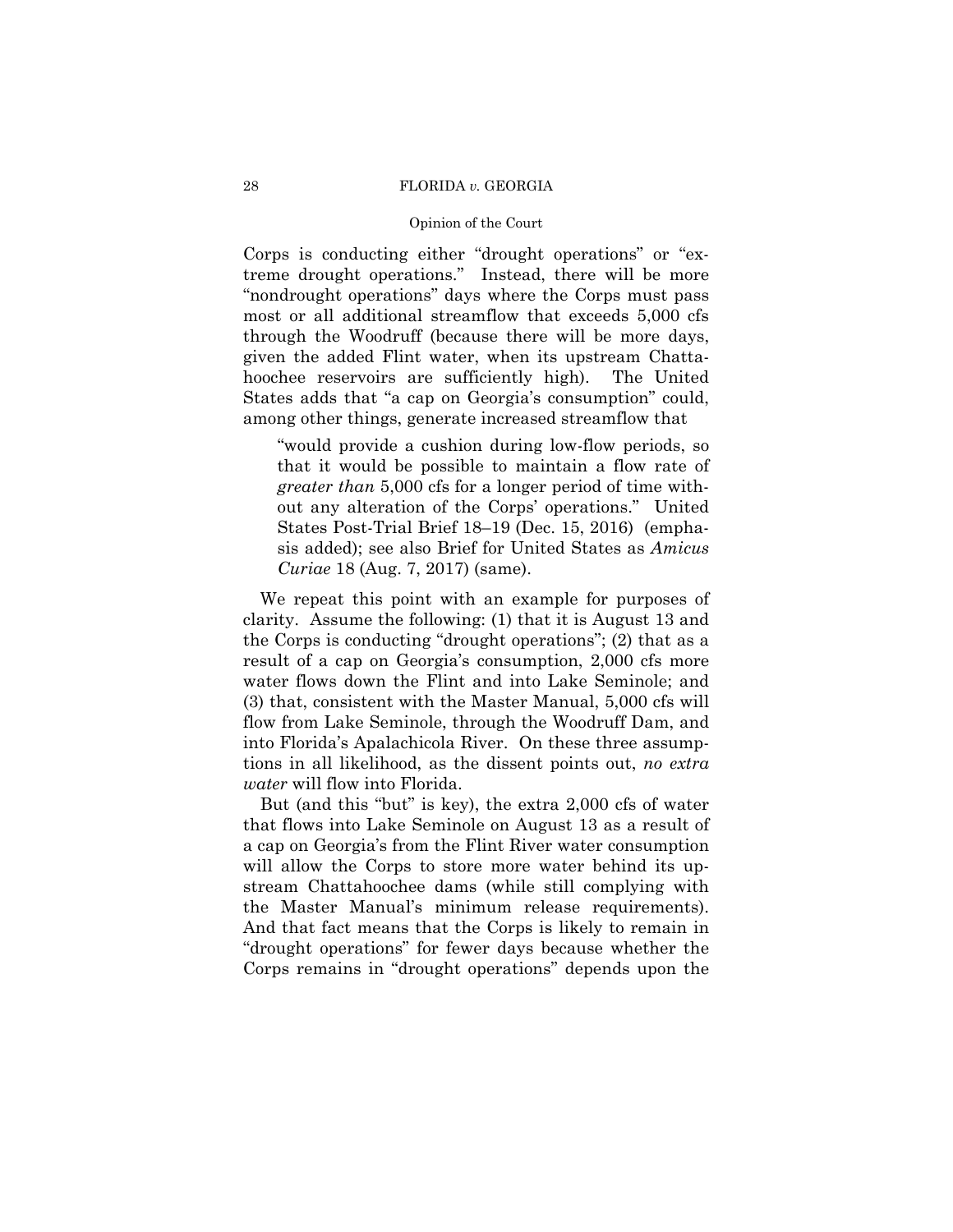Corps is conducting either "drought operations" or "extreme drought operations." Instead, there will be more "nondrought operations" days where the Corps must pass most or all additional streamflow that exceeds 5,000 cfs through the Woodruff (because there will be more days, given the added Flint water, when its upstream Chattahoochee reservoirs are sufficiently high). The United States adds that "a cap on Georgia's consumption" could, among other things, generate increased streamflow that

> "would provide a cushion during low-flow periods, so that it would be possible to maintain a flow rate of *greater than* 5,000 cfs for a longer period of time without any alteration of the Corps' operations." United States Post-Trial Brief 18–19 (Dec. 15, 2016) (emphasis added); see also Brief for United States as *Amicus Curiae* 18 (Aug. 7, 2017) (same).

We repeat this point with an example for purposes of clarity. Assume the following: (1) that it is August 13 and the Corps is conducting "drought operations"; (2) that as a result of a cap on Georgia's consumption, 2,000 cfs more water flows down the Flint and into Lake Seminole; and (3) that, consistent with the Master Manual, 5,000 cfs will flow from Lake Seminole, through the Woodruff Dam, and into Florida's Apalachicola River. On these three assumptions in all likelihood, as the dissent points out, *no extra water* will flow into Florida.

But (and this "but" is key), the extra 2,000 cfs of water that flows into Lake Seminole on August 13 as a result of a cap on Georgia's from the Flint River water consumption will allow the Corps to store more water behind its upstream Chattahoochee dams (while still complying with the Master Manual's minimum release requirements). And that fact means that the Corps is likely to remain in "drought operations" for fewer days because whether the Corps remains in "drought operations" depends upon the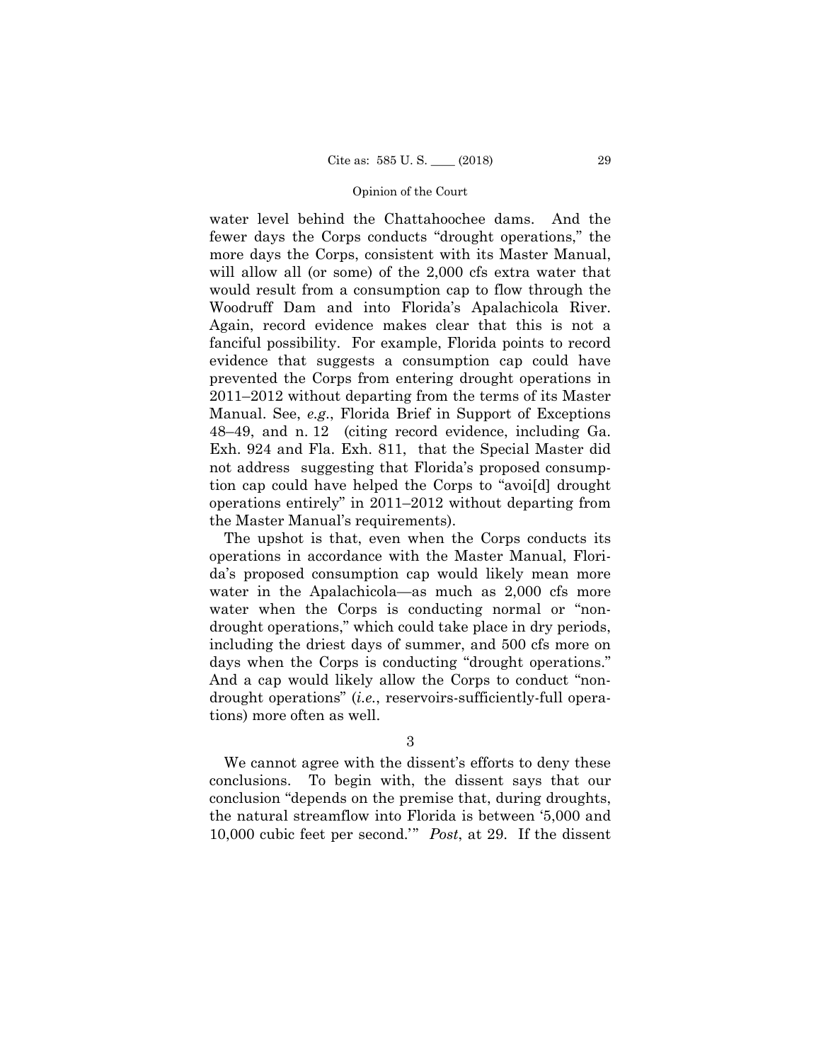water level behind the Chattahoochee dams. And the fewer days the Corps conducts "drought operations," the more days the Corps, consistent with its Master Manual, will allow all (or some) of the 2,000 cfs extra water that would result from a consumption cap to flow through the Woodruff Dam and into Florida's Apalachicola River. Again, record evidence makes clear that this is not a fanciful possibility. For example, Florida points to record evidence that suggests a consumption cap could have prevented the Corps from entering drought operations in 2011–2012 without departing from the terms of its Master Manual. See, *e.g.*, Florida Brief in Support of Exceptions 48–49, and n. 12 (citing record evidence, including Ga. Exh. 924 and Fla. Exh. 811, that the Special Master did not address suggesting that Florida's proposed consumption cap could have helped the Corps to "avoi[d] drought operations entirely" in 2011–2012 without departing from the Master Manual's requirements).

The upshot is that, even when the Corps conducts its operations in accordance with the Master Manual, Florida's proposed consumption cap would likely mean more water in the Apalachicola—as much as 2,000 cfs more water when the Corps is conducting normal or "non-drought operations," which could take place in dry periods, including the driest days of summer, and 500 cfs more on days when the Corps is conducting "drought operations." And a cap would likely allow the Corps to conduct "non-drought operations" (*i.e.*, reservoirs-sufficiently-full operations) more often as well.

3

We cannot agree with the dissent's efforts to deny these conclusions. To begin with, the dissent says that our conclusion "depends on the premise that, during droughts, the natural streamflow into Florida is between '5,000 and 10,000 cubic feet per second.'" *Post*, at 29. If the dissent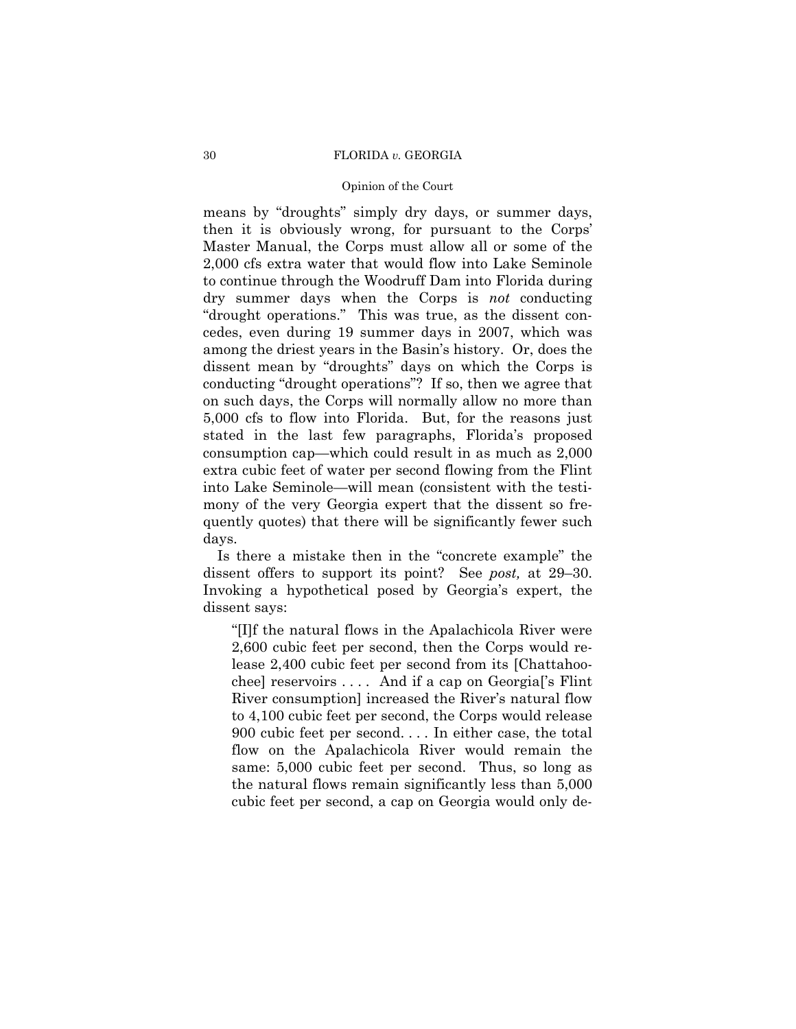means by "droughts" simply dry days, or summer days, then it is obviously wrong, for pursuant to the Corps' Master Manual, the Corps must allow all or some of the 2,000 cfs extra water that would flow into Lake Seminole to continue through the Woodruff Dam into Florida during dry summer days when the Corps is *not* conducting "drought operations." This was true, as the dissent concedes, even during 19 summer days in 2007, which was among the driest years in the Basin's history. Or, does the dissent mean by "droughts" days on which the Corps is conducting "drought operations"? If so, then we agree that on such days, the Corps will normally allow no more than 5,000 cfs to flow into Florida. But, for the reasons just stated in the last few paragraphs, Florida's proposed consumption cap—which could result in as much as 2,000 extra cubic feet of water per second flowing from the Flint into Lake Seminole—will mean (consistent with the testimony of the very Georgia expert that the dissent so frequently quotes) that there will be significantly fewer such days.

Is there a mistake then in the "concrete example" the dissent offers to support its point? See *post,* at 29–30. Invoking a hypothetical posed by Georgia's expert, the dissent says:

> "[I]f the natural flows in the Apalachicola River were 2,600 cubic feet per second, then the Corps would release 2,400 cubic feet per second from its [Chattahoochee] reservoirs . . . . And if a cap on Georgia['s Flint River consumption] increased the River's natural flow to 4,100 cubic feet per second, the Corps would release 900 cubic feet per second. . . . In either case, the total flow on the Apalachicola River would remain the same: 5,000 cubic feet per second. Thus, so long as the natural flows remain significantly less than 5,000 cubic feet per second, a cap on Georgia would only de-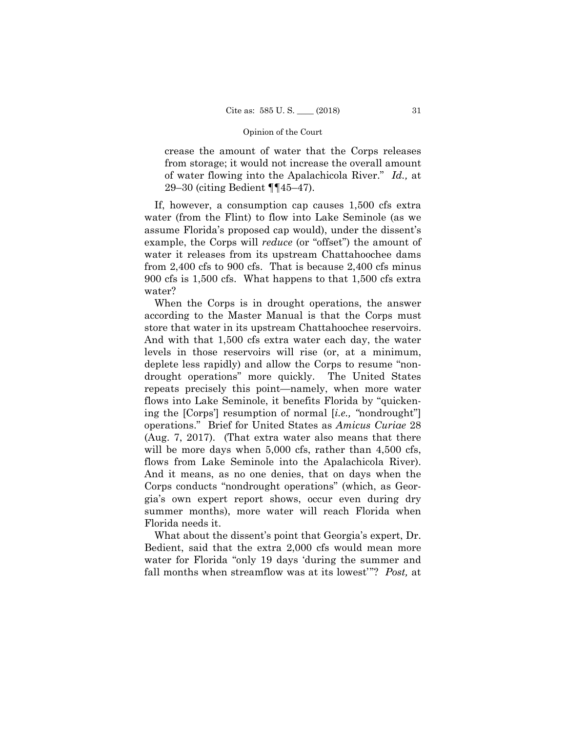crease the amount of water that the Corps releases from storage; it would not increase the overall amount of water flowing into the Apalachicola River." *Id.,* at 29–30 (citing Bedient ¶¶45–47).

If, however, a consumption cap causes 1,500 cfs extra water (from the Flint) to flow into Lake Seminole (as we assume Florida's proposed cap would), under the dissent's example, the Corps will *reduce* (or "offset") the amount of water it releases from its upstream Chattahoochee dams from 2,400 cfs to 900 cfs. That is because 2,400 cfs minus 900 cfs is 1,500 cfs. What happens to that 1,500 cfs extra water?

When the Corps is in drought operations, the answer according to the Master Manual is that the Corps must store that water in its upstream Chattahoochee reservoirs. And with that 1,500 cfs extra water each day, the water levels in those reservoirs will rise (or, at a minimum, deplete less rapidly) and allow the Corps to resume "nondrought operations" more quickly. The United States repeats precisely this point—namely, when more water flows into Lake Seminole, it benefits Florida by "quickening the [Corps'] resumption of normal [*i.e., "*nondrought"] operations." Brief for United States as *Amicus Curiae* 28 (Aug. 7, 2017). (That extra water also means that there will be more days when 5,000 cfs, rather than 4,500 cfs, flows from Lake Seminole into the Apalachicola River). And it means, as no one denies, that on days when the Corps conducts "nondrought operations" (which, as Georgia's own expert report shows, occur even during dry summer months), more water will reach Florida when Florida needs it.

What about the dissent's point that Georgia's expert, Dr. Bedient, said that the extra 2,000 cfs would mean more water for Florida "only 19 days 'during the summer and fall months when streamflow was at its lowest'"? *Post,* at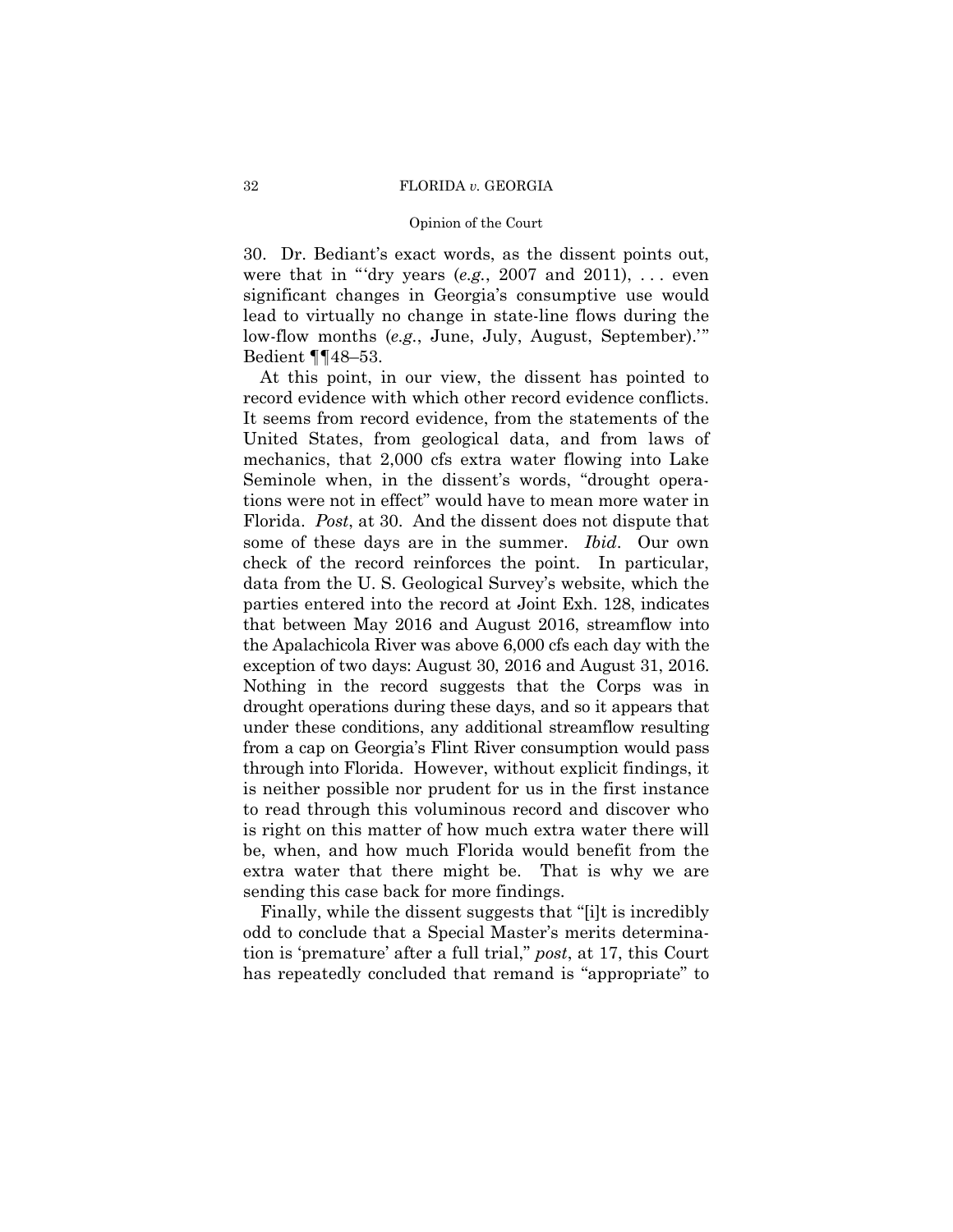30. Dr. Bediant's exact words, as the dissent points out, were that in "'dry years (*e.g.*, 2007 and 2011), . . . even significant changes in Georgia's consumptive use would lead to virtually no change in state-line flows during the low-flow months (*e.g.*, June, July, August, September).'" Bedient ¶¶48–53.

At this point, in our view, the dissent has pointed to record evidence with which other record evidence conflicts. It seems from record evidence, from the statements of the United States, from geological data, and from laws of mechanics, that 2,000 cfs extra water flowing into Lake Seminole when, in the dissent's words, "drought operations were not in effect" would have to mean more water in Florida. *Post*, at 30. And the dissent does not dispute that some of these days are in the summer. *Ibid*. Our own check of the record reinforces the point. In particular, data from the U. S. Geological Survey's website, which the parties entered into the record at Joint Exh. 128, indicates that between May 2016 and August 2016, streamflow into the Apalachicola River was above 6,000 cfs each day with the exception of two days: August 30, 2016 and August 31, 2016. Nothing in the record suggests that the Corps was in drought operations during these days, and so it appears that under these conditions, any additional streamflow resulting from a cap on Georgia's Flint River consumption would pass through into Florida. However, without explicit findings, it is neither possible nor prudent for us in the first instance to read through this voluminous record and discover who is right on this matter of how much extra water there will be, when, and how much Florida would benefit from the extra water that there might be. That is why we are sending this case back for more findings.

Finally, while the dissent suggests that "[i]t is incredibly odd to conclude that a Special Master's merits determination is 'premature' after a full trial," *post*, at 17, this Court has repeatedly concluded that remand is "appropriate" to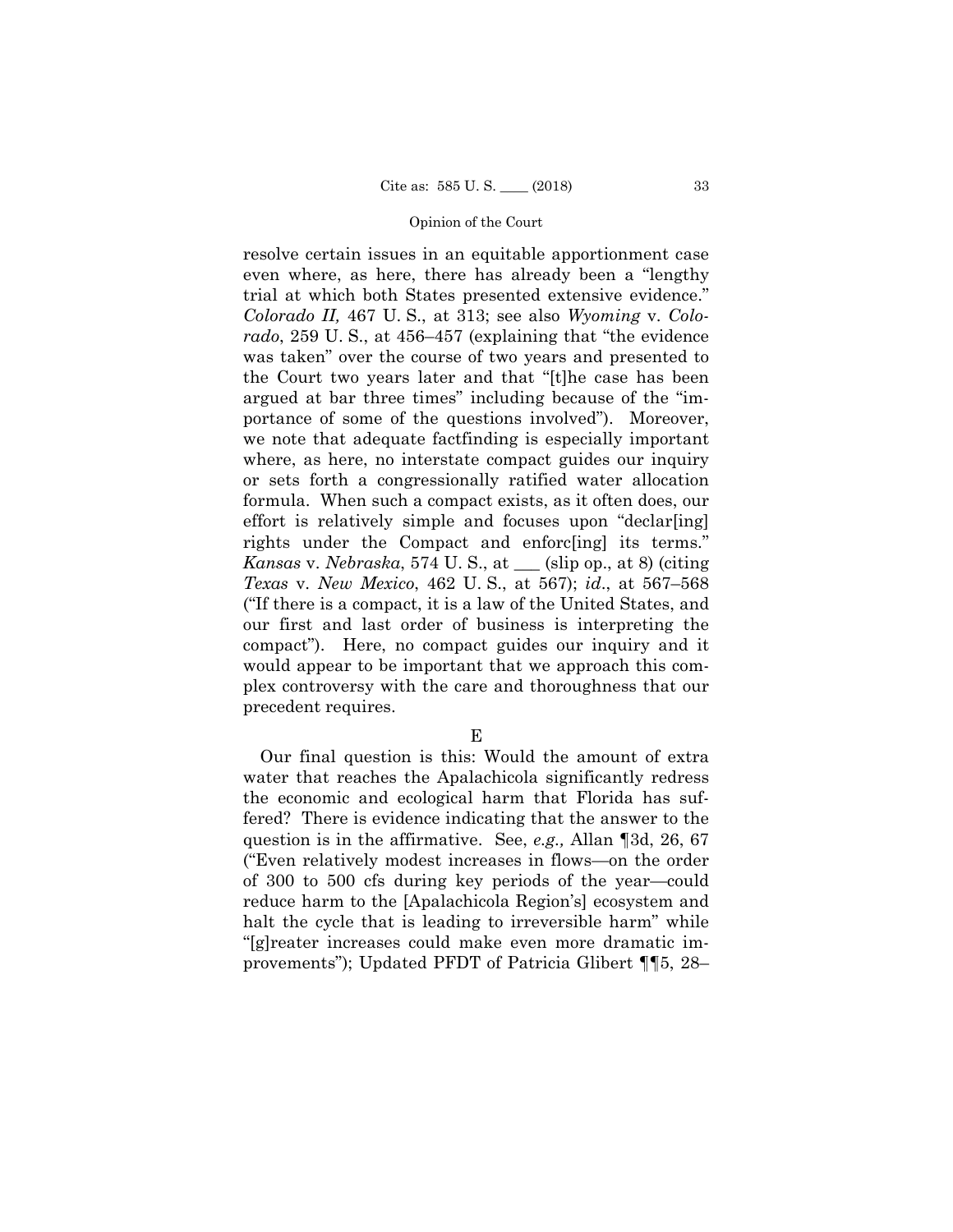resolve certain issues in an equitable apportionment case even where, as here, there has already been a "lengthy trial at which both States presented extensive evidence." *Colorado II,* 467 U. S., at 313; see also *Wyoming* v. *Colorado*, 259 U. S., at 456–457 (explaining that "the evidence was taken" over the course of two years and presented to the Court two years later and that "[t]he case has been argued at bar three times" including because of the "importance of some of the questions involved"). Moreover, we note that adequate factfinding is especially important where, as here, no interstate compact guides our inquiry or sets forth a congressionally ratified water allocation formula. When such a compact exists, as it often does, our effort is relatively simple and focuses upon "declar[ing] rights under the Compact and enforc[ing] its terms." *Kansas* v. *Nebraska*, 574 U. S., at ___ (slip op., at 8) (citing *Texas* v. *New Mexico*, 462 U. S., at 567); *id*., at 567–568 ("If there is a compact, it is a law of the United States, and our first and last order of business is interpreting the compact"). Here, no compact guides our inquiry and it would appear to be important that we approach this complex controversy with the care and thoroughness that our precedent requires.

E

Our final question is this: Would the amount of extra water that reaches the Apalachicola significantly redress the economic and ecological harm that Florida has suffered? There is evidence indicating that the answer to the question is in the affirmative. See, *e.g.,* Allan ¶3d, 26, 67 ("Even relatively modest increases in flows—on the order of 300 to 500 cfs during key periods of the year—could reduce harm to the [Apalachicola Region's] ecosystem and halt the cycle that is leading to irreversible harm" while "[g]reater increases could make even more dramatic improvements"); Updated PFDT of Patricia Glibert ¶¶5, 28–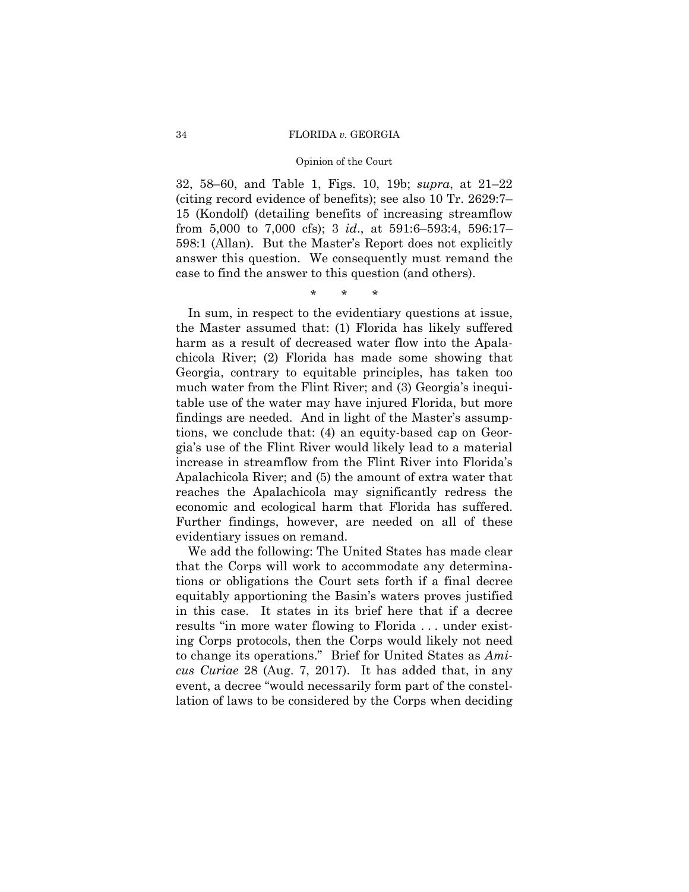32, 58–60, and Table 1, Figs. 10, 19b; *supra*, at 21–22 (citing record evidence of benefits); see also 10 Tr. 2629:7–15 (Kondolf) (detailing benefits of increasing streamflow from 5,000 to 7,000 cfs); 3 *id*., at 591:6–593:4, 596:17–598:1 (Allan). But the Master's Report does not explicitly answer this question. We consequently must remand the case to find the answer to this question (and others).

\* \* \*

In sum, in respect to the evidentiary questions at issue, the Master assumed that: (1) Florida has likely suffered harm as a result of decreased water flow into the Apalachicola River; (2) Florida has made some showing that Georgia, contrary to equitable principles, has taken too much water from the Flint River; and (3) Georgia's inequitable use of the water may have injured Florida, but more findings are needed. And in light of the Master's assumptions, we conclude that: (4) an equity-based cap on Georgia's use of the Flint River would likely lead to a material increase in streamflow from the Flint River into Florida's Apalachicola River; and (5) the amount of extra water that reaches the Apalachicola may significantly redress the economic and ecological harm that Florida has suffered. Further findings, however, are needed on all of these evidentiary issues on remand.

We add the following: The United States has made clear that the Corps will work to accommodate any determinations or obligations the Court sets forth if a final decree equitably apportioning the Basin's waters proves justified in this case. It states in its brief here that if a decree results "in more water flowing to Florida . . . under existing Corps protocols, then the Corps would likely not need to change its operations." Brief for United States as *Amicus Curiae* 28 (Aug. 7, 2017). It has added that, in any event, a decree "would necessarily form part of the constellation of laws to be considered by the Corps when deciding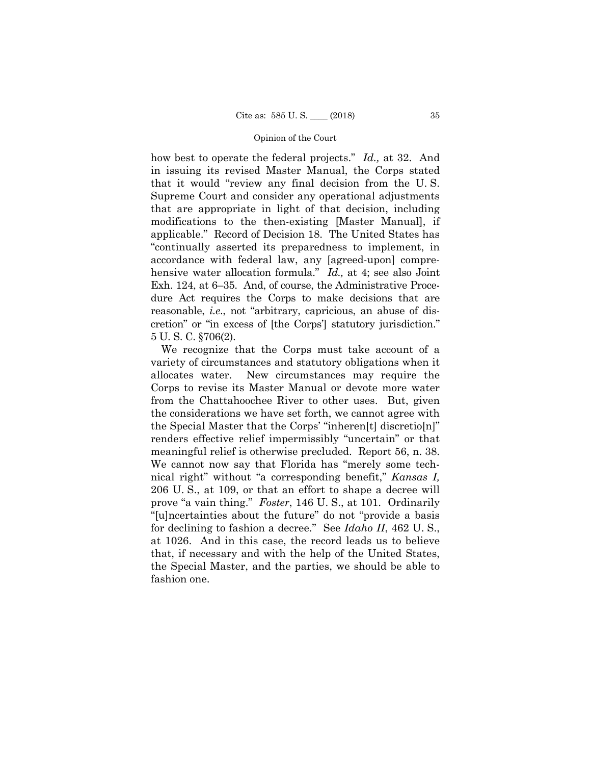how best to operate the federal projects." *Id.,* at 32. And in issuing its revised Master Manual, the Corps stated that it would "review any final decision from the U. S. Supreme Court and consider any operational adjustments that are appropriate in light of that decision, including modifications to the then-existing [Master Manual], if applicable." Record of Decision 18. The United States has "continually asserted its preparedness to implement, in accordance with federal law, any [agreed-upon] comprehensive water allocation formula." *Id.,* at 4; see also Joint Exh. 124, at 6–35. And, of course, the Administrative Procedure Act requires the Corps to make decisions that are reasonable, *i.e*., not "arbitrary, capricious, an abuse of discretion" or "in excess of [the Corps'] statutory jurisdiction." 5 U. S. C. §706(2).

We recognize that the Corps must take account of a variety of circumstances and statutory obligations when it allocates water. New circumstances may require the Corps to revise its Master Manual or devote more water from the Chattahoochee River to other uses. But, given the considerations we have set forth, we cannot agree with the Special Master that the Corps' "inheren[t] discretio[n]" renders effective relief impermissibly "uncertain" or that meaningful relief is otherwise precluded. Report 56, n. 38. We cannot now say that Florida has "merely some technical right" without "a corresponding benefit," *Kansas I,* 206 U. S., at 109, or that an effort to shape a decree will prove "a vain thing." *Foster*, 146 U. S., at 101. Ordinarily "[u]ncertainties about the future" do not "provide a basis for declining to fashion a decree." See *Idaho II*, 462 U. S., at 1026. And in this case, the record leads us to believe that, if necessary and with the help of the United States, the Special Master, and the parties, we should be able to fashion one.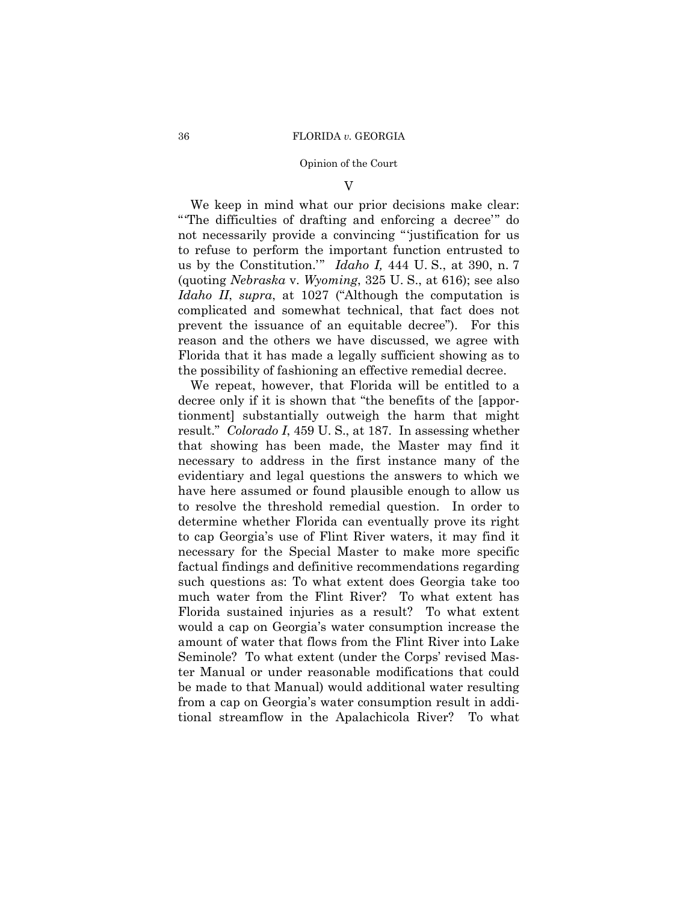## V

We keep in mind what our prior decisions make clear: "'The difficulties of drafting and enforcing a decree'" do not necessarily provide a convincing "'justification for us to refuse to perform the important function entrusted to us by the Constitution.'" *Idaho I,* 444 U. S., at 390, n. 7 (quoting *Nebraska* v. *Wyoming*, 325 U. S., at 616); see also *Idaho II*, *supra*, at 1027 ("Although the computation is complicated and somewhat technical, that fact does not prevent the issuance of an equitable decree"). For this reason and the others we have discussed, we agree with Florida that it has made a legally sufficient showing as to the possibility of fashioning an effective remedial decree.

We repeat, however, that Florida will be entitled to a decree only if it is shown that "the benefits of the [apportionment] substantially outweigh the harm that might result." *Colorado I*, 459 U. S., at 187. In assessing whether that showing has been made, the Master may find it necessary to address in the first instance many of the evidentiary and legal questions the answers to which we have here assumed or found plausible enough to allow us to resolve the threshold remedial question. In order to determine whether Florida can eventually prove its right to cap Georgia's use of Flint River waters, it may find it necessary for the Special Master to make more specific factual findings and definitive recommendations regarding such questions as: To what extent does Georgia take too much water from the Flint River? To what extent has Florida sustained injuries as a result? To what extent would a cap on Georgia's water consumption increase the amount of water that flows from the Flint River into Lake Seminole? To what extent (under the Corps' revised Master Manual or under reasonable modifications that could be made to that Manual) would additional water resulting from a cap on Georgia's water consumption result in additional streamflow in the Apalachicola River? To what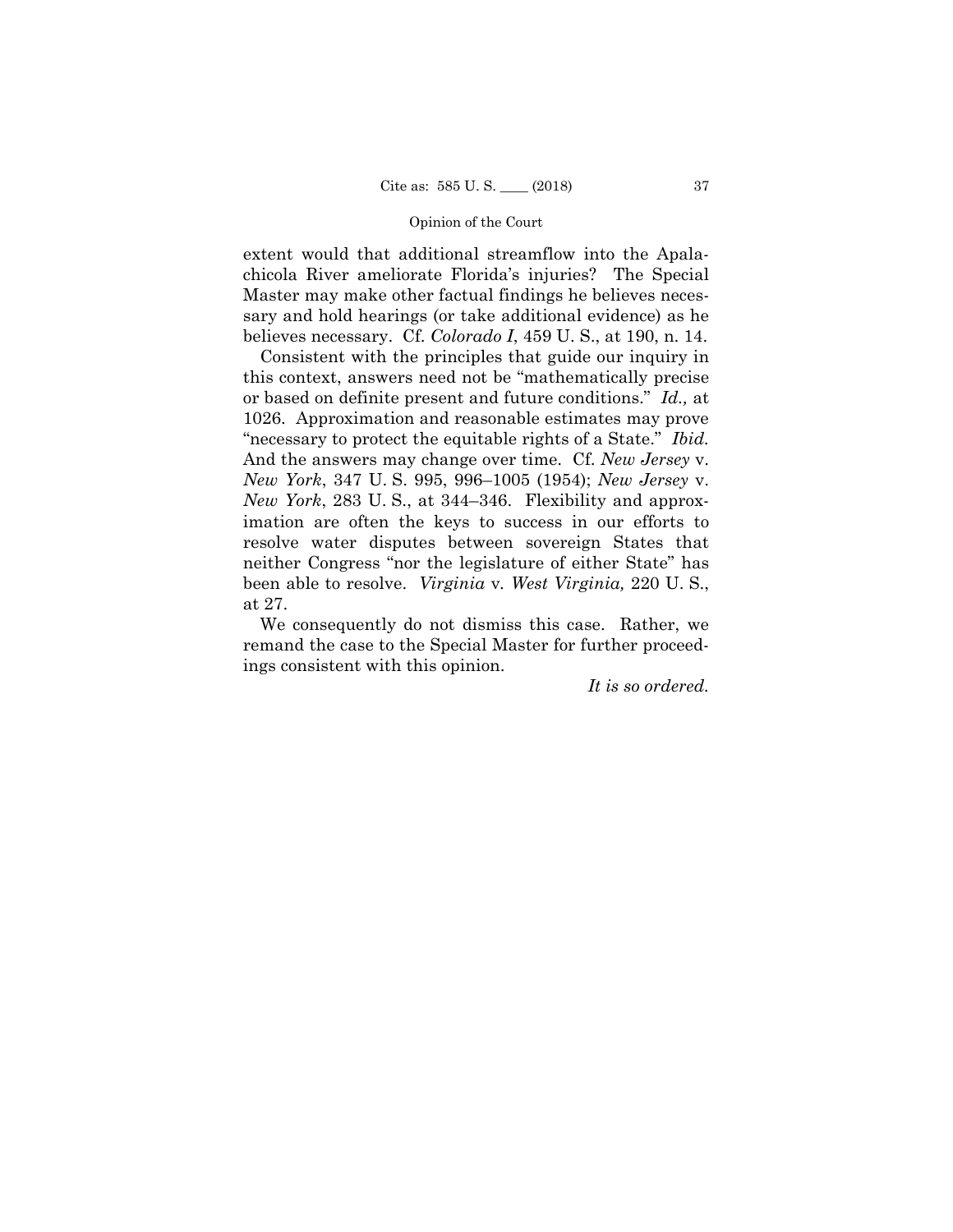extent would that additional streamflow into the Apalachicola River ameliorate Florida's injuries? The Special Master may make other factual findings he believes necessary and hold hearings (or take additional evidence) as he believes necessary. Cf. *Colorado I*, 459 U. S., at 190, n. 14.

Consistent with the principles that guide our inquiry in this context, answers need not be "mathematically precise or based on definite present and future conditions." *Id.,* at 1026. Approximation and reasonable estimates may prove "necessary to protect the equitable rights of a State." *Ibid.* And the answers may change over time. Cf. *New Jersey* v. *New York*, 347 U. S. 995, 996–1005 (1954); *New Jersey* v. *New York*, 283 U. S., at 344–346. Flexibility and approximation are often the keys to success in our efforts to resolve water disputes between sovereign States that neither Congress "nor the legislature of either State" has been able to resolve. *Virginia* v. *West Virginia,* 220 U. S., at 27.

We consequently do not dismiss this case. Rather, we remand the case to the Special Master for further proceedings consistent with this opinion.

*It is so ordered.*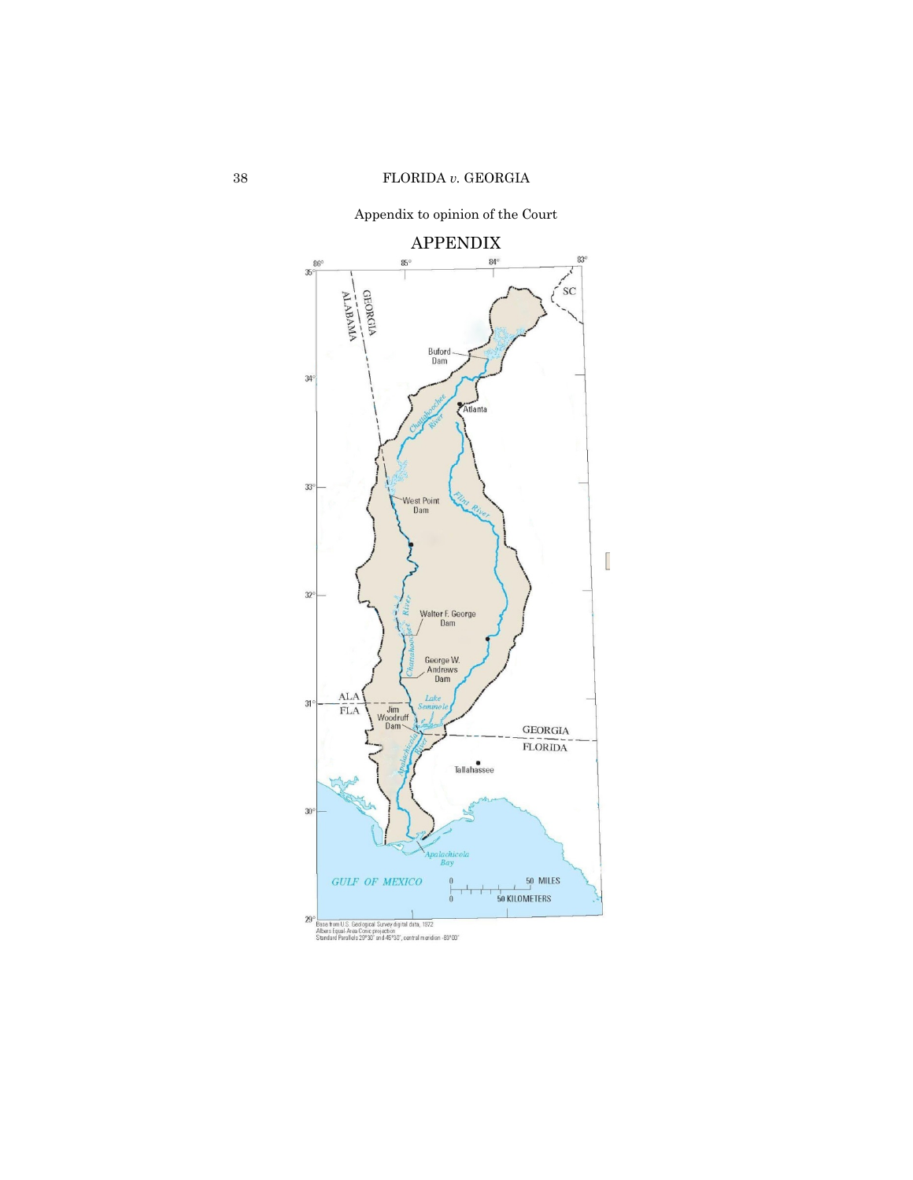Appendix to opinion of the Court

# APPENDIX

86° 85° 84° 83°

35°

GEORGIA
ALABAMA

SC

Buford Dam

34°

Chattahoochee River

Atlanta

33°

West Point Dam

Flint River

32°

Chattahoochee River

Walter F. George Dam

George W. Andrews Dam

31°

ALA
FLA

Lake Seminole

Jim Woodruff Dam

GEORGIA
FLORIDA

Apalachicola River

Tallahassee

30°

Apalachicola Bay

GULF OF MEXICO

0 50 MILES
0 50 KILOMETERS

29°

Base from U.S. Geological Survey digital data, 1972
Albers Equal-Area Conic projection
Standard Parallels 29°30' and 45°30', central meridian -83°00'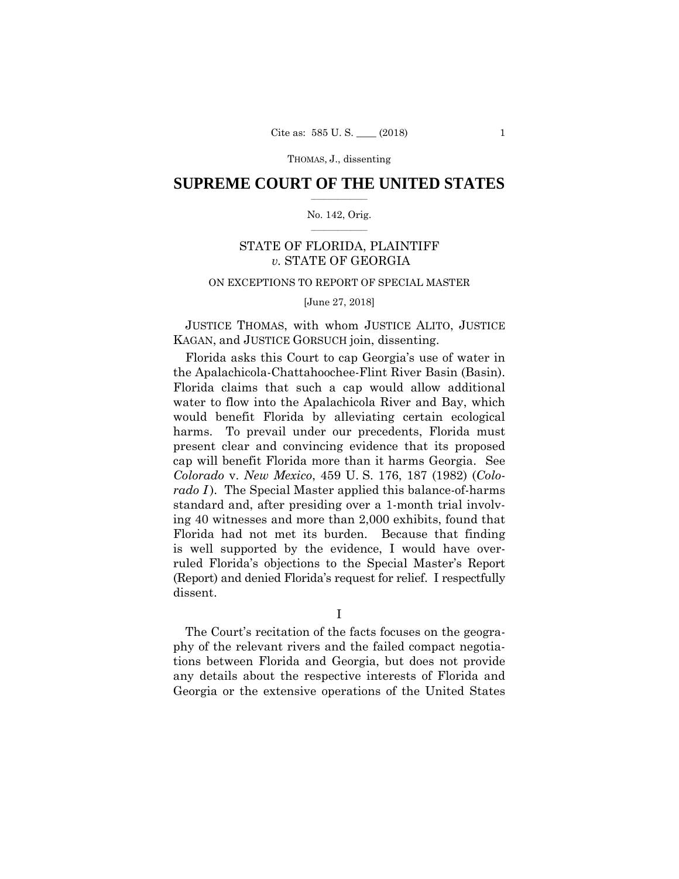# SUPREME COURT OF THE UNITED STATES

No. 142, Orig.

STATE OF FLORIDA, PLAINTIFF *v.* STATE OF GEORGIA

ON EXCEPTIONS TO REPORT OF SPECIAL MASTER

[June 27, 2018]

JUSTICE THOMAS, with whom JUSTICE ALITO, JUSTICE KAGAN, and JUSTICE GORSUCH join, dissenting.

Florida asks this Court to cap Georgia's use of water in the Apalachicola-Chattahoochee-Flint River Basin (Basin). Florida claims that such a cap would allow additional water to flow into the Apalachicola River and Bay, which would benefit Florida by alleviating certain ecological harms. To prevail under our precedents, Florida must present clear and convincing evidence that its proposed cap will benefit Florida more than it harms Georgia. See *Colorado* v. *New Mexico*, 459 U. S. 176, 187 (1982) (*Colorado I*). The Special Master applied this balance-of-harms standard and, after presiding over a 1-month trial involving 40 witnesses and more than 2,000 exhibits, found that Florida had not met its burden. Because that finding is well supported by the evidence, I would have overruled Florida's objections to the Special Master's Report (Report) and denied Florida's request for relief. I respectfully dissent.

## I

The Court's recitation of the facts focuses on the geography of the relevant rivers and the failed compact negotiations between Florida and Georgia, but does not provide any details about the respective interests of Florida and Georgia or the extensive operations of the United States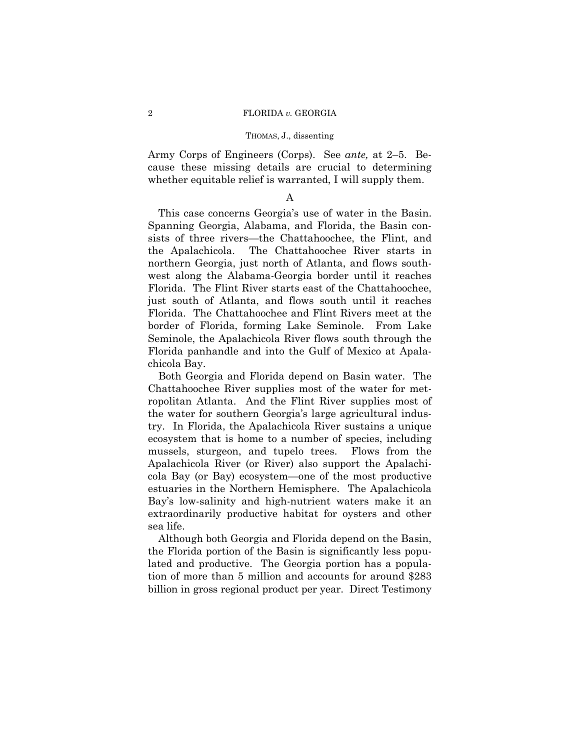Army Corps of Engineers (Corps). See *ante,* at 2–5. Because these missing details are crucial to determining whether equitable relief is warranted, I will supply them.

### A

This case concerns Georgia's use of water in the Basin. Spanning Georgia, Alabama, and Florida, the Basin consists of three rivers—the Chattahoochee, the Flint, and the Apalachicola. The Chattahoochee River starts in northern Georgia, just north of Atlanta, and flows southwest along the Alabama-Georgia border until it reaches Florida. The Flint River starts east of the Chattahoochee, just south of Atlanta, and flows south until it reaches Florida. The Chattahoochee and Flint Rivers meet at the border of Florida, forming Lake Seminole. From Lake Seminole, the Apalachicola River flows south through the Florida panhandle and into the Gulf of Mexico at Apalachicola Bay.

Both Georgia and Florida depend on Basin water. The Chattahoochee River supplies most of the water for metropolitan Atlanta. And the Flint River supplies most of the water for southern Georgia's large agricultural industry. In Florida, the Apalachicola River sustains a unique ecosystem that is home to a number of species, including mussels, sturgeon, and tupelo trees. Flows from the Apalachicola River (or River) also support the Apalachicola Bay (or Bay) ecosystem—one of the most productive estuaries in the Northern Hemisphere. The Apalachicola Bay's low-salinity and high-nutrient waters make it an extraordinarily productive habitat for oysters and other sea life.

Although both Georgia and Florida depend on the Basin, the Florida portion of the Basin is significantly less populated and productive. The Georgia portion has a population of more than 5 million and accounts for around $283 billion in gross regional product per year. Direct Testimony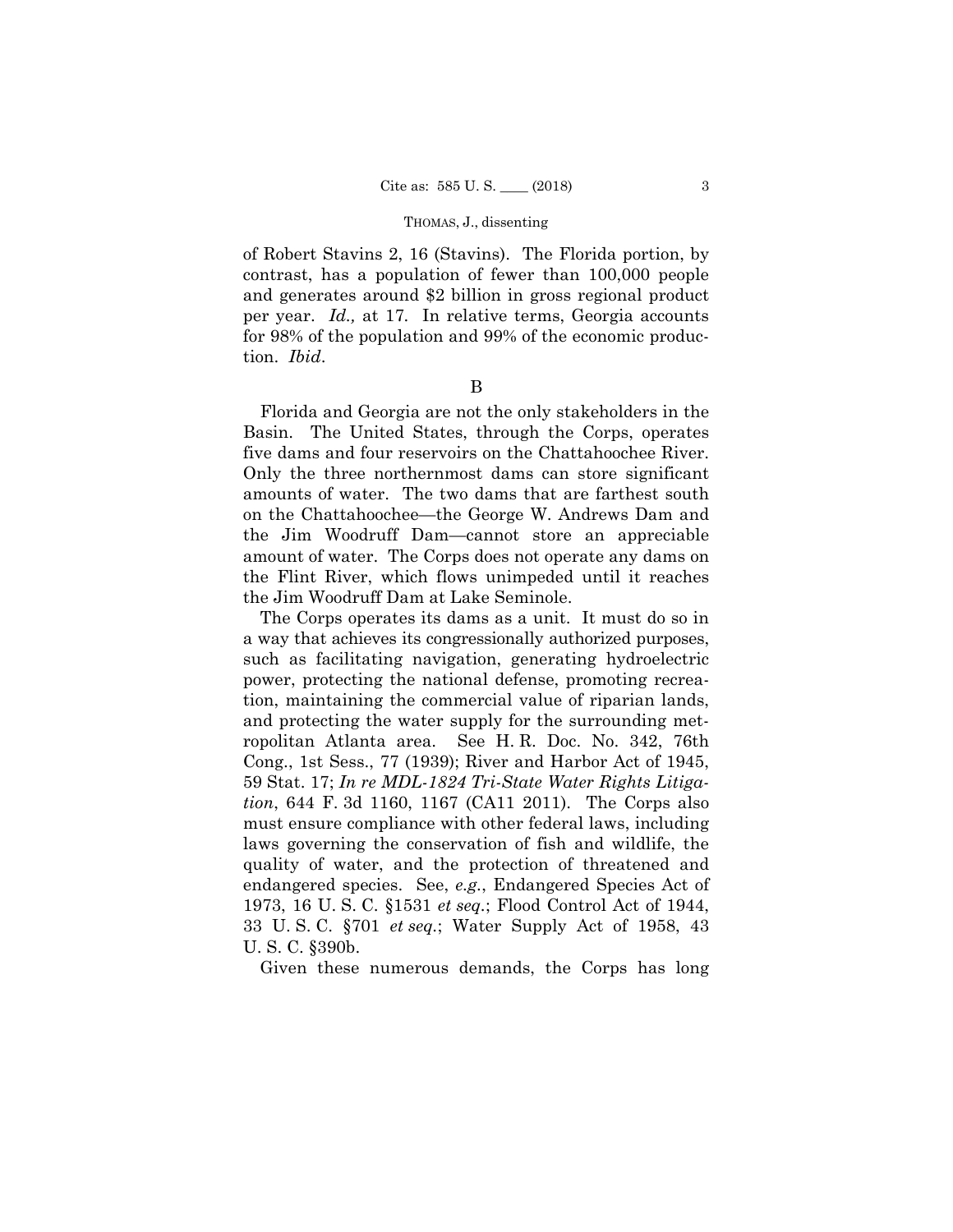of Robert Stavins 2, 16 (Stavins). The Florida portion, by contrast, has a population of fewer than 100,000 people and generates around $2 billion in gross regional product per year. *Id.,* at 17. In relative terms, Georgia accounts for 98% of the population and 99% of the economic production. *Ibid*.

B

Florida and Georgia are not the only stakeholders in the Basin. The United States, through the Corps, operates five dams and four reservoirs on the Chattahoochee River. Only the three northernmost dams can store significant amounts of water. The two dams that are farthest south on the Chattahoochee—the George W. Andrews Dam and the Jim Woodruff Dam—cannot store an appreciable amount of water. The Corps does not operate any dams on the Flint River, which flows unimpeded until it reaches the Jim Woodruff Dam at Lake Seminole.

The Corps operates its dams as a unit. It must do so in a way that achieves its congressionally authorized purposes, such as facilitating navigation, generating hydroelectric power, protecting the national defense, promoting recreation, maintaining the commercial value of riparian lands, and protecting the water supply for the surrounding metropolitan Atlanta area. See H. R. Doc. No. 342, 76th Cong., 1st Sess., 77 (1939); River and Harbor Act of 1945, 59 Stat. 17; *In re MDL-1824 Tri-State Water Rights Litigation*, 644 F. 3d 1160, 1167 (CA11 2011). The Corps also must ensure compliance with other federal laws, including laws governing the conservation of fish and wildlife, the quality of water, and the protection of threatened and endangered species. See, *e.g.*, Endangered Species Act of 1973, 16 U. S. C. §1531 *et seq*.; Flood Control Act of 1944, 33 U. S. C. §701 *et seq*.; Water Supply Act of 1958, 43 U. S. C. §390b.

Given these numerous demands, the Corps has long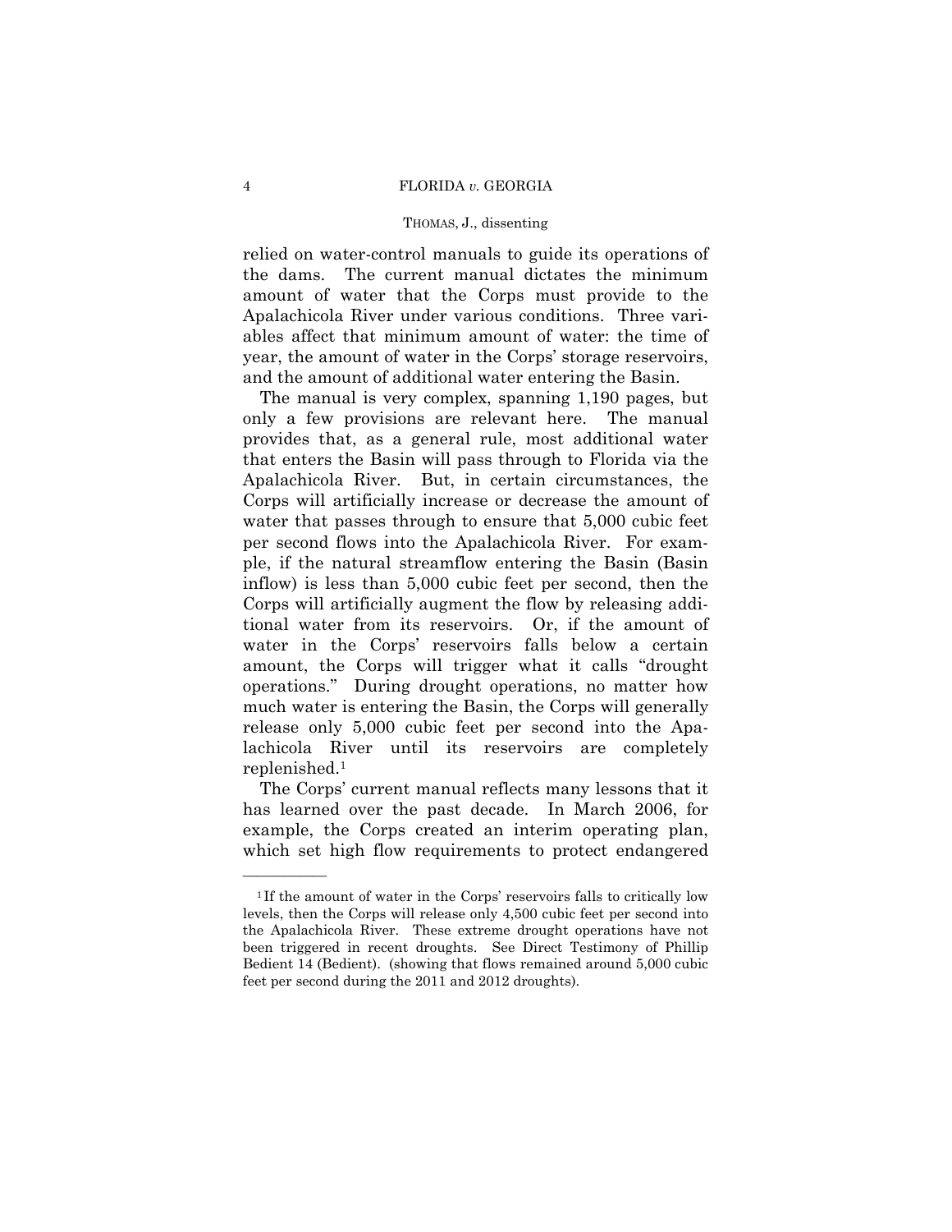relied on water-control manuals to guide its operations of the dams. The current manual dictates the minimum amount of water that the Corps must provide to the Apalachicola River under various conditions. Three variables affect that minimum amount of water: the time of year, the amount of water in the Corps' storage reservoirs, and the amount of additional water entering the Basin.

The manual is very complex, spanning 1,190 pages, but only a few provisions are relevant here. The manual provides that, as a general rule, most additional water that enters the Basin will pass through to Florida via the Apalachicola River. But, in certain circumstances, the Corps will artificially increase or decrease the amount of water that passes through to ensure that 5,000 cubic feet per second flows into the Apalachicola River. For example, if the natural streamflow entering the Basin (Basin inflow) is less than 5,000 cubic feet per second, then the Corps will artificially augment the flow by releasing additional water from its reservoirs. Or, if the amount of water in the Corps' reservoirs falls below a certain amount, the Corps will trigger what it calls "drought operations." During drought operations, no matter how much water is entering the Basin, the Corps will generally release only 5,000 cubic feet per second into the Apalachicola River until its reservoirs are completely replenished.[1]

The Corps' current manual reflects many lessons that it has learned over the past decade. In March 2006, for example, the Corps created an interim operating plan, which set high flow requirements to protect endangered

---

[1] If the amount of water in the Corps' reservoirs falls to critically low levels, then the Corps will release only 4,500 cubic feet per second into the Apalachicola River. These extreme drought operations have not been triggered in recent droughts. See Direct Testimony of Phillip Bedient 14 (Bedient). (showing that flows remained around 5,000 cubic feet per second during the 2011 and 2012 droughts).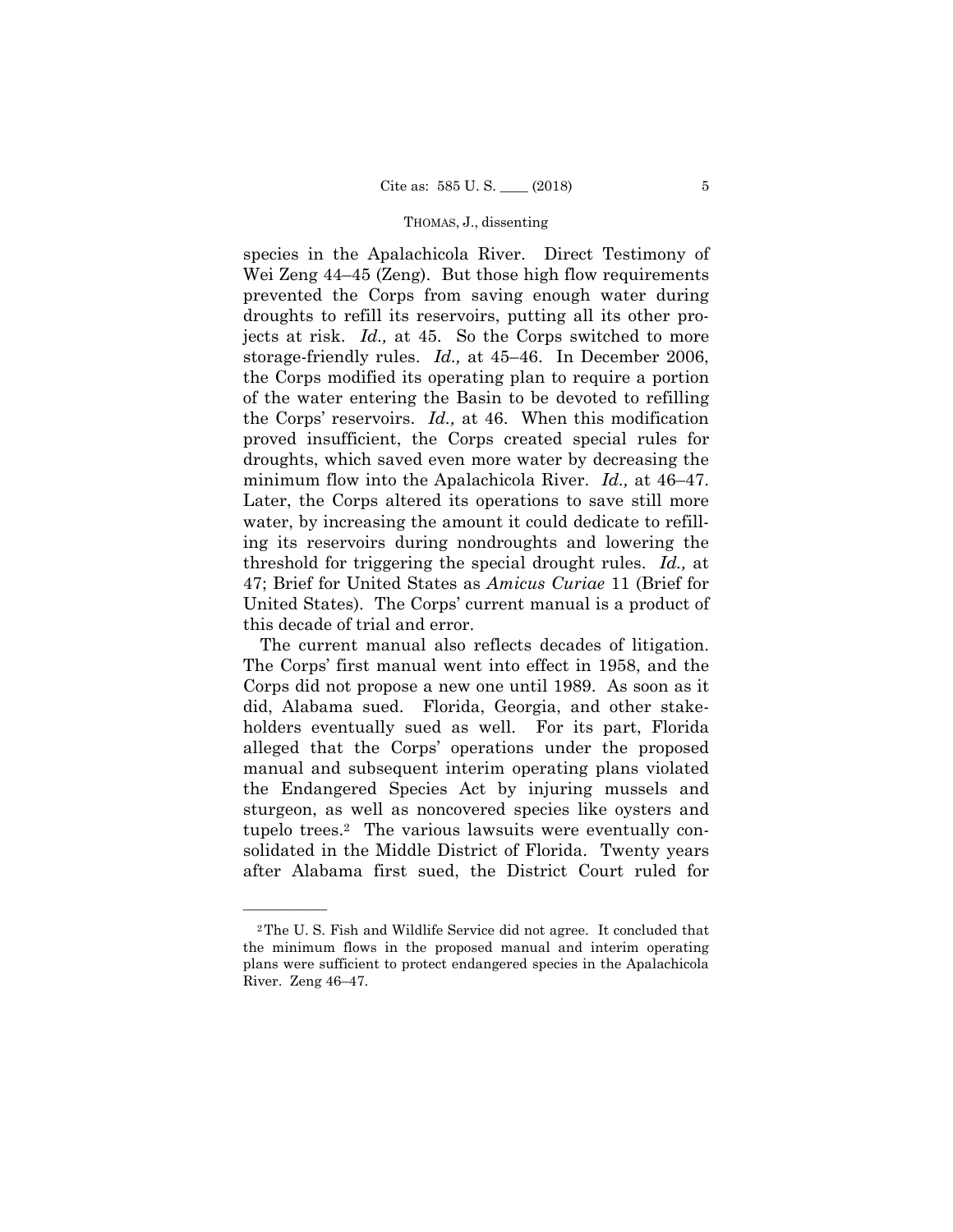species in the Apalachicola River. Direct Testimony of Wei Zeng 44–45 (Zeng). But those high flow requirements prevented the Corps from saving enough water during droughts to refill its reservoirs, putting all its other projects at risk. *Id.,* at 45. So the Corps switched to more storage-friendly rules. *Id.,* at 45–46. In December 2006, the Corps modified its operating plan to require a portion of the water entering the Basin to be devoted to refilling the Corps' reservoirs. *Id.,* at 46. When this modification proved insufficient, the Corps created special rules for droughts, which saved even more water by decreasing the minimum flow into the Apalachicola River. *Id.,* at 46–47. Later, the Corps altered its operations to save still more water, by increasing the amount it could dedicate to refilling its reservoirs during nondroughts and lowering the threshold for triggering the special drought rules. *Id.,* at 47; Brief for United States as *Amicus Curiae* 11 (Brief for United States). The Corps' current manual is a product of this decade of trial and error.

The current manual also reflects decades of litigation. The Corps' first manual went into effect in 1958, and the Corps did not propose a new one until 1989. As soon as it did, Alabama sued. Florida, Georgia, and other stakeholders eventually sued as well. For its part, Florida alleged that the Corps' operations under the proposed manual and subsequent interim operating plans violated the Endangered Species Act by injuring mussels and sturgeon, as well as noncovered species like oysters and tupelo trees.[2] The various lawsuits were eventually consolidated in the Middle District of Florida. Twenty years after Alabama first sued, the District Court ruled for

---

[2] The U. S. Fish and Wildlife Service did not agree. It concluded that the minimum flows in the proposed manual and interim operating plans were sufficient to protect endangered species in the Apalachicola River. Zeng 46–47.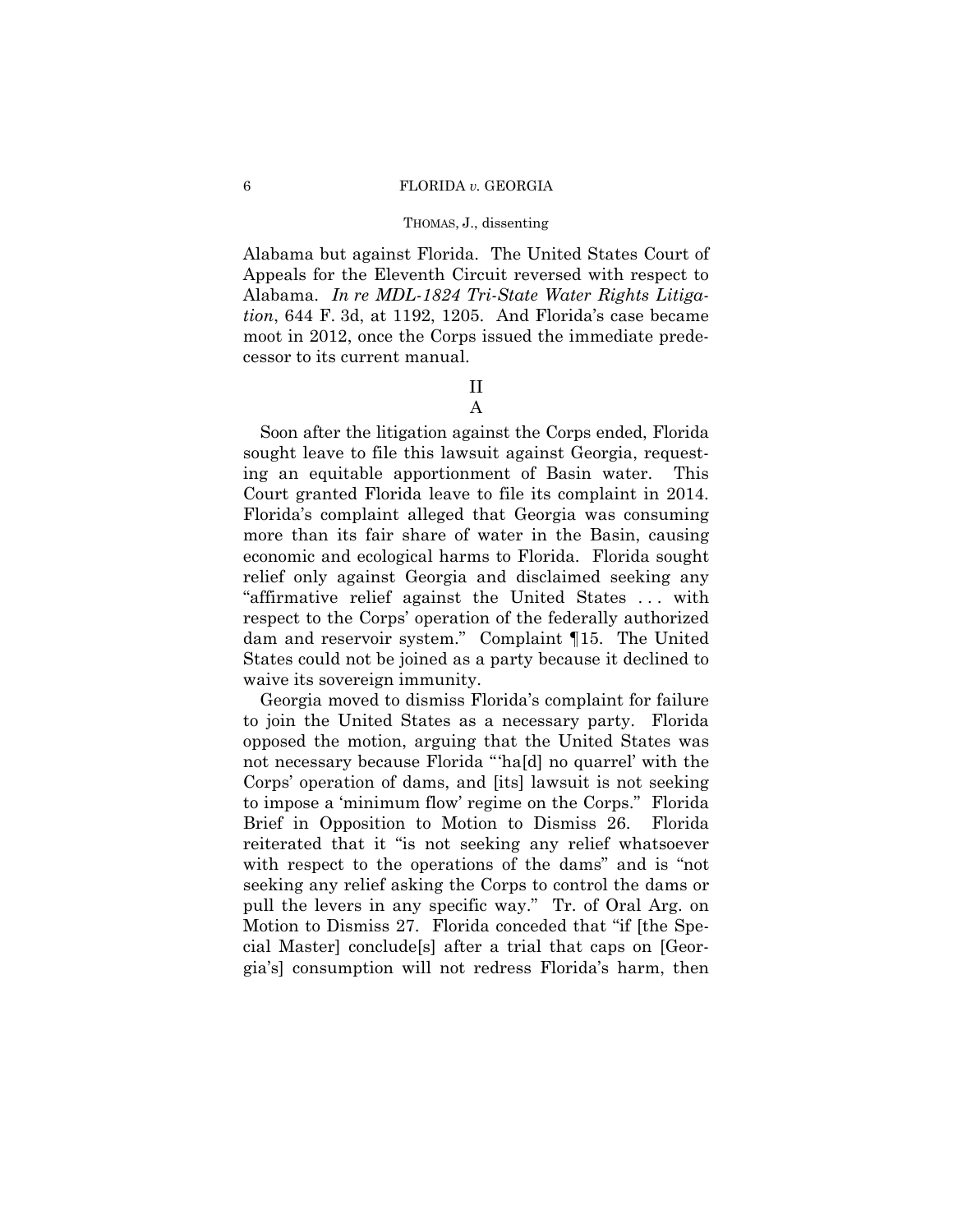Alabama but against Florida. The United States Court of Appeals for the Eleventh Circuit reversed with respect to Alabama. *In re MDL-1824 Tri-State Water Rights Litigation*, 644 F. 3d, at 1192, 1205. And Florida's case became moot in 2012, once the Corps issued the immediate predecessor to its current manual.

## II

### A

Soon after the litigation against the Corps ended, Florida sought leave to file this lawsuit against Georgia, requesting an equitable apportionment of Basin water. This Court granted Florida leave to file its complaint in 2014. Florida's complaint alleged that Georgia was consuming more than its fair share of water in the Basin, causing economic and ecological harms to Florida. Florida sought relief only against Georgia and disclaimed seeking any "affirmative relief against the United States . . . with respect to the Corps' operation of the federally authorized dam and reservoir system." Complaint ¶15. The United States could not be joined as a party because it declined to waive its sovereign immunity.

Georgia moved to dismiss Florida's complaint for failure to join the United States as a necessary party. Florida opposed the motion, arguing that the United States was not necessary because Florida "'ha[d] no quarrel' with the Corps' operation of dams, and [its] lawsuit is not seeking to impose a 'minimum flow' regime on the Corps." Florida Brief in Opposition to Motion to Dismiss 26. Florida reiterated that it "is not seeking any relief whatsoever with respect to the operations of the dams" and is "not seeking any relief asking the Corps to control the dams or pull the levers in any specific way." Tr. of Oral Arg. on Motion to Dismiss 27. Florida conceded that "if [the Special Master] conclude[s] after a trial that caps on [Georgia's] consumption will not redress Florida's harm, then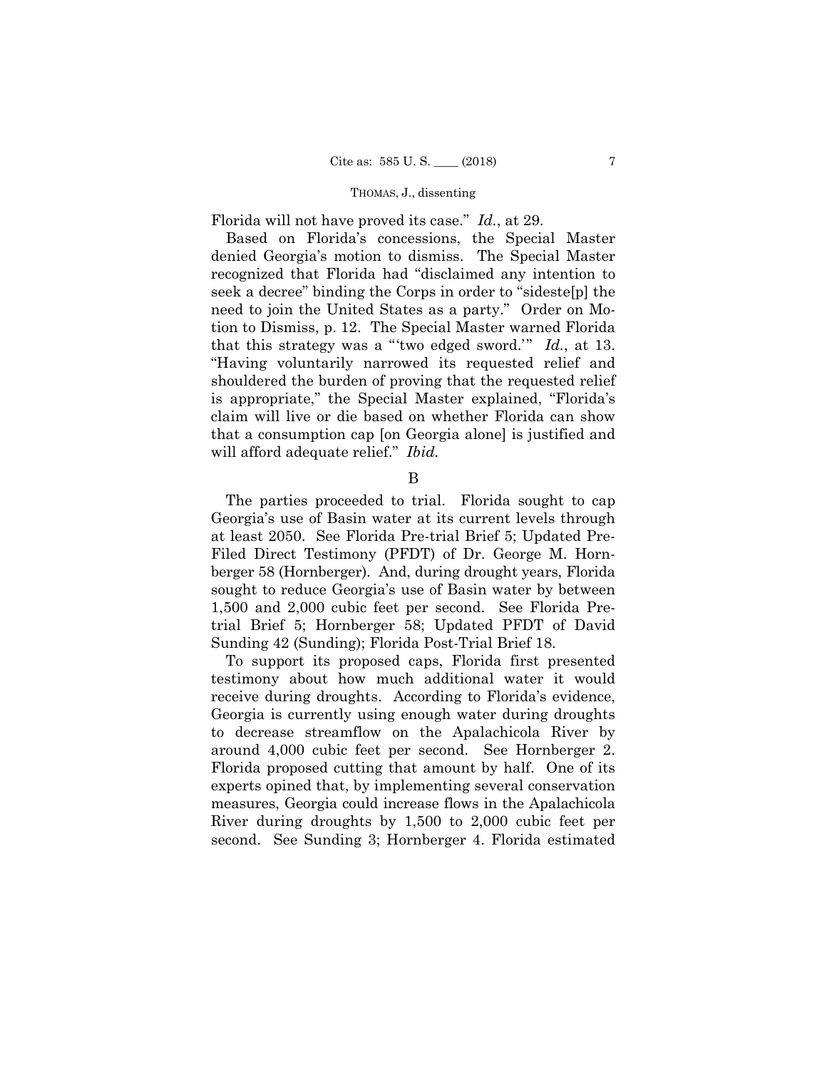Florida will not have proved its case." *Id.*, at 29.

Based on Florida's concessions, the Special Master denied Georgia's motion to dismiss. The Special Master recognized that Florida had "disclaimed any intention to seek a decree" binding the Corps in order to "sideste[p] the need to join the United States as a party." Order on Motion to Dismiss, p. 12. The Special Master warned Florida that this strategy was a "'two edged sword.'" *Id.*, at 13. "Having voluntarily narrowed its requested relief and shouldered the burden of proving that the requested relief is appropriate," the Special Master explained, "Florida's claim will live or die based on whether Florida can show that a consumption cap [on Georgia alone] is justified and will afford adequate relief." *Ibid.*

B

The parties proceeded to trial. Florida sought to cap Georgia's use of Basin water at its current levels through at least 2050. See Florida Pre-trial Brief 5; Updated Pre-Filed Direct Testimony (PFDT) of Dr. George M. Hornberger 58 (Hornberger). And, during drought years, Florida sought to reduce Georgia's use of Basin water by between 1,500 and 2,000 cubic feet per second. See Florida Pre-trial Brief 5; Hornberger 58; Updated PFDT of David Sunding 42 (Sunding); Florida Post-Trial Brief 18.

To support its proposed caps, Florida first presented testimony about how much additional water it would receive during droughts. According to Florida's evidence, Georgia is currently using enough water during droughts to decrease streamflow on the Apalachicola River by around 4,000 cubic feet per second. See Hornberger 2. Florida proposed cutting that amount by half. One of its experts opined that, by implementing several conservation measures, Georgia could increase flows in the Apalachicola River during droughts by 1,500 to 2,000 cubic feet per second. See Sunding 3; Hornberger 4. Florida estimated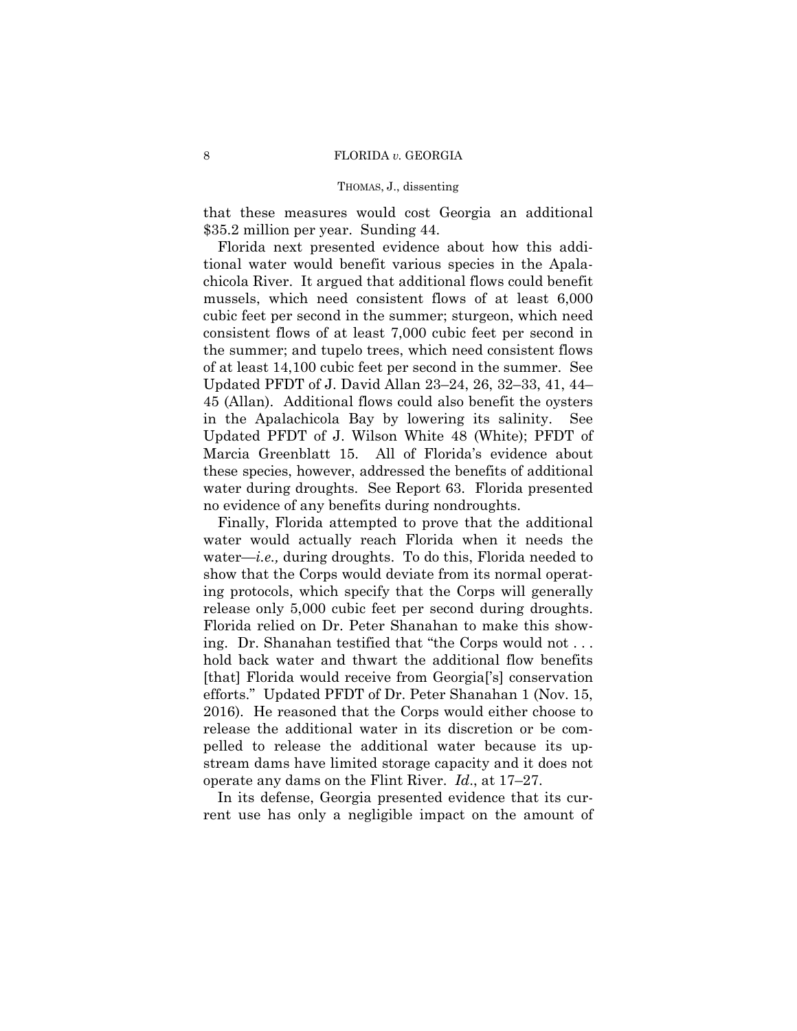that these measures would cost Georgia an additional $35.2 million per year. Sunding 44.

Florida next presented evidence about how this additional water would benefit various species in the Apalachicola River. It argued that additional flows could benefit mussels, which need consistent flows of at least 6,000 cubic feet per second in the summer; sturgeon, which need consistent flows of at least 7,000 cubic feet per second in the summer; and tupelo trees, which need consistent flows of at least 14,100 cubic feet per second in the summer. See Updated PFDT of J. David Allan 23–24, 26, 32–33, 41, 44–45 (Allan). Additional flows could also benefit the oysters in the Apalachicola Bay by lowering its salinity. See Updated PFDT of J. Wilson White 48 (White); PFDT of Marcia Greenblatt 15. All of Florida's evidence about these species, however, addressed the benefits of additional water during droughts. See Report 63. Florida presented no evidence of any benefits during nondroughts.

Finally, Florida attempted to prove that the additional water would actually reach Florida when it needs the water—*i.e.,* during droughts. To do this, Florida needed to show that the Corps would deviate from its normal operating protocols, which specify that the Corps will generally release only 5,000 cubic feet per second during droughts. Florida relied on Dr. Peter Shanahan to make this showing. Dr. Shanahan testified that "the Corps would not . . . hold back water and thwart the additional flow benefits [that] Florida would receive from Georgia['s] conservation efforts." Updated PFDT of Dr. Peter Shanahan 1 (Nov. 15, 2016). He reasoned that the Corps would either choose to release the additional water in its discretion or be compelled to release the additional water because its upstream dams have limited storage capacity and it does not operate any dams on the Flint River. *Id*., at 17–27.

In its defense, Georgia presented evidence that its current use has only a negligible impact on the amount of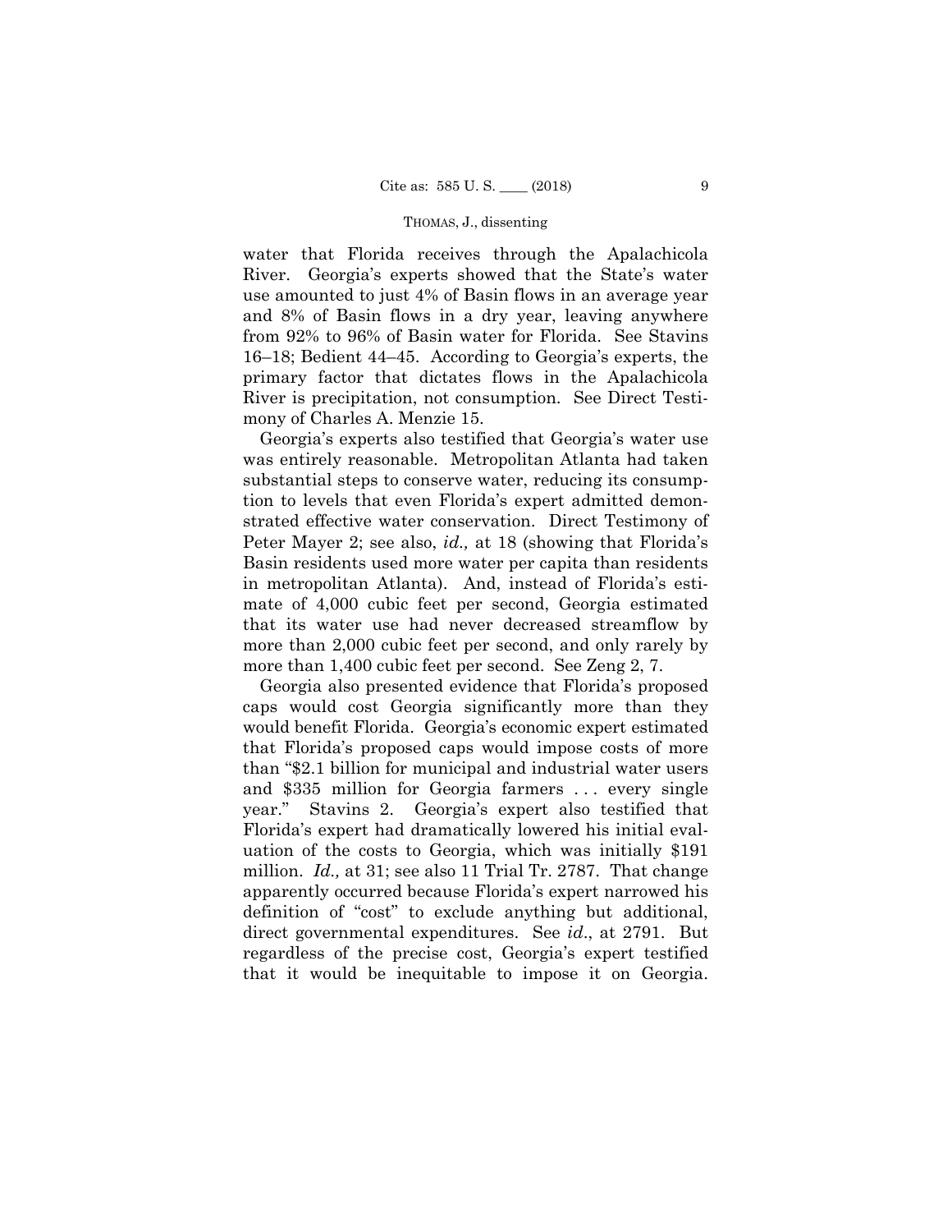water that Florida receives through the Apalachicola River. Georgia's experts showed that the State's water use amounted to just 4% of Basin flows in an average year and 8% of Basin flows in a dry year, leaving anywhere from 92% to 96% of Basin water for Florida. See Stavins 16–18; Bedient 44–45. According to Georgia's experts, the primary factor that dictates flows in the Apalachicola River is precipitation, not consumption. See Direct Testimony of Charles A. Menzie 15.

Georgia's experts also testified that Georgia's water use was entirely reasonable. Metropolitan Atlanta had taken substantial steps to conserve water, reducing its consumption to levels that even Florida's expert admitted demonstrated effective water conservation. Direct Testimony of Peter Mayer 2; see also, *id.,* at 18 (showing that Florida's Basin residents used more water per capita than residents in metropolitan Atlanta). And, instead of Florida's estimate of 4,000 cubic feet per second, Georgia estimated that its water use had never decreased streamflow by more than 2,000 cubic feet per second, and only rarely by more than 1,400 cubic feet per second. See Zeng 2, 7.

Georgia also presented evidence that Florida's proposed caps would cost Georgia significantly more than they would benefit Florida. Georgia's economic expert estimated that Florida's proposed caps would impose costs of more than "$2.1 billion for municipal and industrial water users and $335 million for Georgia farmers . . . every single year." Stavins 2. Georgia's expert also testified that Florida's expert had dramatically lowered his initial evaluation of the costs to Georgia, which was initially $191 million. *Id.,* at 31; see also 11 Trial Tr. 2787. That change apparently occurred because Florida's expert narrowed his definition of "cost" to exclude anything but additional, direct governmental expenditures. See *id*., at 2791. But regardless of the precise cost, Georgia's expert testified that it would be inequitable to impose it on Georgia.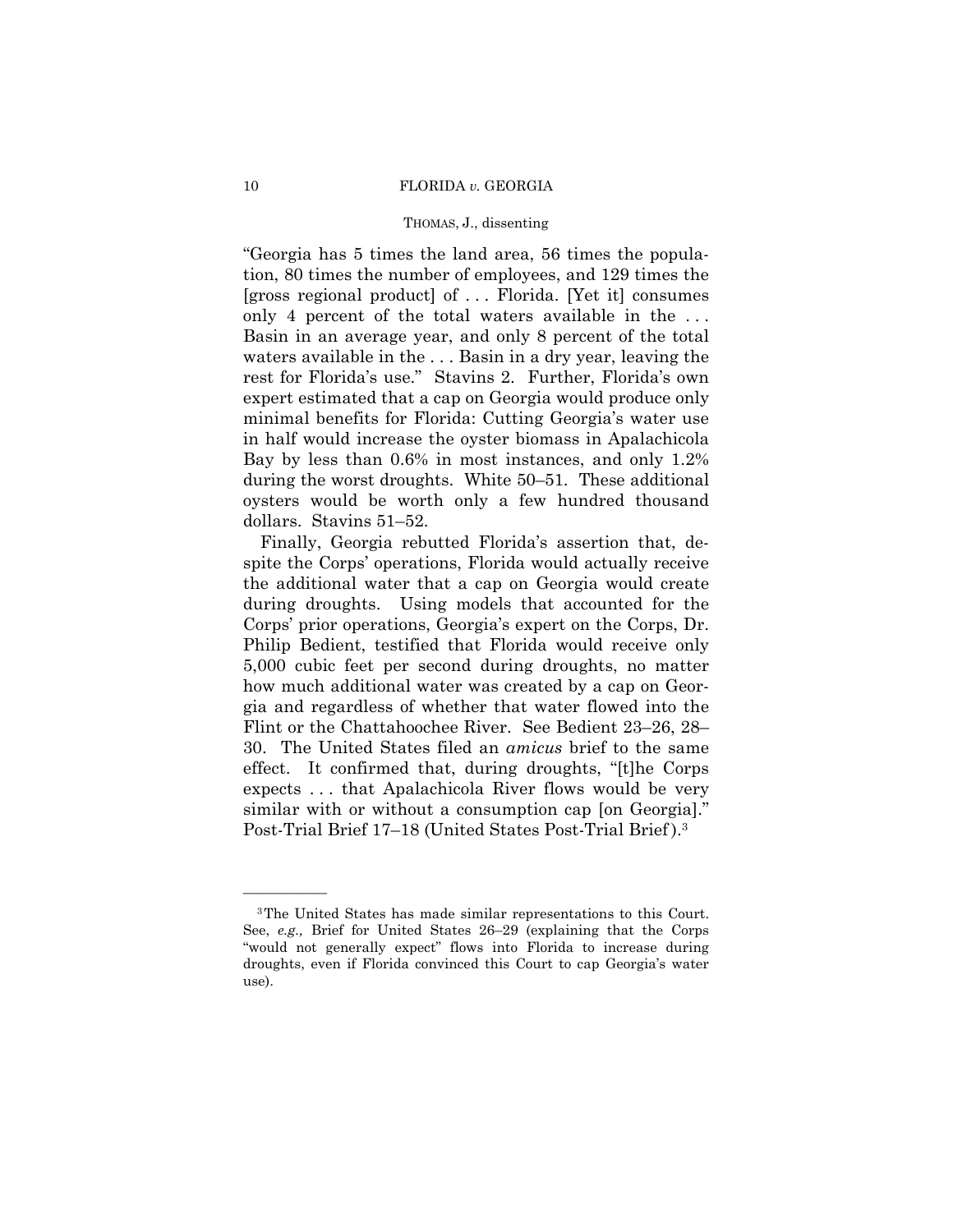"Georgia has 5 times the land area, 56 times the population, 80 times the number of employees, and 129 times the [gross regional product] of . . . Florida. [Yet it] consumes only 4 percent of the total waters available in the . . . Basin in an average year, and only 8 percent of the total waters available in the . . . Basin in a dry year, leaving the rest for Florida's use." Stavins 2. Further, Florida's own expert estimated that a cap on Georgia would produce only minimal benefits for Florida: Cutting Georgia's water use in half would increase the oyster biomass in Apalachicola Bay by less than 0.6% in most instances, and only 1.2% during the worst droughts. White 50–51. These additional oysters would be worth only a few hundred thousand dollars. Stavins 51–52.

Finally, Georgia rebutted Florida's assertion that, despite the Corps' operations, Florida would actually receive the additional water that a cap on Georgia would create during droughts. Using models that accounted for the Corps' prior operations, Georgia's expert on the Corps, Dr. Philip Bedient, testified that Florida would receive only 5,000 cubic feet per second during droughts, no matter how much additional water was created by a cap on Georgia and regardless of whether that water flowed into the Flint or the Chattahoochee River. See Bedient 23–26, 28–30. The United States filed an *amicus* brief to the same effect. It confirmed that, during droughts, "[t]he Corps expects . . . that Apalachicola River flows would be very similar with or without a consumption cap [on Georgia]." Post-Trial Brief 17–18 (United States Post-Trial Brief).[3]

---

[3] The United States has made similar representations to this Court. See, *e.g.,* Brief for United States 26–29 (explaining that the Corps "would not generally expect" flows into Florida to increase during droughts, even if Florida convinced this Court to cap Georgia's water use).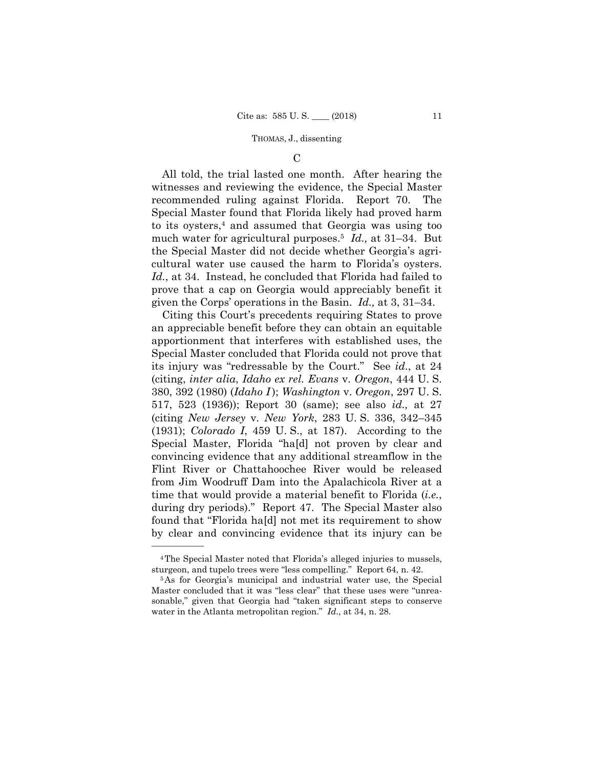### C

All told, the trial lasted one month. After hearing the witnesses and reviewing the evidence, the Special Master recommended ruling against Florida. Report 70. The Special Master found that Florida likely had proved harm to its oysters,[4] and assumed that Georgia was using too much water for agricultural purposes.[5] *Id.,* at 31–34. But the Special Master did not decide whether Georgia's agricultural water use caused the harm to Florida's oysters. *Id.*, at 34. Instead, he concluded that Florida had failed to prove that a cap on Georgia would appreciably benefit it given the Corps' operations in the Basin. *Id.,* at 3, 31–34.

Citing this Court's precedents requiring States to prove an appreciable benefit before they can obtain an equitable apportionment that interferes with established uses, the Special Master concluded that Florida could not prove that its injury was "redressable by the Court." See *id.*, at 24 (citing, *inter alia*, *Idaho ex rel. Evans* v. *Oregon*, 444 U. S. 380, 392 (1980) (*Idaho I*); *Washington* v. *Oregon*, 297 U. S. 517, 523 (1936)); Report 30 (same); see also *id.,* at 27 (citing *New Jersey* v. *New York*, 283 U. S. 336, 342–345 (1931); *Colorado I*, 459 U. S., at 187). According to the Special Master, Florida "ha[d] not proven by clear and convincing evidence that any additional streamflow in the Flint River or Chattahoochee River would be released from Jim Woodruff Dam into the Apalachicola River at a time that would provide a material benefit to Florida (*i.e.*, during dry periods)." Report 47. The Special Master also found that "Florida ha[d] not met its requirement to show by clear and convincing evidence that its injury can be

---

[4] The Special Master noted that Florida's alleged injuries to mussels, sturgeon, and tupelo trees were "less compelling." Report 64, n. 42.

[5] As for Georgia's municipal and industrial water use, the Special Master concluded that it was "less clear" that these uses were "unreasonable," given that Georgia had "taken significant steps to conserve water in the Atlanta metropolitan region." *Id.*, at 34, n. 28.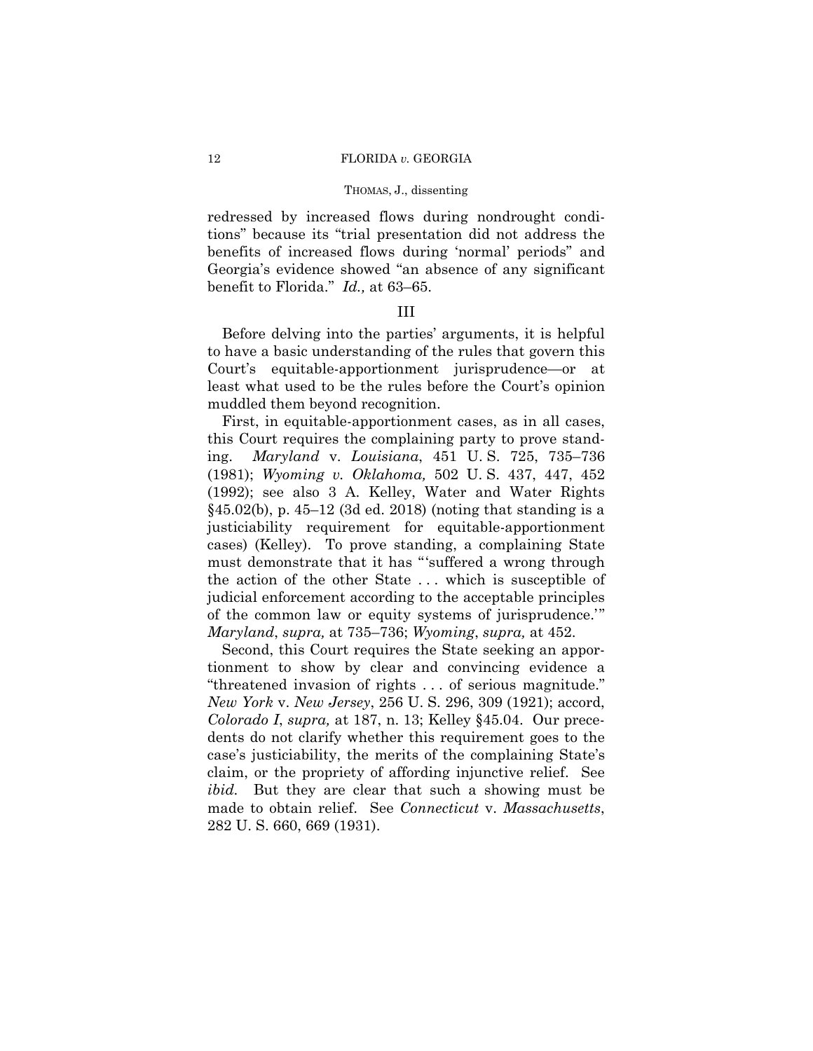redressed by increased flows during nondrought conditions" because its "trial presentation did not address the benefits of increased flows during 'normal' periods" and Georgia's evidence showed "an absence of any significant benefit to Florida." *Id.,* at 63–65.

## III

Before delving into the parties' arguments, it is helpful to have a basic understanding of the rules that govern this Court's equitable-apportionment jurisprudence—or at least what used to be the rules before the Court's opinion muddled them beyond recognition.

First, in equitable-apportionment cases, as in all cases, this Court requires the complaining party to prove standing. *Maryland* v. *Louisiana*, 451 U. S. 725, 735–736 (1981); *Wyoming v. Oklahoma,* 502 U. S. 437, 447, 452 (1992); see also 3 A. Kelley, Water and Water Rights §45.02(b), p. 45–12 (3d ed. 2018) (noting that standing is a justiciability requirement for equitable-apportionment cases) (Kelley). To prove standing, a complaining State must demonstrate that it has "'suffered a wrong through the action of the other State . . . which is susceptible of judicial enforcement according to the acceptable principles of the common law or equity systems of jurisprudence.'" *Maryland*, *supra,* at 735–736; *Wyoming*, *supra,* at 452.

Second, this Court requires the State seeking an apportionment to show by clear and convincing evidence a "threatened invasion of rights . . . of serious magnitude." *New York* v. *New Jersey*, 256 U. S. 296, 309 (1921); accord, *Colorado I*, *supra,* at 187, n. 13; Kelley §45.04. Our precedents do not clarify whether this requirement goes to the case's justiciability, the merits of the complaining State's claim, or the propriety of affording injunctive relief. See *ibid.* But they are clear that such a showing must be made to obtain relief. See *Connecticut* v. *Massachusetts*, 282 U. S. 660, 669 (1931).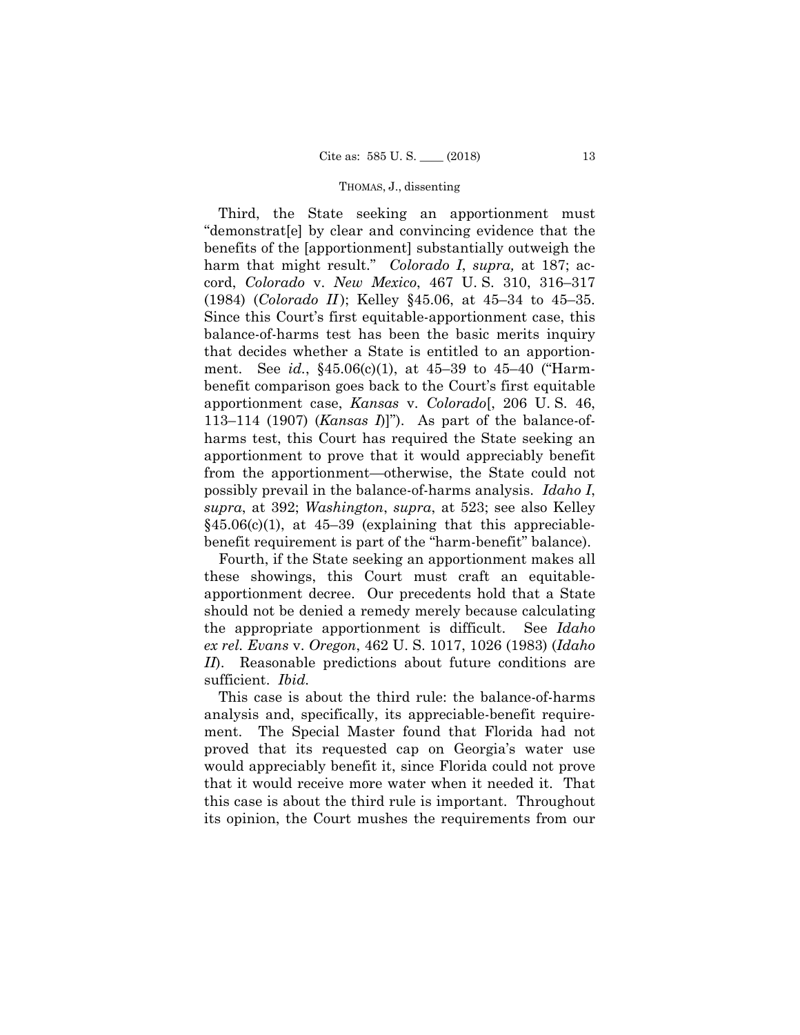Third, the State seeking an apportionment must "demonstrat[e] by clear and convincing evidence that the benefits of the [apportionment] substantially outweigh the harm that might result." *Colorado I*, *supra,* at 187; accord, *Colorado* v. *New Mexico*, 467 U. S. 310, 316–317 (1984) (*Colorado II*); Kelley §45.06, at 45–34 to 45–35. Since this Court's first equitable-apportionment case, this balance-of-harms test has been the basic merits inquiry that decides whether a State is entitled to an apportionment. See *id.*, §45.06(c)(1), at 45–39 to 45–40 ("Harm-benefit comparison goes back to the Court's first equitable apportionment case, *Kansas* v. *Colorado*[, 206 U. S. 46, 113–114 (1907) (*Kansas I*)]"). As part of the balance-of-harms test, this Court has required the State seeking an apportionment to prove that it would appreciably benefit from the apportionment—otherwise, the State could not possibly prevail in the balance-of-harms analysis. *Idaho I*, *supra*, at 392; *Washington*, *supra*, at 523; see also Kelley §45.06(c)(1), at 45–39 (explaining that this appreciable-benefit requirement is part of the "harm-benefit" balance).

Fourth, if the State seeking an apportionment makes all these showings, this Court must craft an equitable-apportionment decree. Our precedents hold that a State should not be denied a remedy merely because calculating the appropriate apportionment is difficult. See *Idaho ex rel. Evans* v. *Oregon*, 462 U. S. 1017, 1026 (1983) (*Idaho II*). Reasonable predictions about future conditions are sufficient. *Ibid.*

This case is about the third rule: the balance-of-harms analysis and, specifically, its appreciable-benefit requirement. The Special Master found that Florida had not proved that its requested cap on Georgia's water use would appreciably benefit it, since Florida could not prove that it would receive more water when it needed it. That this case is about the third rule is important. Throughout its opinion, the Court mushes the requirements from our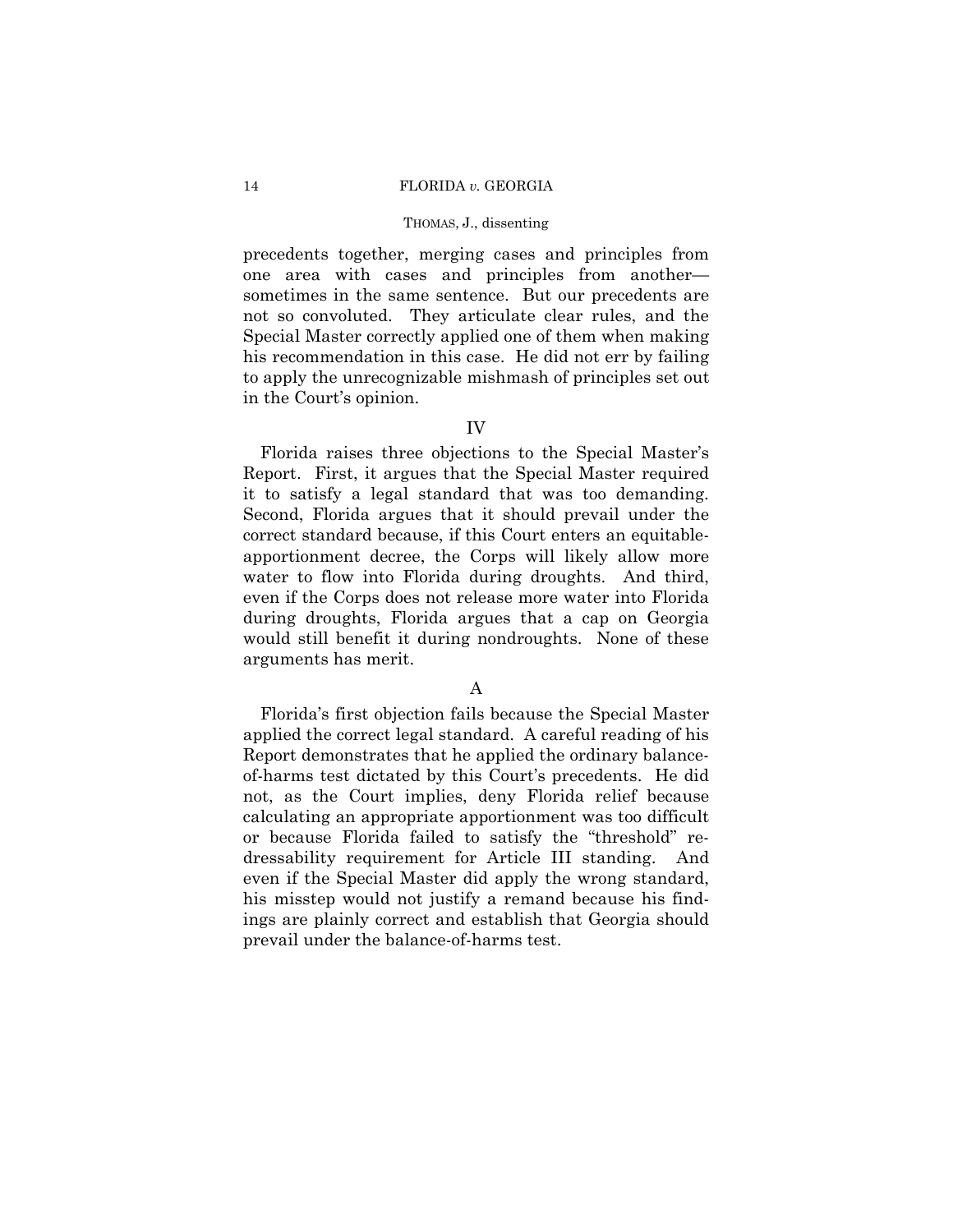precedents together, merging cases and principles from one area with cases and principles from another—sometimes in the same sentence. But our precedents are not so convoluted. They articulate clear rules, and the Special Master correctly applied one of them when making his recommendation in this case. He did not err by failing to apply the unrecognizable mishmash of principles set out in the Court's opinion.

## IV

Florida raises three objections to the Special Master's Report. First, it argues that the Special Master required it to satisfy a legal standard that was too demanding. Second, Florida argues that it should prevail under the correct standard because, if this Court enters an equitable-apportionment decree, the Corps will likely allow more water to flow into Florida during droughts. And third, even if the Corps does not release more water into Florida during droughts, Florida argues that a cap on Georgia would still benefit it during nondroughts. None of these arguments has merit.

### A

Florida's first objection fails because the Special Master applied the correct legal standard. A careful reading of his Report demonstrates that he applied the ordinary balance-of-harms test dictated by this Court's precedents. He did not, as the Court implies, deny Florida relief because calculating an appropriate apportionment was too difficult or because Florida failed to satisfy the "threshold" redressability requirement for Article III standing. And even if the Special Master did apply the wrong standard, his misstep would not justify a remand because his findings are plainly correct and establish that Georgia should prevail under the balance-of-harms test.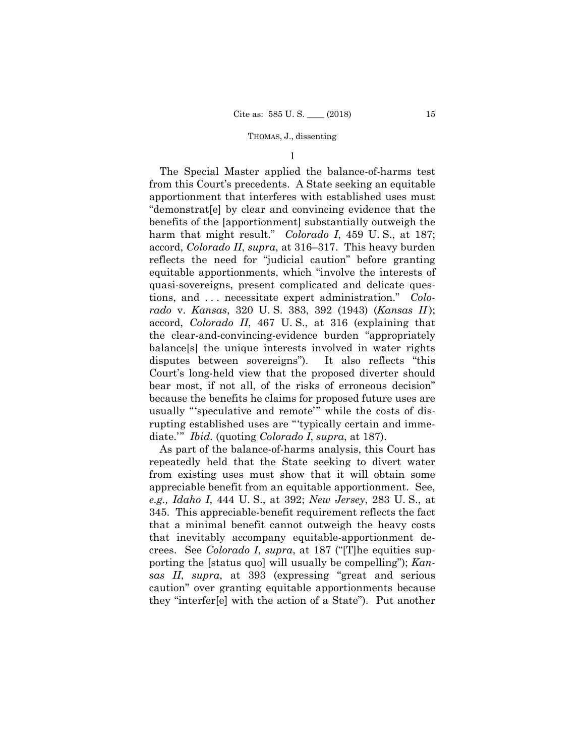1

The Special Master applied the balance-of-harms test from this Court's precedents. A State seeking an equitable apportionment that interferes with established uses must "demonstrat[e] by clear and convincing evidence that the benefits of the [apportionment] substantially outweigh the harm that might result." *Colorado I*, 459 U. S., at 187; accord, *Colorado II*, *supra*, at 316–317. This heavy burden reflects the need for "judicial caution" before granting equitable apportionments, which "involve the interests of quasi-sovereigns, present complicated and delicate questions, and . . . necessitate expert administration." *Colorado* v. *Kansas*, 320 U. S. 383, 392 (1943) (*Kansas II*); accord, *Colorado II*, 467 U. S., at 316 (explaining that the clear-and-convincing-evidence burden "appropriately balance[s] the unique interests involved in water rights disputes between sovereigns"). It also reflects "this Court's long-held view that the proposed diverter should bear most, if not all, of the risks of erroneous decision" because the benefits he claims for proposed future uses are usually "'speculative and remote'" while the costs of disrupting established uses are "'typically certain and immediate.'" *Ibid.* (quoting *Colorado I*, *supra*, at 187).

As part of the balance-of-harms analysis, this Court has repeatedly held that the State seeking to divert water from existing uses must show that it will obtain some appreciable benefit from an equitable apportionment. See, *e.g., Idaho I*, 444 U. S., at 392; *New Jersey*, 283 U. S., at 345. This appreciable-benefit requirement reflects the fact that a minimal benefit cannot outweigh the heavy costs that inevitably accompany equitable-apportionment decrees. See *Colorado I*, *supra*, at 187 ("[T]he equities supporting the [status quo] will usually be compelling"); *Kansas II*, *supra*, at 393 (expressing "great and serious caution" over granting equitable apportionments because they "interfer[e] with the action of a State"). Put another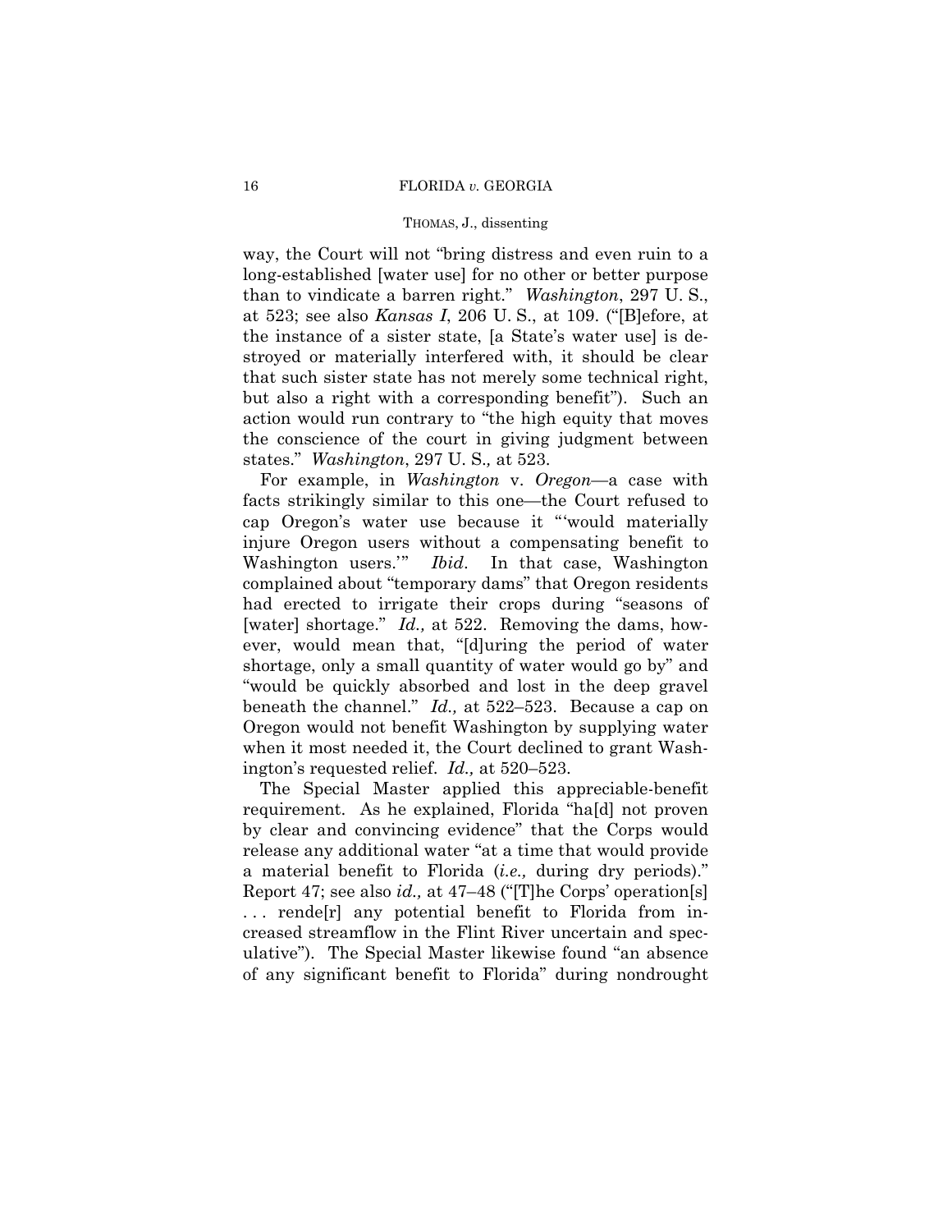way, the Court will not "bring distress and even ruin to a long-established [water use] for no other or better purpose than to vindicate a barren right." *Washington*, 297 U. S., at 523; see also *Kansas I*, 206 U. S., at 109. ("[B]efore, at the instance of a sister state, [a State's water use] is destroyed or materially interfered with, it should be clear that such sister state has not merely some technical right, but also a right with a corresponding benefit"). Such an action would run contrary to "the high equity that moves the conscience of the court in giving judgment between states." *Washington*, 297 U. S., at 523.

For example, in *Washington* v. *Oregon*—a case with facts strikingly similar to this one—the Court refused to cap Oregon's water use because it "'would materially injure Oregon users without a compensating benefit to Washington users.'" *Ibid*. In that case, Washington complained about "temporary dams" that Oregon residents had erected to irrigate their crops during "seasons of [water] shortage." *Id.,* at 522. Removing the dams, however, would mean that, "[d]uring the period of water shortage, only a small quantity of water would go by" and "would be quickly absorbed and lost in the deep gravel beneath the channel." *Id.,* at 522–523. Because a cap on Oregon would not benefit Washington by supplying water when it most needed it, the Court declined to grant Washington's requested relief. *Id.,* at 520–523.

The Special Master applied this appreciable-benefit requirement. As he explained, Florida "ha[d] not proven by clear and convincing evidence" that the Corps would release any additional water "at a time that would provide a material benefit to Florida (*i.e.,* during dry periods)." Report 47; see also *id.,* at 47–48 ("[T]he Corps' operation[s] . . . rende[r] any potential benefit to Florida from increased streamflow in the Flint River uncertain and speculative"). The Special Master likewise found "an absence of any significant benefit to Florida" during nondrought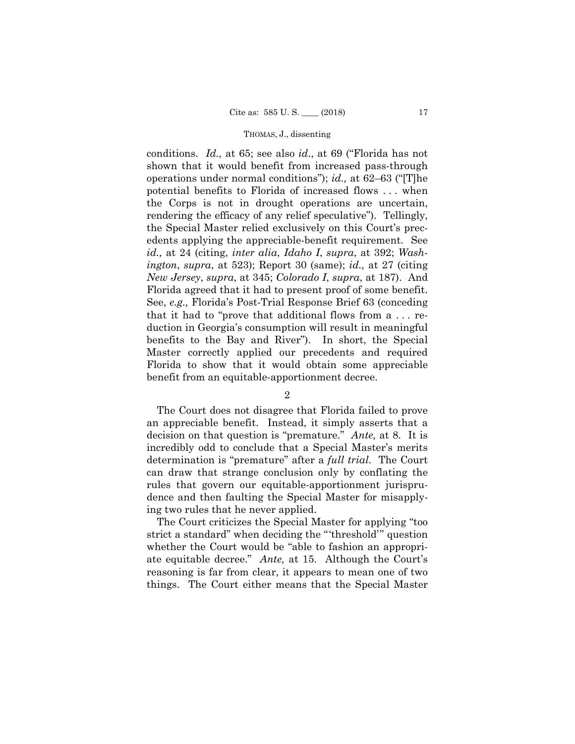conditions. *Id.,* at 65; see also *id*., at 69 ("Florida has not shown that it would benefit from increased pass-through operations under normal conditions"); *id.,* at 62–63 ("[T]he potential benefits to Florida of increased flows . . . when the Corps is not in drought operations are uncertain, rendering the efficacy of any relief speculative"). Tellingly, the Special Master relied exclusively on this Court's precedents applying the appreciable-benefit requirement. See *id.,* at 24 (citing, *inter alia*, *Idaho I*, *supra*, at 392; *Washington*, *supra*, at 523); Report 30 (same); *id.,* at 27 (citing *New Jersey*, *supra*, at 345; *Colorado I*, *supra*, at 187). And Florida agreed that it had to present proof of some benefit. See, *e.g.,* Florida's Post-Trial Response Brief 63 (conceding that it had to "prove that additional flows from a . . . reduction in Georgia's consumption will result in meaningful benefits to the Bay and River"). In short, the Special Master correctly applied our precedents and required Florida to show that it would obtain some appreciable benefit from an equitable-apportionment decree.

2

The Court does not disagree that Florida failed to prove an appreciable benefit. Instead, it simply asserts that a decision on that question is "premature." *Ante,* at 8. It is incredibly odd to conclude that a Special Master's merits determination is "premature" after a *full trial*. The Court can draw that strange conclusion only by conflating the rules that govern our equitable-apportionment jurisprudence and then faulting the Special Master for misapplying two rules that he never applied.

The Court criticizes the Special Master for applying "too strict a standard" when deciding the "'threshold'" question whether the Court would be "able to fashion an appropriate equitable decree." *Ante,* at 15. Although the Court's reasoning is far from clear, it appears to mean one of two things. The Court either means that the Special Master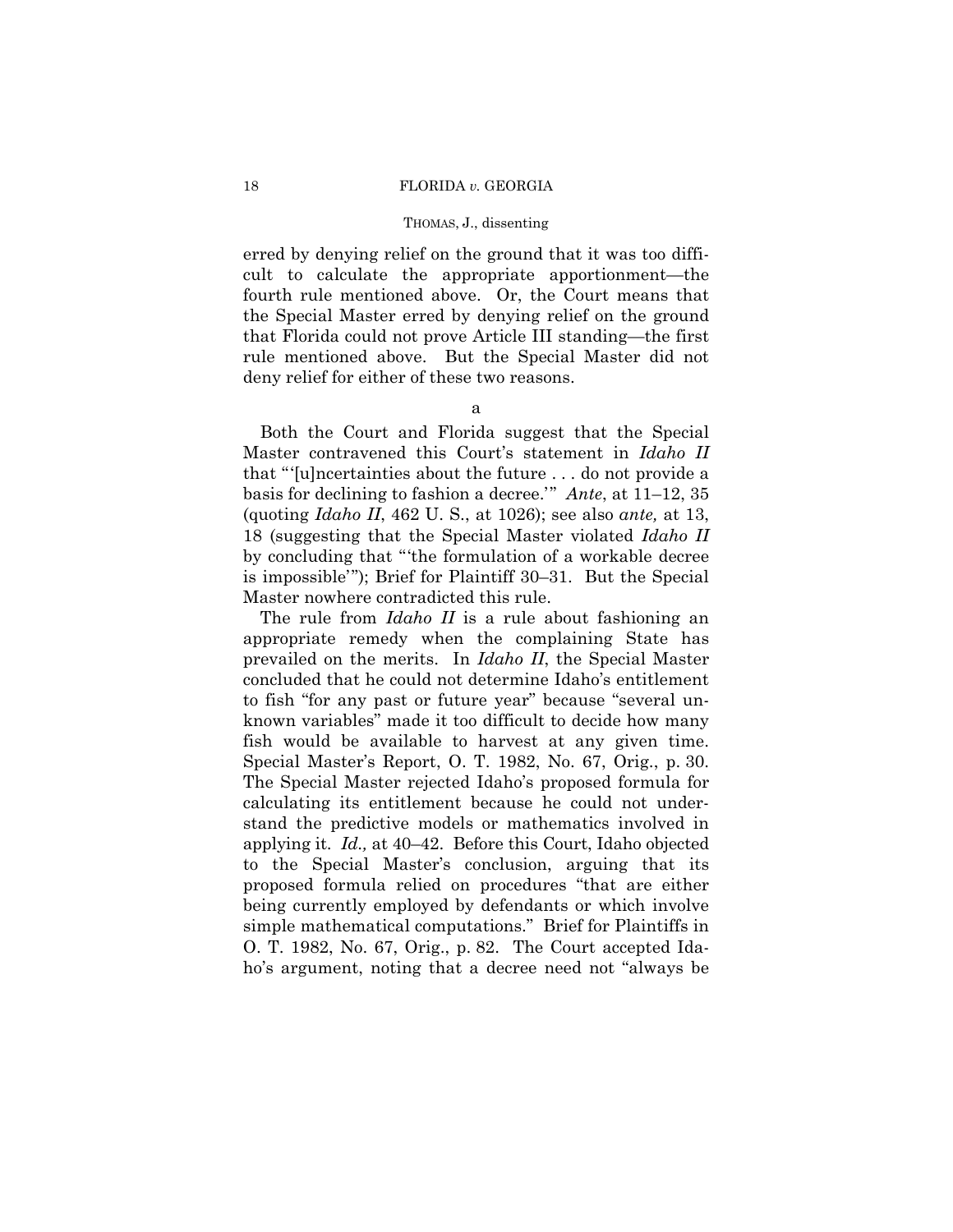erred by denying relief on the ground that it was too difficult to calculate the appropriate apportionment—the fourth rule mentioned above. Or, the Court means that the Special Master erred by denying relief on the ground that Florida could not prove Article III standing—the first rule mentioned above. But the Special Master did not deny relief for either of these two reasons.

a

Both the Court and Florida suggest that the Special Master contravened this Court's statement in *Idaho II* that "'[u]ncertainties about the future . . . do not provide a basis for declining to fashion a decree.'" *Ante*, at 11–12, 35 (quoting *Idaho II*, 462 U. S., at 1026); see also *ante,* at 13, 18 (suggesting that the Special Master violated *Idaho II* by concluding that "'the formulation of a workable decree is impossible'"); Brief for Plaintiff 30–31. But the Special Master nowhere contradicted this rule.

The rule from *Idaho II* is a rule about fashioning an appropriate remedy when the complaining State has prevailed on the merits. In *Idaho II*, the Special Master concluded that he could not determine Idaho's entitlement to fish "for any past or future year" because "several unknown variables" made it too difficult to decide how many fish would be available to harvest at any given time. Special Master's Report, O. T. 1982, No. 67, Orig., p. 30. The Special Master rejected Idaho's proposed formula for calculating its entitlement because he could not understand the predictive models or mathematics involved in applying it. *Id.,* at 40–42. Before this Court, Idaho objected to the Special Master's conclusion, arguing that its proposed formula relied on procedures "that are either being currently employed by defendants or which involve simple mathematical computations." Brief for Plaintiffs in O. T. 1982, No. 67, Orig., p. 82. The Court accepted Idaho's argument, noting that a decree need not "always be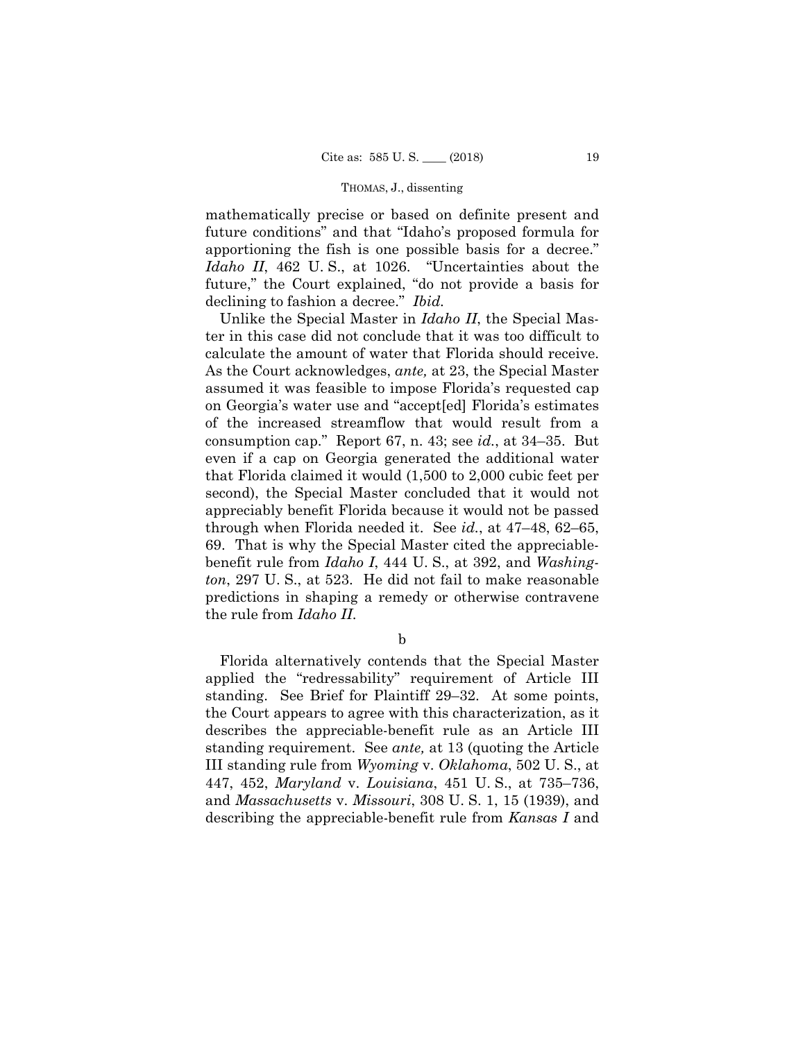mathematically precise or based on definite present and future conditions" and that "Idaho's proposed formula for apportioning the fish is one possible basis for a decree." *Idaho II*, 462 U. S., at 1026. "Uncertainties about the future," the Court explained, "do not provide a basis for declining to fashion a decree." *Ibid.*

Unlike the Special Master in *Idaho II*, the Special Master in this case did not conclude that it was too difficult to calculate the amount of water that Florida should receive. As the Court acknowledges, *ante,* at 23, the Special Master assumed it was feasible to impose Florida's requested cap on Georgia's water use and "accept[ed] Florida's estimates of the increased streamflow that would result from a consumption cap." Report 67, n. 43; see *id.*, at 34–35. But even if a cap on Georgia generated the additional water that Florida claimed it would (1,500 to 2,000 cubic feet per second), the Special Master concluded that it would not appreciably benefit Florida because it would not be passed through when Florida needed it. See *id.*, at 47–48, 62–65, 69. That is why the Special Master cited the appreciable-benefit rule from *Idaho I*, 444 U. S., at 392, and *Washington*, 297 U. S., at 523. He did not fail to make reasonable predictions in shaping a remedy or otherwise contravene the rule from *Idaho II.*

b

Florida alternatively contends that the Special Master applied the "redressability" requirement of Article III standing. See Brief for Plaintiff 29–32. At some points, the Court appears to agree with this characterization, as it describes the appreciable-benefit rule as an Article III standing requirement. See *ante,* at 13 (quoting the Article III standing rule from *Wyoming* v. *Oklahoma*, 502 U. S., at 447, 452, *Maryland* v. *Louisiana*, 451 U. S., at 735–736, and *Massachusetts* v. *Missouri*, 308 U. S. 1, 15 (1939), and describing the appreciable-benefit rule from *Kansas I* and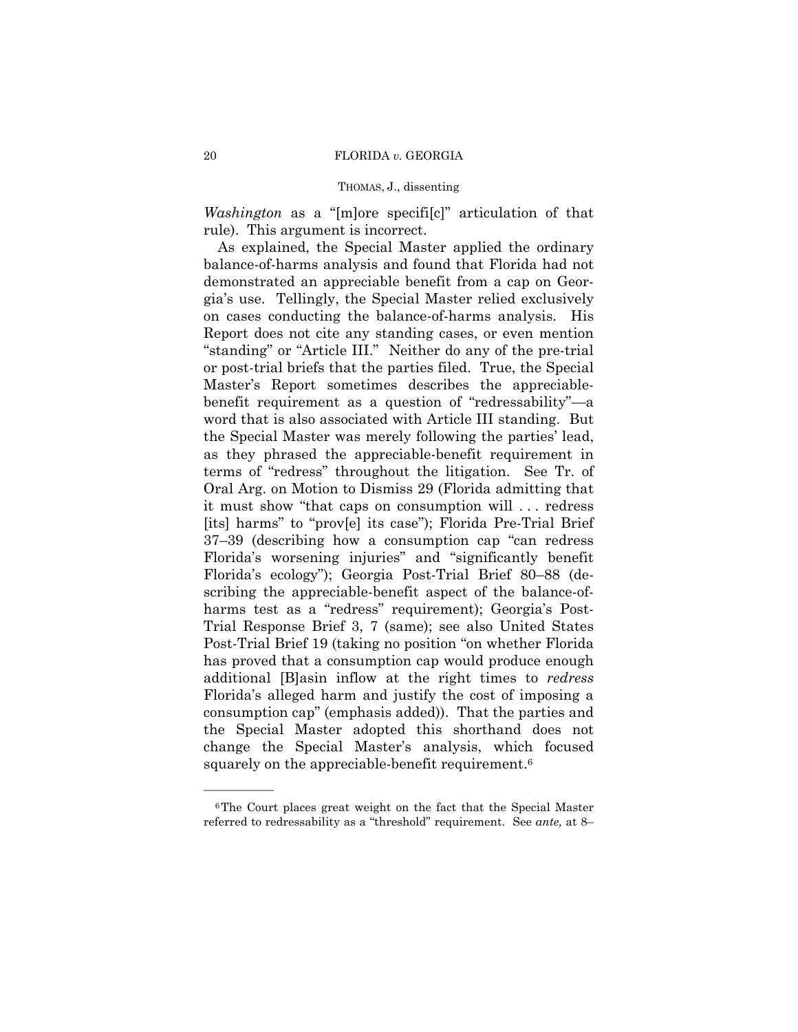*Washington* as a "[m]ore specifi[c]" articulation of that rule). This argument is incorrect.

As explained, the Special Master applied the ordinary balance-of-harms analysis and found that Florida had not demonstrated an appreciable benefit from a cap on Georgia's use. Tellingly, the Special Master relied exclusively on cases conducting the balance-of-harms analysis. His Report does not cite any standing cases, or even mention "standing" or "Article III." Neither do any of the pre-trial or post-trial briefs that the parties filed. True, the Special Master's Report sometimes describes the appreciable-benefit requirement as a question of "redressability"—a word that is also associated with Article III standing. But the Special Master was merely following the parties' lead, as they phrased the appreciable-benefit requirement in terms of "redress" throughout the litigation. See Tr. of Oral Arg. on Motion to Dismiss 29 (Florida admitting that it must show "that caps on consumption will . . . redress [its] harms" to "prov[e] its case"); Florida Pre-Trial Brief 37–39 (describing how a consumption cap "can redress Florida's worsening injuries" and "significantly benefit Florida's ecology"); Georgia Post-Trial Brief 80–88 (describing the appreciable-benefit aspect of the balance-of-harms test as a "redress" requirement); Georgia's Post-Trial Response Brief 3, 7 (same); see also United States Post-Trial Brief 19 (taking no position "on whether Florida has proved that a consumption cap would produce enough additional [B]asin inflow at the right times to *redress* Florida's alleged harm and justify the cost of imposing a consumption cap" (emphasis added)). That the parties and the Special Master adopted this shorthand does not change the Special Master's analysis, which focused squarely on the appreciable-benefit requirement.[6]

---

[6] The Court places great weight on the fact that the Special Master referred to redressability as a "threshold" requirement. See *ante,* at 8–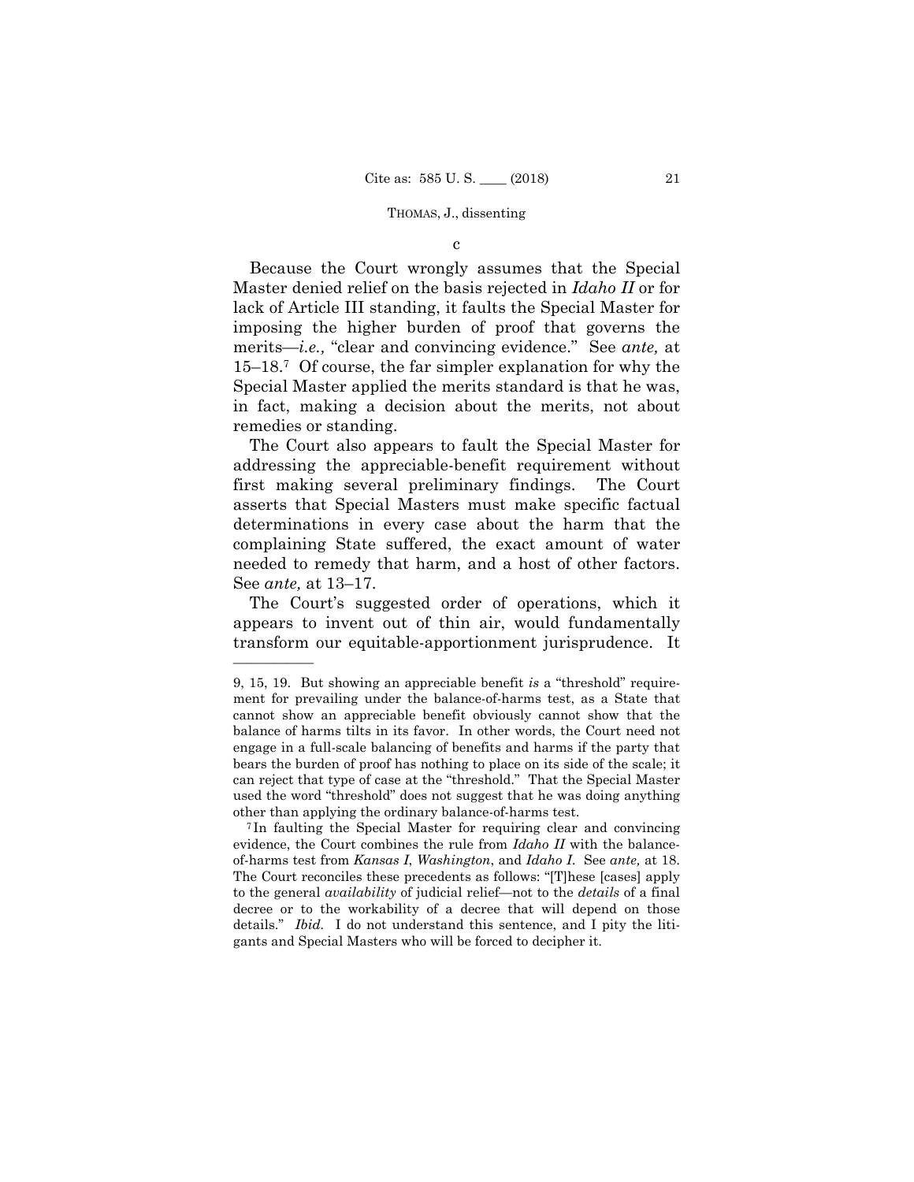c

Because the Court wrongly assumes that the Special Master denied relief on the basis rejected in *Idaho II* or for lack of Article III standing, it faults the Special Master for imposing the higher burden of proof that governs the merits—*i.e.,* "clear and convincing evidence." See *ante,* at 15–18.[7] Of course, the far simpler explanation for why the Special Master applied the merits standard is that he was, in fact, making a decision about the merits, not about remedies or standing.

The Court also appears to fault the Special Master for addressing the appreciable-benefit requirement without first making several preliminary findings. The Court asserts that Special Masters must make specific factual determinations in every case about the harm that the complaining State suffered, the exact amount of water needed to remedy that harm, and a host of other factors. See *ante,* at 13–17.

The Court's suggested order of operations, which it appears to invent out of thin air, would fundamentally transform our equitable-apportionment jurisprudence. It

---

9, 15, 19. But showing an appreciable benefit *is* a "threshold" requirement for prevailing under the balance-of-harms test, as a State that cannot show an appreciable benefit obviously cannot show that the balance of harms tilts in its favor. In other words, the Court need not engage in a full-scale balancing of benefits and harms if the party that bears the burden of proof has nothing to place on its side of the scale; it can reject that type of case at the "threshold." That the Special Master used the word "threshold" does not suggest that he was doing anything other than applying the ordinary balance-of-harms test.

[7] In faulting the Special Master for requiring clear and convincing evidence, the Court combines the rule from *Idaho II* with the balance-of-harms test from *Kansas I*, *Washington*, and *Idaho I*. See *ante,* at 18. The Court reconciles these precedents as follows: "[T]hese [cases] apply to the general *availability* of judicial relief—not to the *details* of a final decree or to the workability of a decree that will depend on those details." *Ibid.* I do not understand this sentence, and I pity the litigants and Special Masters who will be forced to decipher it.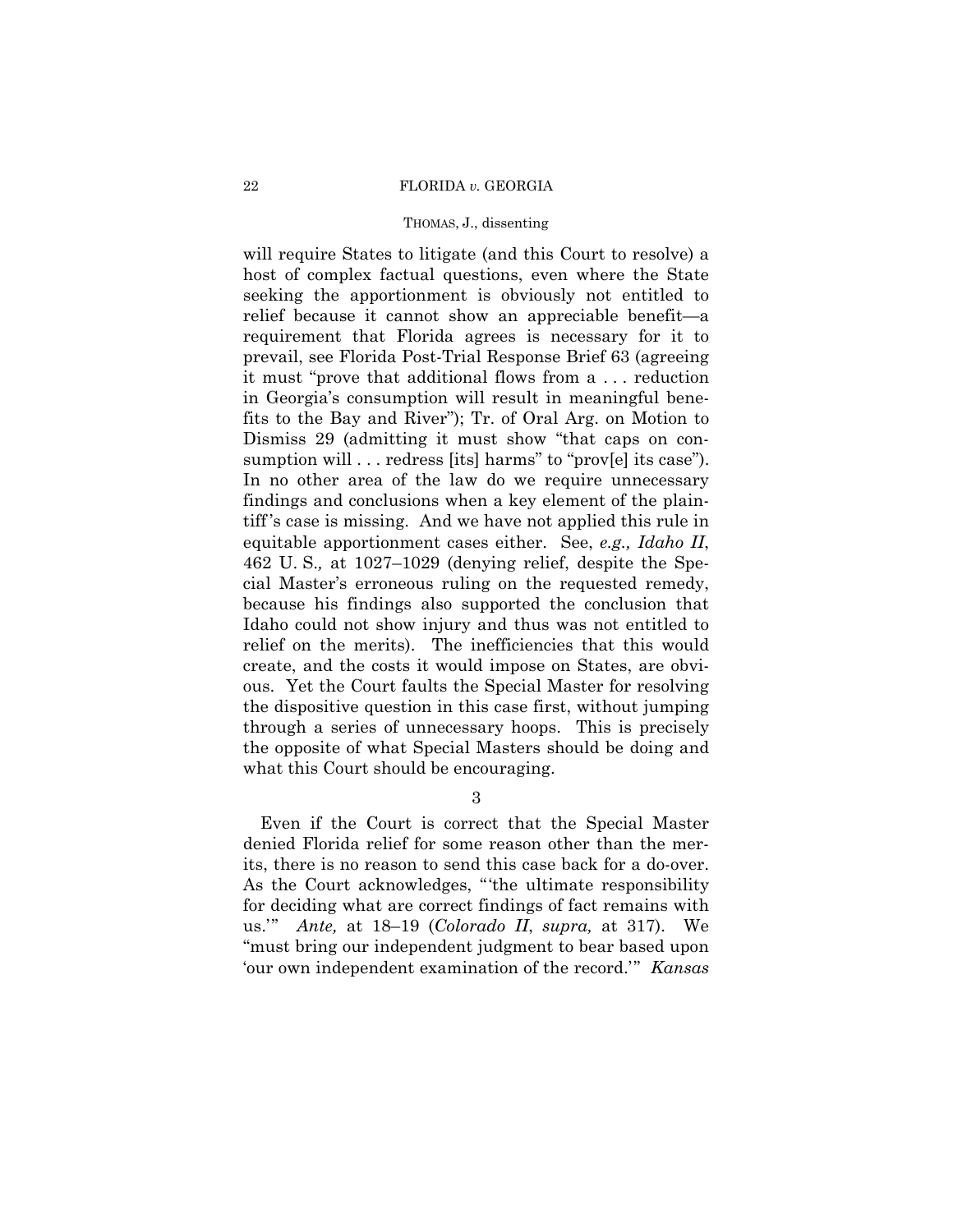will require States to litigate (and this Court to resolve) a host of complex factual questions, even where the State seeking the apportionment is obviously not entitled to relief because it cannot show an appreciable benefit—a requirement that Florida agrees is necessary for it to prevail, see Florida Post-Trial Response Brief 63 (agreeing it must "prove that additional flows from a . . . reduction in Georgia's consumption will result in meaningful benefits to the Bay and River"); Tr. of Oral Arg. on Motion to Dismiss 29 (admitting it must show "that caps on consumption will . . . redress [its] harms" to "prov[e] its case"). In no other area of the law do we require unnecessary findings and conclusions when a key element of the plaintiff's case is missing. And we have not applied this rule in equitable apportionment cases either. See, *e.g., Idaho II*, 462 U. S., at 1027–1029 (denying relief, despite the Special Master's erroneous ruling on the requested remedy, because his findings also supported the conclusion that Idaho could not show injury and thus was not entitled to relief on the merits). The inefficiencies that this would create, and the costs it would impose on States, are obvious. Yet the Court faults the Special Master for resolving the dispositive question in this case first, without jumping through a series of unnecessary hoops. This is precisely the opposite of what Special Masters should be doing and what this Court should be encouraging.

3

Even if the Court is correct that the Special Master denied Florida relief for some reason other than the merits, there is no reason to send this case back for a do-over. As the Court acknowledges, "'the ultimate responsibility for deciding what are correct findings of fact remains with us.'" *Ante,* at 18–19 (*Colorado II*, *supra,* at 317). We "must bring our independent judgment to bear based upon 'our own independent examination of the record.'" *Kansas*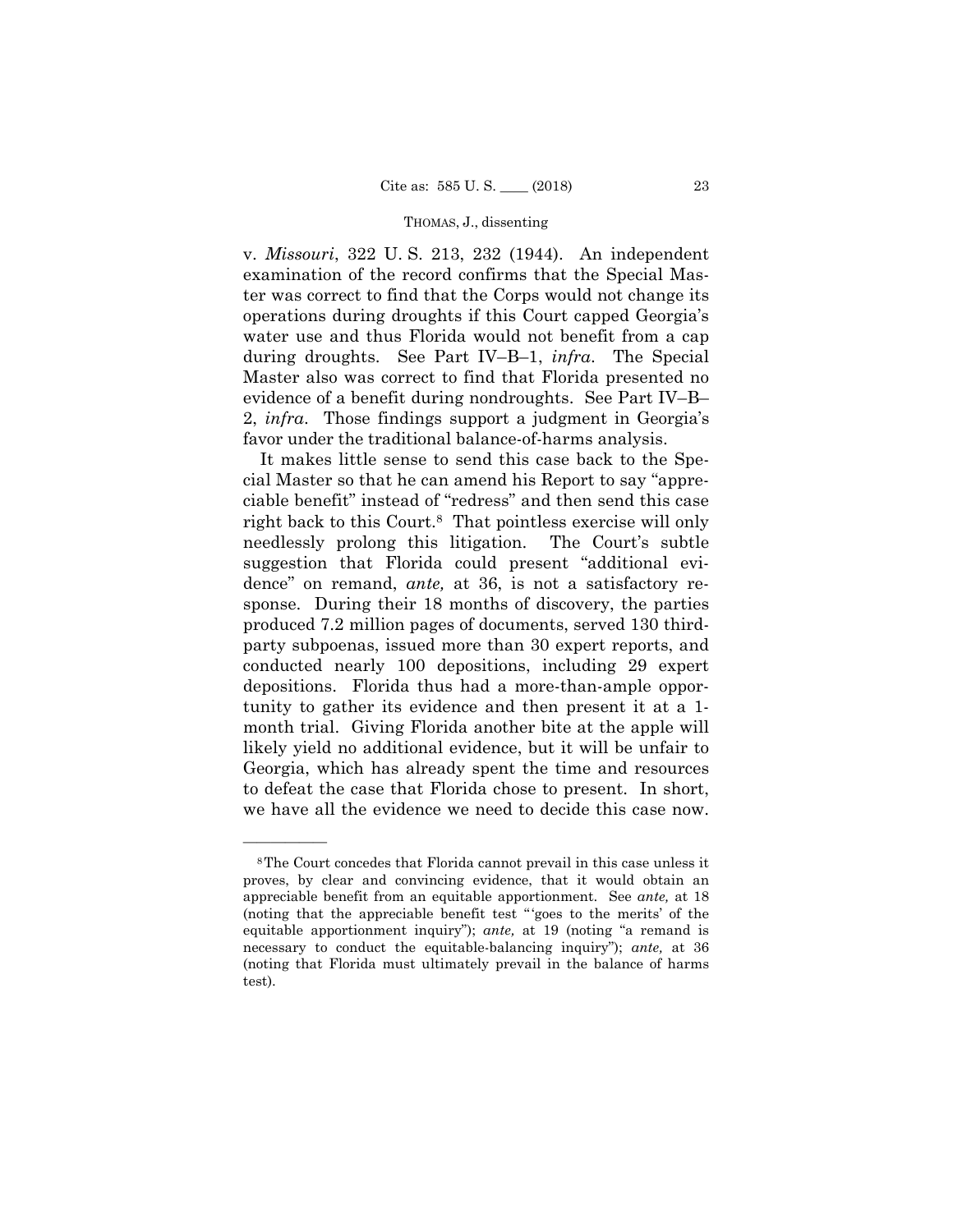v. *Missouri*, 322 U. S. 213, 232 (1944). An independent examination of the record confirms that the Special Master was correct to find that the Corps would not change its operations during droughts if this Court capped Georgia's water use and thus Florida would not benefit from a cap during droughts. See Part IV–B–1, *infra*. The Special Master also was correct to find that Florida presented no evidence of a benefit during nondroughts. See Part IV–B–2, *infra*. Those findings support a judgment in Georgia's favor under the traditional balance-of-harms analysis.

It makes little sense to send this case back to the Special Master so that he can amend his Report to say "appreciable benefit" instead of "redress" and then send this case right back to this Court.[8] That pointless exercise will only needlessly prolong this litigation. The Court's subtle suggestion that Florida could present "additional evidence" on remand, *ante,* at 36, is not a satisfactory response. During their 18 months of discovery, the parties produced 7.2 million pages of documents, served 130 third-party subpoenas, issued more than 30 expert reports, and conducted nearly 100 depositions, including 29 expert depositions. Florida thus had a more-than-ample opportunity to gather its evidence and then present it at a 1-month trial. Giving Florida another bite at the apple will likely yield no additional evidence, but it will be unfair to Georgia, which has already spent the time and resources to defeat the case that Florida chose to present. In short, we have all the evidence we need to decide this case now.

---

[8] The Court concedes that Florida cannot prevail in this case unless it proves, by clear and convincing evidence, that it would obtain an appreciable benefit from an equitable apportionment. See *ante,* at 18 (noting that the appreciable benefit test "'goes to the merits' of the equitable apportionment inquiry"); *ante,* at 19 (noting "a remand is necessary to conduct the equitable-balancing inquiry"); *ante,* at 36 (noting that Florida must ultimately prevail in the balance of harms test).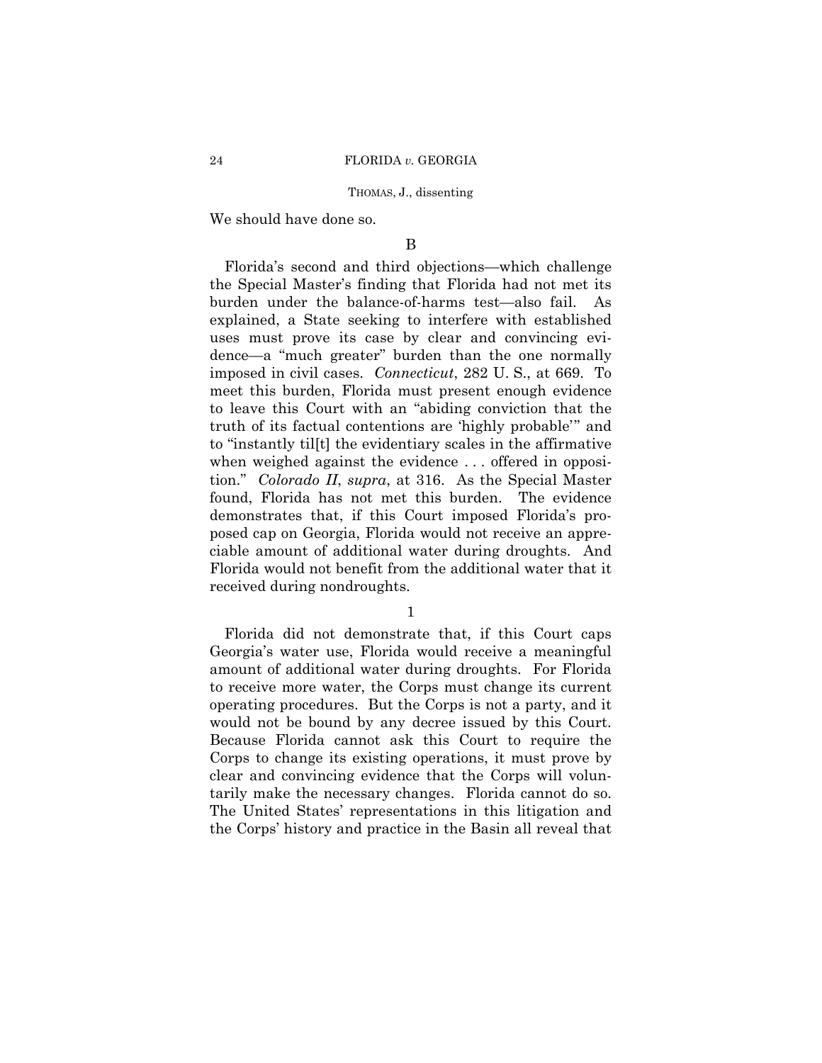We should have done so.

## B

Florida's second and third objections—which challenge the Special Master's finding that Florida had not met its burden under the balance-of-harms test—also fail. As explained, a State seeking to interfere with established uses must prove its case by clear and convincing evidence—a "much greater" burden than the one normally imposed in civil cases. *Connecticut*, 282 U. S., at 669. To meet this burden, Florida must present enough evidence to leave this Court with an "abiding conviction that the truth of its factual contentions are 'highly probable'" and to "instantly til[t] the evidentiary scales in the affirmative when weighed against the evidence . . . offered in opposition." *Colorado II*, *supra*, at 316. As the Special Master found, Florida has not met this burden. The evidence demonstrates that, if this Court imposed Florida's proposed cap on Georgia, Florida would not receive an appreciable amount of additional water during droughts. And Florida would not benefit from the additional water that it received during nondroughts.

### 1

Florida did not demonstrate that, if this Court caps Georgia's water use, Florida would receive a meaningful amount of additional water during droughts. For Florida to receive more water, the Corps must change its current operating procedures. But the Corps is not a party, and it would not be bound by any decree issued by this Court. Because Florida cannot ask this Court to require the Corps to change its existing operations, it must prove by clear and convincing evidence that the Corps will voluntarily make the necessary changes. Florida cannot do so. The United States' representations in this litigation and the Corps' history and practice in the Basin all reveal that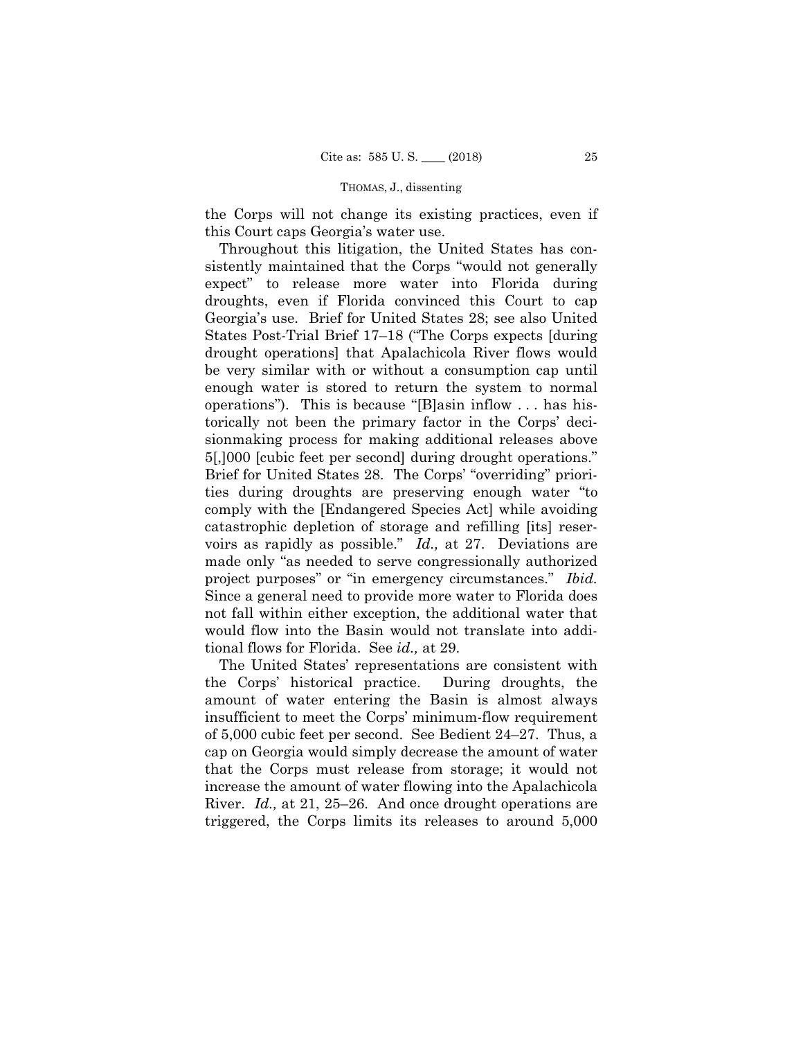the Corps will not change its existing practices, even if this Court caps Georgia's water use.

Throughout this litigation, the United States has consistently maintained that the Corps "would not generally expect" to release more water into Florida during droughts, even if Florida convinced this Court to cap Georgia's use. Brief for United States 28; see also United States Post-Trial Brief 17–18 ("The Corps expects [during drought operations] that Apalachicola River flows would be very similar with or without a consumption cap until enough water is stored to return the system to normal operations"). This is because "[B]asin inflow . . . has historically not been the primary factor in the Corps' decisionmaking process for making additional releases above 5[,]000 [cubic feet per second] during drought operations." Brief for United States 28. The Corps' "overriding" priorities during droughts are preserving enough water "to comply with the [Endangered Species Act] while avoiding catastrophic depletion of storage and refilling [its] reservoirs as rapidly as possible." *Id.,* at 27. Deviations are made only "as needed to serve congressionally authorized project purposes" or "in emergency circumstances." *Ibid.* Since a general need to provide more water to Florida does not fall within either exception, the additional water that would flow into the Basin would not translate into additional flows for Florida. See *id.,* at 29.

The United States' representations are consistent with the Corps' historical practice. During droughts, the amount of water entering the Basin is almost always insufficient to meet the Corps' minimum-flow requirement of 5,000 cubic feet per second. See Bedient 24–27. Thus, a cap on Georgia would simply decrease the amount of water that the Corps must release from storage; it would not increase the amount of water flowing into the Apalachicola River. *Id.,* at 21, 25–26. And once drought operations are triggered, the Corps limits its releases to around 5,000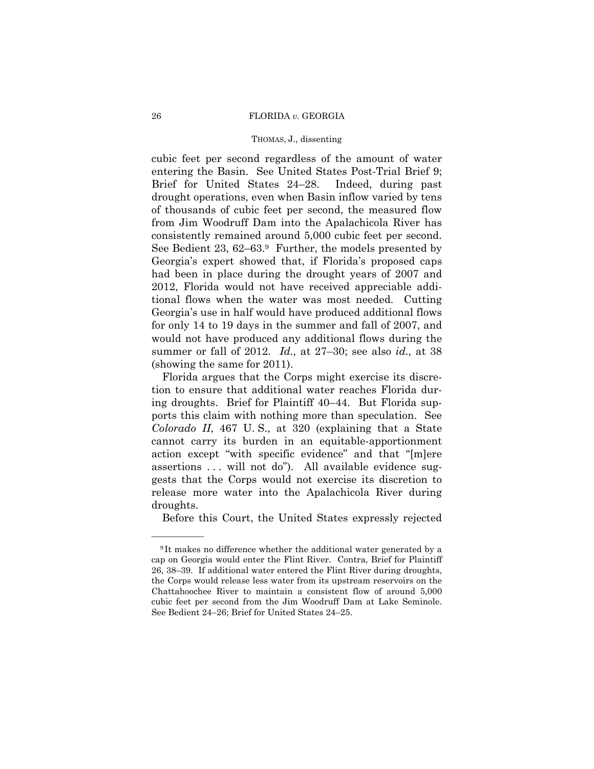cubic feet per second regardless of the amount of water entering the Basin. See United States Post-Trial Brief 9; Brief for United States 24–28. Indeed, during past drought operations, even when Basin inflow varied by tens of thousands of cubic feet per second, the measured flow from Jim Woodruff Dam into the Apalachicola River has consistently remained around 5,000 cubic feet per second. See Bedient 23, 62–63.[9] Further, the models presented by Georgia's expert showed that, if Florida's proposed caps had been in place during the drought years of 2007 and 2012, Florida would not have received appreciable additional flows when the water was most needed. Cutting Georgia's use in half would have produced additional flows for only 14 to 19 days in the summer and fall of 2007, and would not have produced any additional flows during the summer or fall of 2012. *Id.,* at 27–30; see also *id.,* at 38 (showing the same for 2011).

Florida argues that the Corps might exercise its discretion to ensure that additional water reaches Florida during droughts. Brief for Plaintiff 40–44. But Florida supports this claim with nothing more than speculation. See *Colorado II*, 467 U. S., at 320 (explaining that a State cannot carry its burden in an equitable-apportionment action except "with specific evidence" and that "[m]ere assertions . . . will not do"). All available evidence suggests that the Corps would not exercise its discretion to release more water into the Apalachicola River during droughts.

Before this Court, the United States expressly rejected

[9] It makes no difference whether the additional water generated by a cap on Georgia would enter the Flint River. Contra, Brief for Plaintiff 26, 38–39. If additional water entered the Flint River during droughts, the Corps would release less water from its upstream reservoirs on the Chattahoochee River to maintain a consistent flow of around 5,000 cubic feet per second from the Jim Woodruff Dam at Lake Seminole. See Bedient 24–26; Brief for United States 24–25.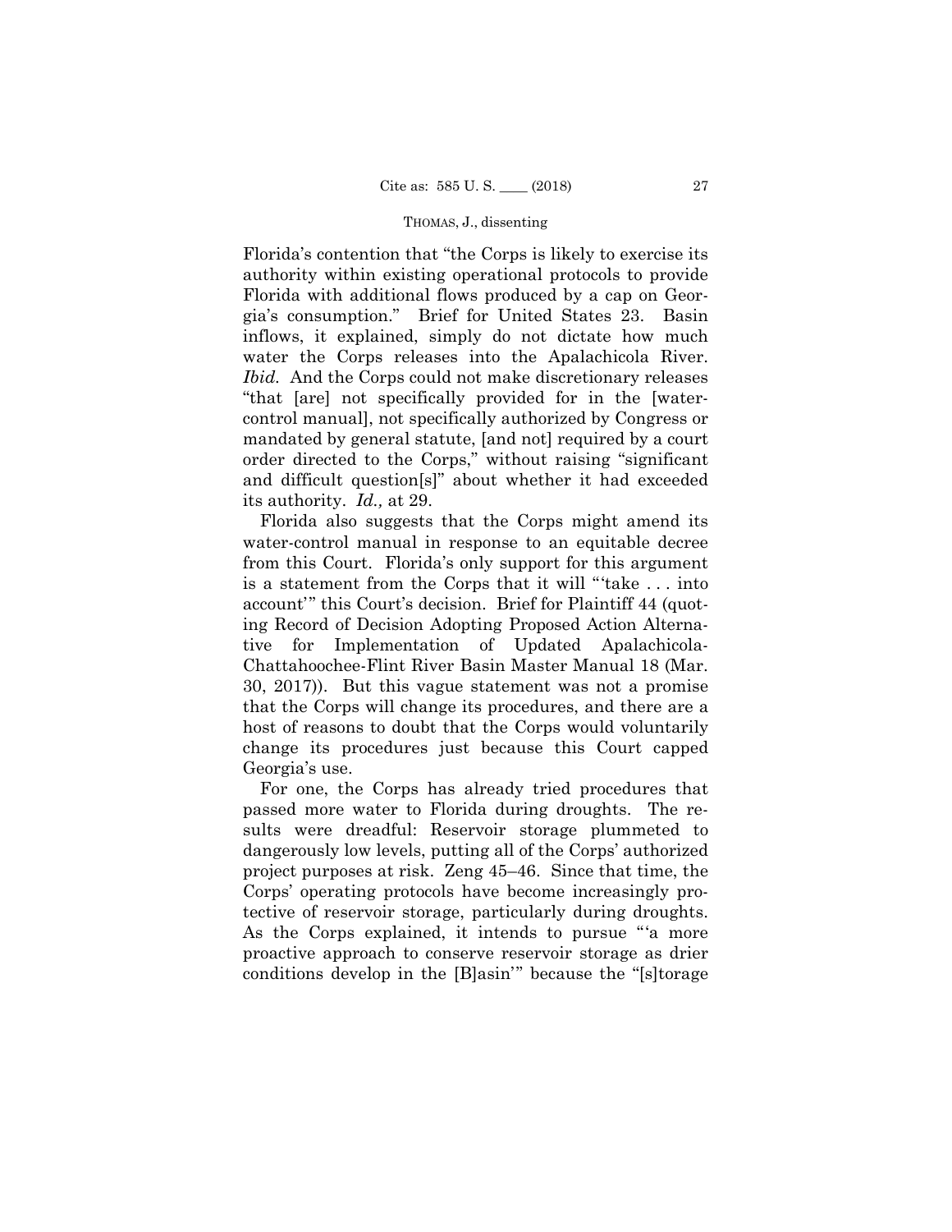Florida's contention that "the Corps is likely to exercise its authority within existing operational protocols to provide Florida with additional flows produced by a cap on Georgia's consumption." Brief for United States 23. Basin inflows, it explained, simply do not dictate how much water the Corps releases into the Apalachicola River. *Ibid.* And the Corps could not make discretionary releases "that [are] not specifically provided for in the [water-control manual], not specifically authorized by Congress or mandated by general statute, [and not] required by a court order directed to the Corps," without raising "significant and difficult question[s]" about whether it had exceeded its authority. *Id.,* at 29.

Florida also suggests that the Corps might amend its water-control manual in response to an equitable decree from this Court. Florida's only support for this argument is a statement from the Corps that it will "'take . . . into account'" this Court's decision. Brief for Plaintiff 44 (quoting Record of Decision Adopting Proposed Action Alternative for Implementation of Updated Apalachicola-Chattahoochee-Flint River Basin Master Manual 18 (Mar. 30, 2017)). But this vague statement was not a promise that the Corps will change its procedures, and there are a host of reasons to doubt that the Corps would voluntarily change its procedures just because this Court capped Georgia's use.

For one, the Corps has already tried procedures that passed more water to Florida during droughts. The results were dreadful: Reservoir storage plummeted to dangerously low levels, putting all of the Corps' authorized project purposes at risk. Zeng 45–46. Since that time, the Corps' operating protocols have become increasingly protective of reservoir storage, particularly during droughts. As the Corps explained, it intends to pursue "'a more proactive approach to conserve reservoir storage as drier conditions develop in the [B]asin'" because the "[s]torage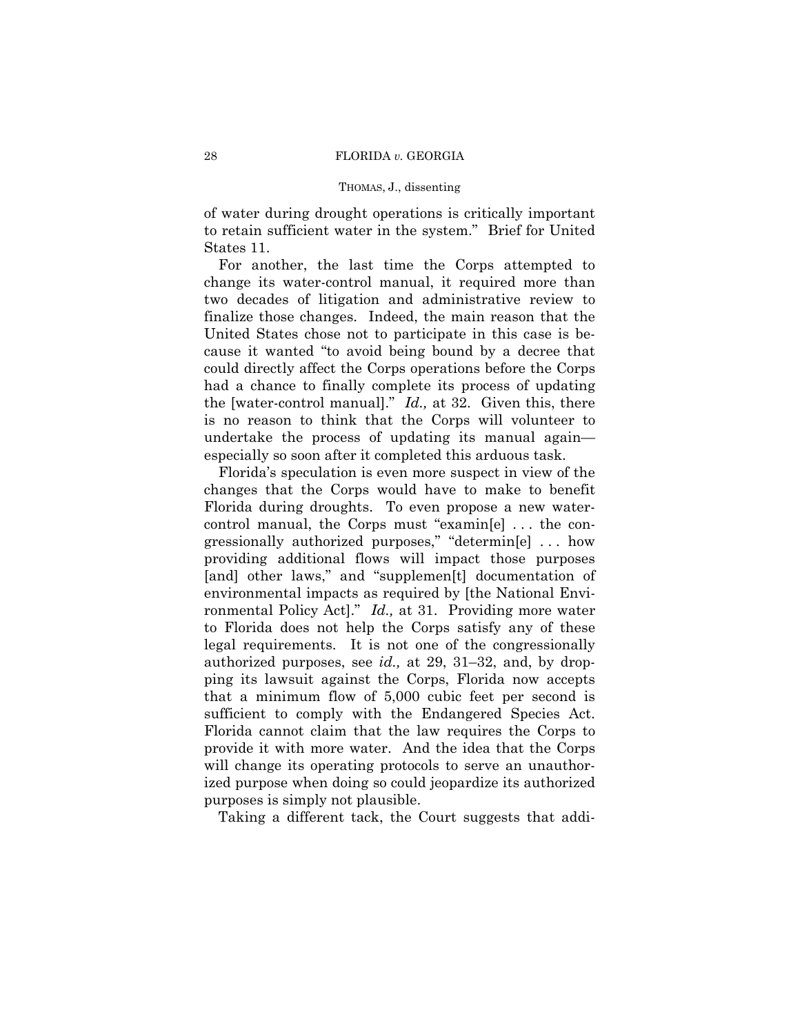of water during drought operations is critically important to retain sufficient water in the system." Brief for United States 11.

For another, the last time the Corps attempted to change its water-control manual, it required more than two decades of litigation and administrative review to finalize those changes. Indeed, the main reason that the United States chose not to participate in this case is because it wanted "to avoid being bound by a decree that could directly affect the Corps operations before the Corps had a chance to finally complete its process of updating the [water-control manual]." *Id.,* at 32. Given this, there is no reason to think that the Corps will volunteer to undertake the process of updating its manual again—especially so soon after it completed this arduous task.

Florida's speculation is even more suspect in view of the changes that the Corps would have to make to benefit Florida during droughts. To even propose a new water-control manual, the Corps must "examin[e] . . . the congressionally authorized purposes," "determin[e] . . . how providing additional flows will impact those purposes [and] other laws," and "supplemen[t] documentation of environmental impacts as required by [the National Environmental Policy Act]." *Id.,* at 31. Providing more water to Florida does not help the Corps satisfy any of these legal requirements. It is not one of the congressionally authorized purposes, see *id.,* at 29, 31–32, and, by dropping its lawsuit against the Corps, Florida now accepts that a minimum flow of 5,000 cubic feet per second is sufficient to comply with the Endangered Species Act. Florida cannot claim that the law requires the Corps to provide it with more water. And the idea that the Corps will change its operating protocols to serve an unauthorized purpose when doing so could jeopardize its authorized purposes is simply not plausible.

Taking a different tack, the Court suggests that addi-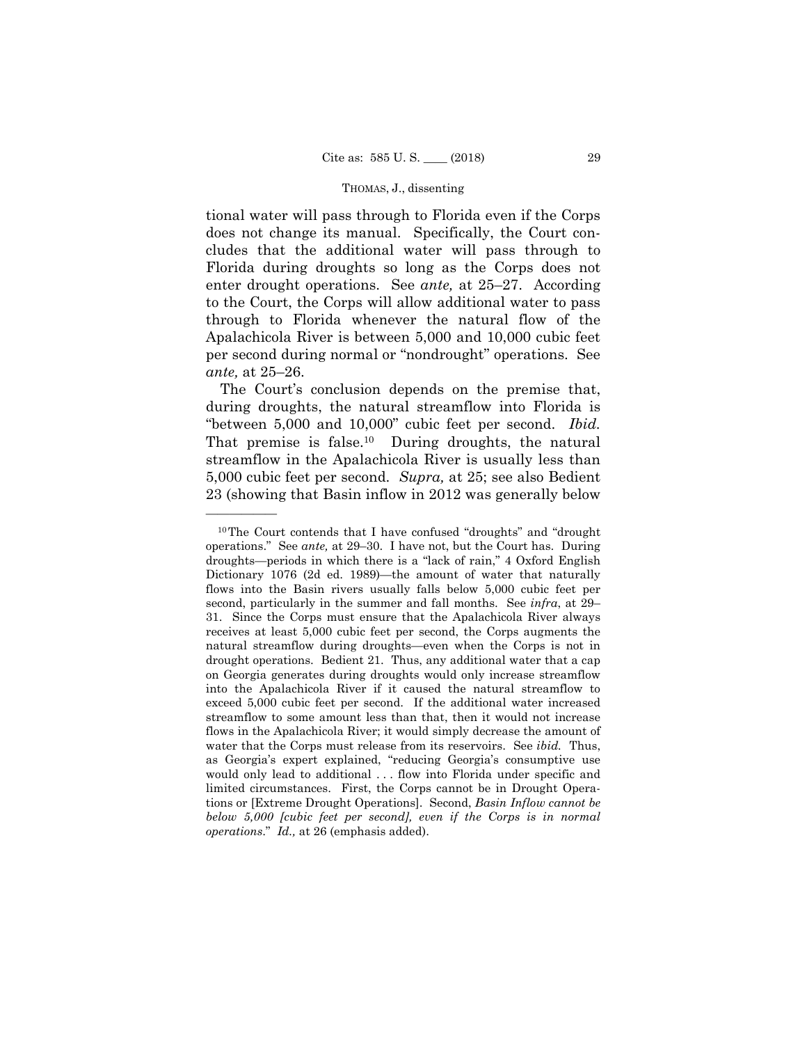tional water will pass through to Florida even if the Corps does not change its manual. Specifically, the Court concludes that the additional water will pass through to Florida during droughts so long as the Corps does not enter drought operations. See *ante,* at 25–27. According to the Court, the Corps will allow additional water to pass through to Florida whenever the natural flow of the Apalachicola River is between 5,000 and 10,000 cubic feet per second during normal or "nondrought" operations. See *ante,* at 25–26.

The Court's conclusion depends on the premise that, during droughts, the natural streamflow into Florida is "between 5,000 and 10,000" cubic feet per second. *Ibid.* That premise is false.[10] During droughts, the natural streamflow in the Apalachicola River is usually less than 5,000 cubic feet per second. *Supra,* at 25; see also Bedient 23 (showing that Basin inflow in 2012 was generally below

---

[10] The Court contends that I have confused "droughts" and "drought operations." See *ante,* at 29–30. I have not, but the Court has. During droughts—periods in which there is a "lack of rain," 4 Oxford English Dictionary 1076 (2d ed. 1989)—the amount of water that naturally flows into the Basin rivers usually falls below 5,000 cubic feet per second, particularly in the summer and fall months. See *infra*, at 29–31. Since the Corps must ensure that the Apalachicola River always receives at least 5,000 cubic feet per second, the Corps augments the natural streamflow during droughts—even when the Corps is not in drought operations. Bedient 21. Thus, any additional water that a cap on Georgia generates during droughts would only increase streamflow into the Apalachicola River if it caused the natural streamflow to exceed 5,000 cubic feet per second. If the additional water increased streamflow to some amount less than that, then it would not increase flows in the Apalachicola River; it would simply decrease the amount of water that the Corps must release from its reservoirs. See *ibid.* Thus, as Georgia's expert explained, "reducing Georgia's consumptive use would only lead to additional . . . flow into Florida under specific and limited circumstances. First, the Corps cannot be in Drought Operations or [Extreme Drought Operations]. Second, *Basin Inflow cannot be below 5,000 [cubic feet per second], even if the Corps is in normal operations*." *Id.,* at 26 (emphasis added).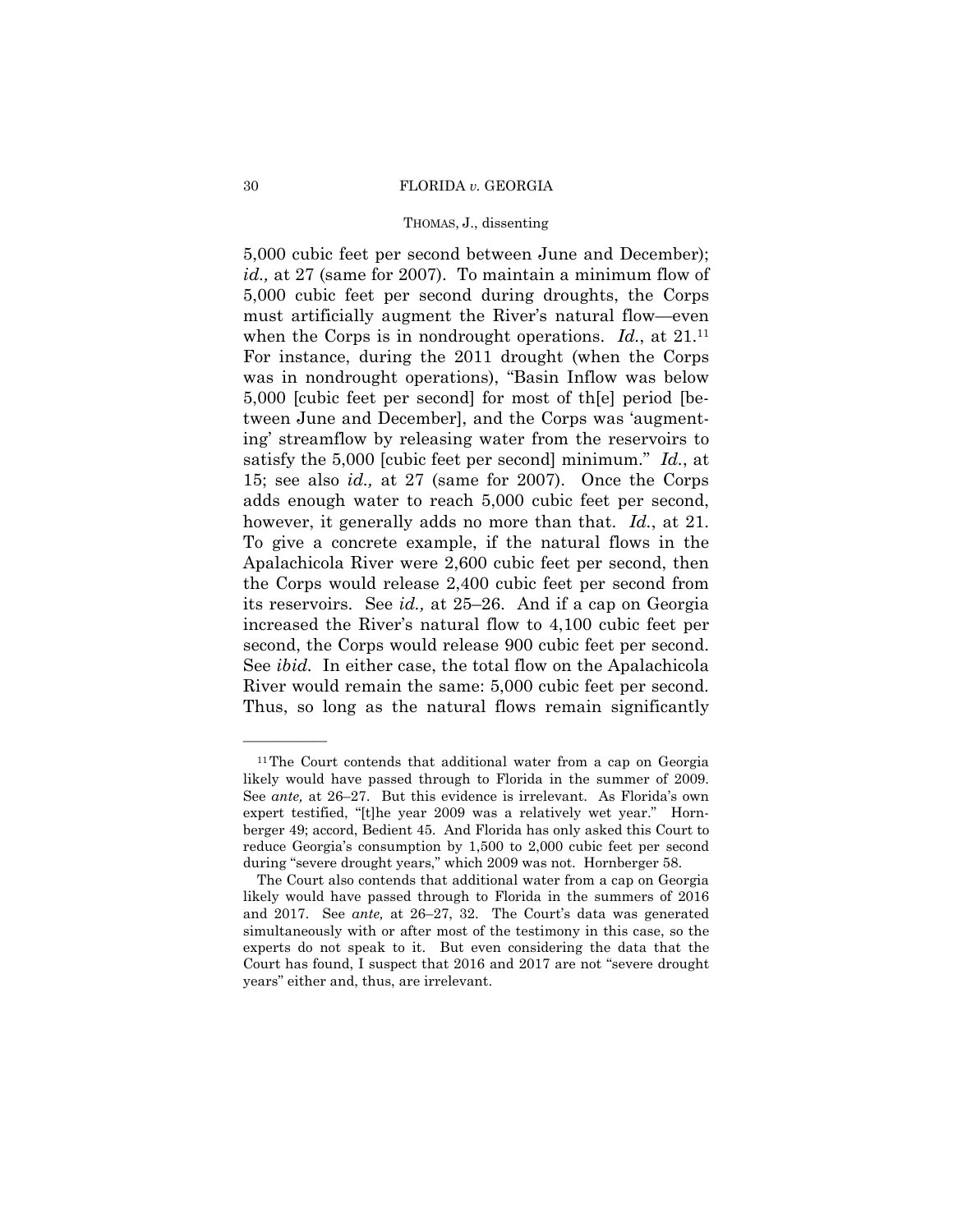5,000 cubic feet per second between June and December); *id.,* at 27 (same for 2007). To maintain a minimum flow of 5,000 cubic feet per second during droughts, the Corps must artificially augment the River's natural flow—even when the Corps is in nondrought operations. *Id.*, at 21.[11] For instance, during the 2011 drought (when the Corps was in nondrought operations), "Basin Inflow was below 5,000 [cubic feet per second] for most of th[e] period [between June and December], and the Corps was 'augmenting' streamflow by releasing water from the reservoirs to satisfy the 5,000 [cubic feet per second] minimum." *Id.*, at 15; see also *id.,* at 27 (same for 2007). Once the Corps adds enough water to reach 5,000 cubic feet per second, however, it generally adds no more than that. *Id.*, at 21. To give a concrete example, if the natural flows in the Apalachicola River were 2,600 cubic feet per second, then the Corps would release 2,400 cubic feet per second from its reservoirs. See *id.,* at 25–26. And if a cap on Georgia increased the River's natural flow to 4,100 cubic feet per second, the Corps would release 900 cubic feet per second. See *ibid.* In either case, the total flow on the Apalachicola River would remain the same: 5,000 cubic feet per second. Thus, so long as the natural flows remain significantly

---

[11] The Court contends that additional water from a cap on Georgia likely would have passed through to Florida in the summer of 2009. See *ante,* at 26–27. But this evidence is irrelevant. As Florida's own expert testified, "[t]he year 2009 was a relatively wet year." Hornberger 49; accord, Bedient 45. And Florida has only asked this Court to reduce Georgia's consumption by 1,500 to 2,000 cubic feet per second during "severe drought years," which 2009 was not. Hornberger 58.

The Court also contends that additional water from a cap on Georgia likely would have passed through to Florida in the summers of 2016 and 2017. See *ante,* at 26–27, 32. The Court's data was generated simultaneously with or after most of the testimony in this case, so the experts do not speak to it. But even considering the data that the Court has found, I suspect that 2016 and 2017 are not "severe drought years" either and, thus, are irrelevant.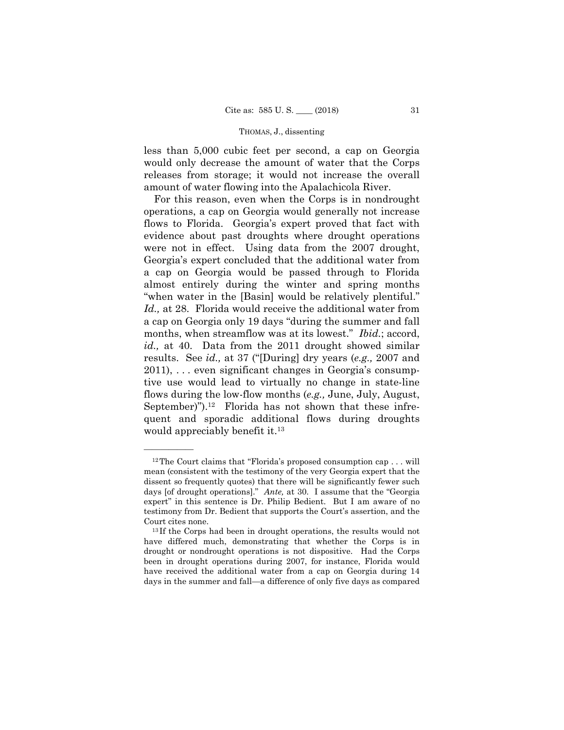less than 5,000 cubic feet per second, a cap on Georgia would only decrease the amount of water that the Corps releases from storage; it would not increase the overall amount of water flowing into the Apalachicola River.

For this reason, even when the Corps is in nondrought operations, a cap on Georgia would generally not increase flows to Florida. Georgia's expert proved that fact with evidence about past droughts where drought operations were not in effect. Using data from the 2007 drought, Georgia's expert concluded that the additional water from a cap on Georgia would be passed through to Florida almost entirely during the winter and spring months "when water in the [Basin] would be relatively plentiful." *Id.,* at 28. Florida would receive the additional water from a cap on Georgia only 19 days "during the summer and fall months, when streamflow was at its lowest." *Ibid.*; accord, *id.,* at 40. Data from the 2011 drought showed similar results. See *id.,* at 37 ("[During] dry years (*e.g.,* 2007 and 2011), . . . even significant changes in Georgia's consumptive use would lead to virtually no change in state-line flows during the low-flow months (*e.g.,* June, July, August, September)").[12] Florida has not shown that these infrequent and sporadic additional flows during droughts would appreciably benefit it.[13]

---

[12] The Court claims that "Florida's proposed consumption cap . . . will mean (consistent with the testimony of the very Georgia expert that the dissent so frequently quotes) that there will be significantly fewer such days [of drought operations]." *Ante,* at 30. I assume that the "Georgia expert" in this sentence is Dr. Philip Bedient. But I am aware of no testimony from Dr. Bedient that supports the Court's assertion, and the Court cites none.

[13] If the Corps had been in drought operations, the results would not have differed much, demonstrating that whether the Corps is in drought or nondrought operations is not dispositive. Had the Corps been in drought operations during 2007, for instance, Florida would have received the additional water from a cap on Georgia during 14 days in the summer and fall—a difference of only five days as compared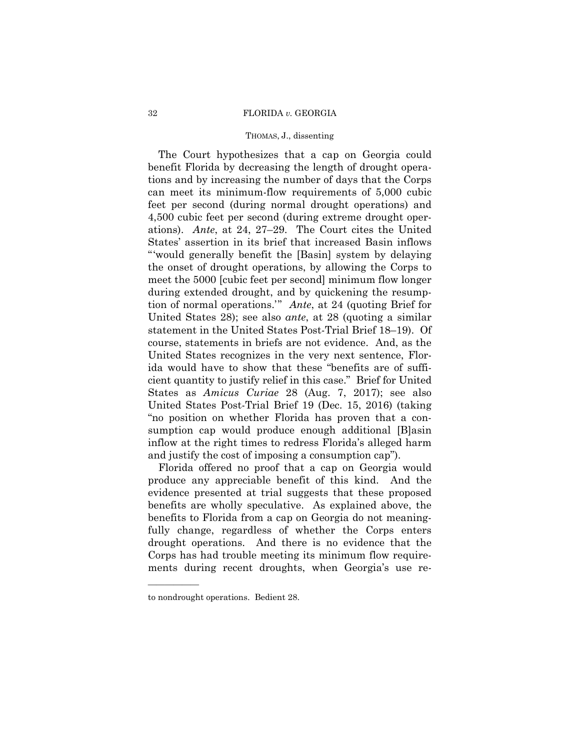The Court hypothesizes that a cap on Georgia could benefit Florida by decreasing the length of drought operations and by increasing the number of days that the Corps can meet its minimum-flow requirements of 5,000 cubic feet per second (during normal drought operations) and 4,500 cubic feet per second (during extreme drought operations). *Ante*, at 24, 27–29. The Court cites the United States' assertion in its brief that increased Basin inflows "'would generally benefit the [Basin] system by delaying the onset of drought operations, by allowing the Corps to meet the 5000 [cubic feet per second] minimum flow longer during extended drought, and by quickening the resumption of normal operations.'" *Ante*, at 24 (quoting Brief for United States 28); see also *ante*, at 28 (quoting a similar statement in the United States Post-Trial Brief 18–19). Of course, statements in briefs are not evidence. And, as the United States recognizes in the very next sentence, Florida would have to show that these "benefits are of sufficient quantity to justify relief in this case." Brief for United States as *Amicus Curiae* 28 (Aug. 7, 2017); see also United States Post-Trial Brief 19 (Dec. 15, 2016) (taking "no position on whether Florida has proven that a consumption cap would produce enough additional [B]asin inflow at the right times to redress Florida's alleged harm and justify the cost of imposing a consumption cap").

Florida offered no proof that a cap on Georgia would produce any appreciable benefit of this kind. And the evidence presented at trial suggests that these proposed benefits are wholly speculative. As explained above, the benefits to Florida from a cap on Georgia do not meaningfully change, regardless of whether the Corps enters drought operations. And there is no evidence that the Corps has had trouble meeting its minimum flow requirements during recent droughts, when Georgia's use re-

---

to nondrought operations. Bedient 28.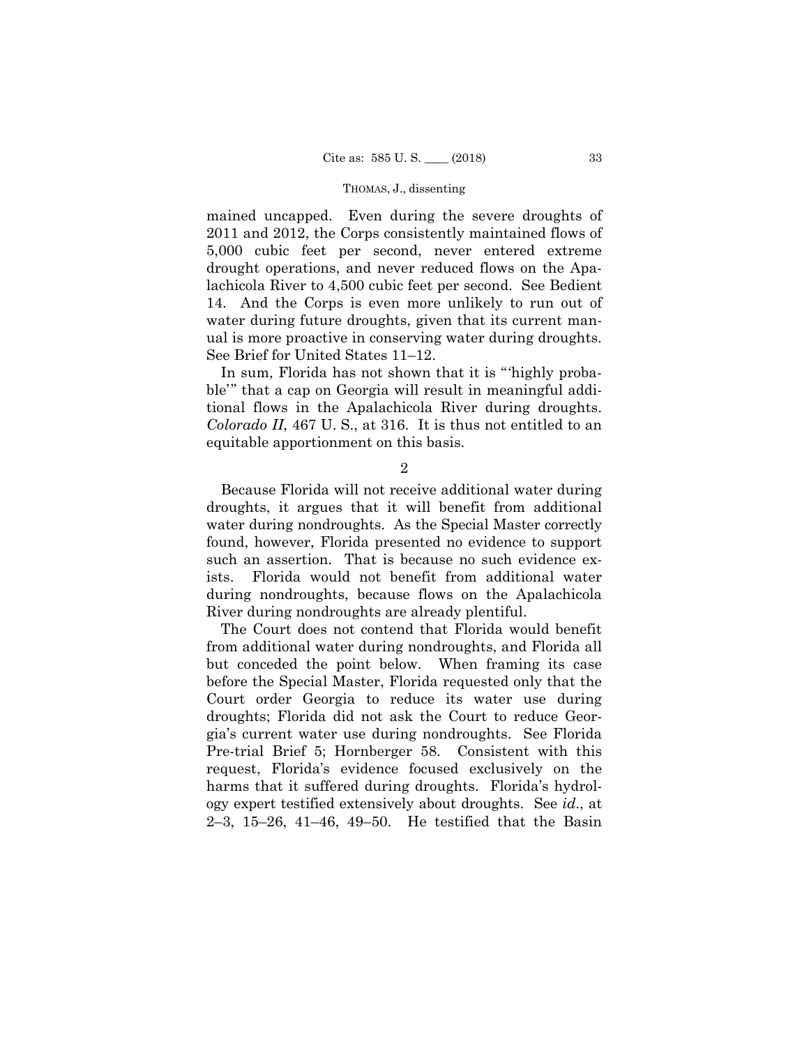mained uncapped. Even during the severe droughts of 2011 and 2012, the Corps consistently maintained flows of 5,000 cubic feet per second, never entered extreme drought operations, and never reduced flows on the Apalachicola River to 4,500 cubic feet per second. See Bedient 14. And the Corps is even more unlikely to run out of water during future droughts, given that its current manual is more proactive in conserving water during droughts. See Brief for United States 11–12.

In sum, Florida has not shown that it is "'highly probable'" that a cap on Georgia will result in meaningful additional flows in the Apalachicola River during droughts. *Colorado II*, 467 U. S., at 316. It is thus not entitled to an equitable apportionment on this basis.

2

Because Florida will not receive additional water during droughts, it argues that it will benefit from additional water during nondroughts. As the Special Master correctly found, however, Florida presented no evidence to support such an assertion. That is because no such evidence exists. Florida would not benefit from additional water during nondroughts, because flows on the Apalachicola River during nondroughts are already plentiful.

The Court does not contend that Florida would benefit from additional water during nondroughts, and Florida all but conceded the point below. When framing its case before the Special Master, Florida requested only that the Court order Georgia to reduce its water use during droughts; Florida did not ask the Court to reduce Georgia's current water use during nondroughts. See Florida Pre-trial Brief 5; Hornberger 58. Consistent with this request, Florida's evidence focused exclusively on the harms that it suffered during droughts. Florida's hydrology expert testified extensively about droughts. See *id*., at 2–3, 15–26, 41–46, 49–50. He testified that the Basin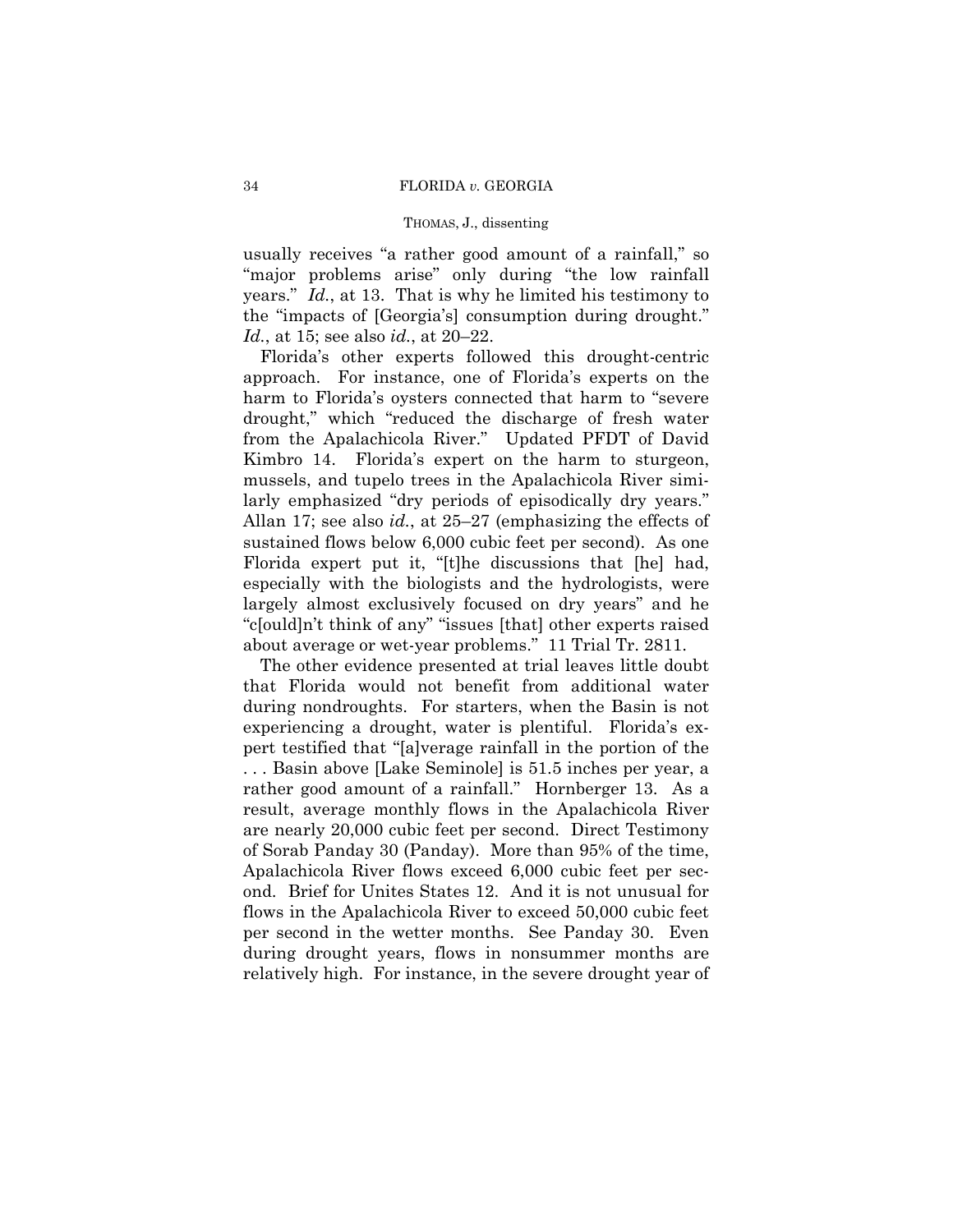usually receives "a rather good amount of a rainfall," so "major problems arise" only during "the low rainfall years." *Id.*, at 13. That is why he limited his testimony to the "impacts of [Georgia's] consumption during drought." *Id.*, at 15; see also *id.*, at 20–22.

Florida's other experts followed this drought-centric approach. For instance, one of Florida's experts on the harm to Florida's oysters connected that harm to "severe drought," which "reduced the discharge of fresh water from the Apalachicola River." Updated PFDT of David Kimbro 14. Florida's expert on the harm to sturgeon, mussels, and tupelo trees in the Apalachicola River similarly emphasized "dry periods of episodically dry years." Allan 17; see also *id.*, at 25–27 (emphasizing the effects of sustained flows below 6,000 cubic feet per second). As one Florida expert put it, "[t]he discussions that [he] had, especially with the biologists and the hydrologists, were largely almost exclusively focused on dry years" and he "c[ould]n't think of any" "issues [that] other experts raised about average or wet-year problems." 11 Trial Tr. 2811.

The other evidence presented at trial leaves little doubt that Florida would not benefit from additional water during nondroughts. For starters, when the Basin is not experiencing a drought, water is plentiful. Florida's expert testified that "[a]verage rainfall in the portion of the . . . Basin above [Lake Seminole] is 51.5 inches per year, a rather good amount of a rainfall." Hornberger 13. As a result, average monthly flows in the Apalachicola River are nearly 20,000 cubic feet per second. Direct Testimony of Sorab Panday 30 (Panday). More than 95% of the time, Apalachicola River flows exceed 6,000 cubic feet per second. Brief for Unites States 12. And it is not unusual for flows in the Apalachicola River to exceed 50,000 cubic feet per second in the wetter months. See Panday 30. Even during drought years, flows in nonsummer months are relatively high. For instance, in the severe drought year of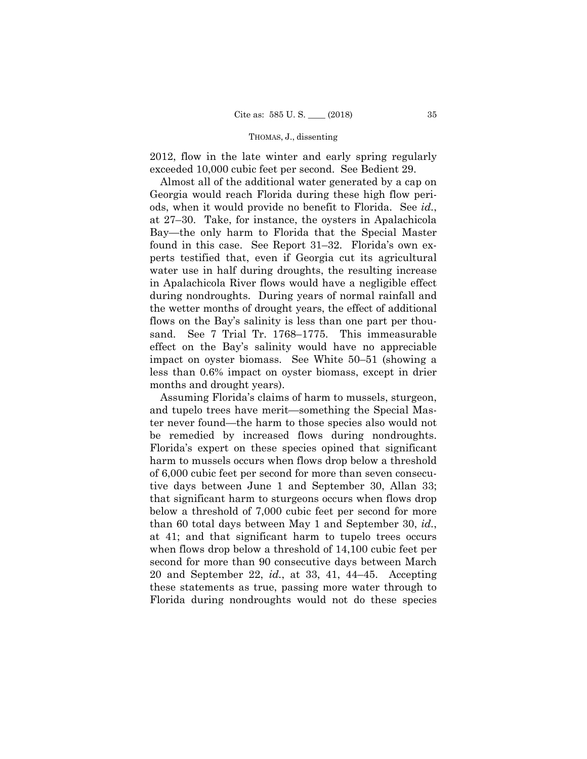2012, flow in the late winter and early spring regularly exceeded 10,000 cubic feet per second. See Bedient 29.

Almost all of the additional water generated by a cap on Georgia would reach Florida during these high flow periods, when it would provide no benefit to Florida. See *id.*, at 27–30. Take, for instance, the oysters in Apalachicola Bay—the only harm to Florida that the Special Master found in this case. See Report 31–32. Florida's own experts testified that, even if Georgia cut its agricultural water use in half during droughts, the resulting increase in Apalachicola River flows would have a negligible effect during nondroughts. During years of normal rainfall and the wetter months of drought years, the effect of additional flows on the Bay's salinity is less than one part per thousand. See 7 Trial Tr. 1768–1775. This immeasurable effect on the Bay's salinity would have no appreciable impact on oyster biomass. See White 50–51 (showing a less than 0.6% impact on oyster biomass, except in drier months and drought years).

Assuming Florida's claims of harm to mussels, sturgeon, and tupelo trees have merit—something the Special Master never found—the harm to those species also would not be remedied by increased flows during nondroughts. Florida's expert on these species opined that significant harm to mussels occurs when flows drop below a threshold of 6,000 cubic feet per second for more than seven consecutive days between June 1 and September 30, Allan 33; that significant harm to sturgeons occurs when flows drop below a threshold of 7,000 cubic feet per second for more than 60 total days between May 1 and September 30, *id.*, at 41; and that significant harm to tupelo trees occurs when flows drop below a threshold of 14,100 cubic feet per second for more than 90 consecutive days between March 20 and September 22, *id.*, at 33, 41, 44–45. Accepting these statements as true, passing more water through to Florida during nondroughts would not do these species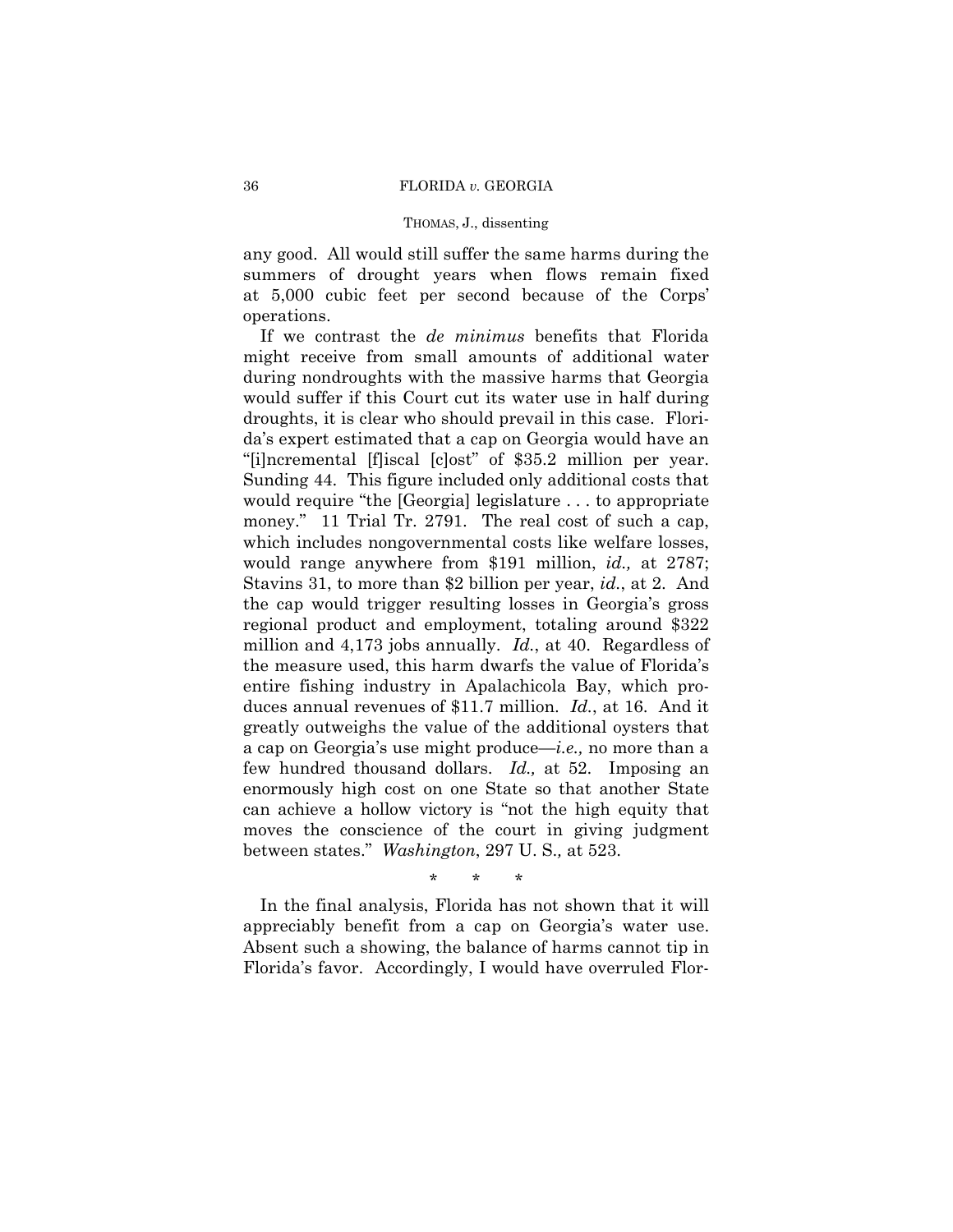any good. All would still suffer the same harms during the summers of drought years when flows remain fixed at 5,000 cubic feet per second because of the Corps' operations.

If we contrast the *de minimus* benefits that Florida might receive from small amounts of additional water during nondroughts with the massive harms that Georgia would suffer if this Court cut its water use in half during droughts, it is clear who should prevail in this case. Florida's expert estimated that a cap on Georgia would have an "[i]ncremental [f]iscal [c]ost" of $35.2 million per year. Sunding 44. This figure included only additional costs that would require "the [Georgia] legislature . . . to appropriate money." 11 Trial Tr. 2791. The real cost of such a cap, which includes nongovernmental costs like welfare losses, would range anywhere from $191 million, *id.,* at 2787; Stavins 31, to more than $2 billion per year, *id.*, at 2. And the cap would trigger resulting losses in Georgia's gross regional product and employment, totaling around $322 million and 4,173 jobs annually. *Id.*, at 40. Regardless of the measure used, this harm dwarfs the value of Florida's entire fishing industry in Apalachicola Bay, which produces annual revenues of $11.7 million. *Id.*, at 16. And it greatly outweighs the value of the additional oysters that a cap on Georgia's use might produce—*i.e.,* no more than a few hundred thousand dollars. *Id.,* at 52. Imposing an enormously high cost on one State so that another State can achieve a hollow victory is "not the high equity that moves the conscience of the court in giving judgment between states." *Washington*, 297 U. S.*,* at 523.

\* \* \*

In the final analysis, Florida has not shown that it will appreciably benefit from a cap on Georgia's water use. Absent such a showing, the balance of harms cannot tip in Florida's favor. Accordingly, I would have overruled Flor-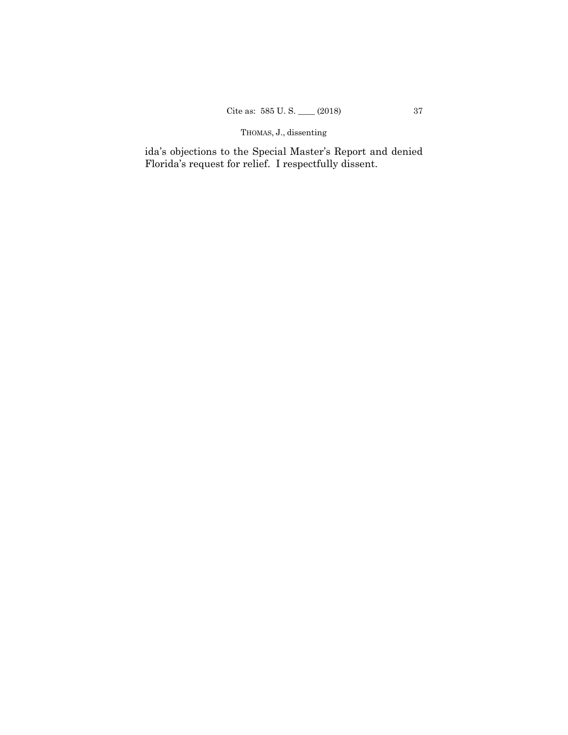ida's objections to the Special Master's Report and denied Florida's request for relief. I respectfully dissent.